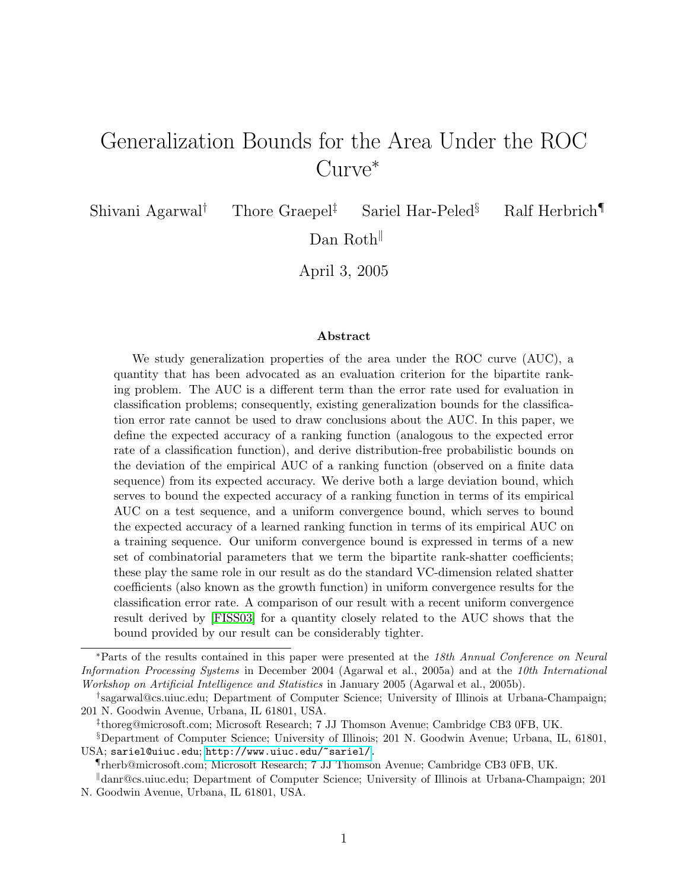# Generalization Bounds for the Area Under the ROC Curve*

Shivani Agarwal† Thore Graepel‡ Sariel Har-Peled§ Ralf Herbrich¶

Dan Roth‖

April 3, 2005

### Abstract

We study generalization properties of the area under the ROC curve (AUC), a quantity that has been advocated as an evaluation criterion for the bipartite ranking problem. The AUC is a different term than the error rate used for evaluation in classification problems; consequently, existing generalization bounds for the classification error rate cannot be used to draw conclusions about the AUC. In this paper, we define the expected accuracy of a ranking function (analogous to the expected error rate of a classification function), and derive distribution-free probabilistic bounds on the deviation of the empirical AUC of a ranking function (observed on a finite data sequence) from its expected accuracy. We derive both a large deviation bound, which serves to bound the expected accuracy of a ranking function in terms of its empirical AUC on a test sequence, and a uniform convergence bound, which serves to bound the expected accuracy of a learned ranking function in terms of its empirical AUC on a training sequence. Our uniform convergence bound is expressed in terms of a new set of combinatorial parameters that we term the bipartite rank-shatter coefficients; these play the same role in our result as do the standard VC-dimension related shatter coefficients (also known as the growth function) in uniform convergence results for the classification error rate. A comparison of our result with a recent uniform convergence result derived by [FISS03] for a quantity closely related to the AUC shows that the bound provided by our result can be considerably tighter.

---

*Parts of the results contained in this paper were presented at the *18th Annual Conference on Neural Information Processing Systems* in December 2004 (Agarwal et al., 2005a) and at the *10th International Workshop on Artificial Intelligence and Statistics* in January 2005 (Agarwal et al., 2005b).

†sagarwal@cs.uiuc.edu; Department of Computer Science; University of Illinois at Urbana-Champaign; 201 N. Goodwin Avenue, Urbana, IL 61801, USA.

‡thoreg@microsoft.com; Microsoft Research; 7 JJ Thomson Avenue; Cambridge CB3 0FB, UK.

§Department of Computer Science; University of Illinois; 201 N. Goodwin Avenue; Urbana, IL, 61801, USA; sariel@uiuc.edu; http://www.uiuc.edu/~sariel/.

¶rherb@microsoft.com; Microsoft Research; 7 JJ Thomson Avenue; Cambridge CB3 0FB, UK.

‖danr@cs.uiuc.edu; Department of Computer Science; University of Illinois at Urbana-Champaign; 201 N. Goodwin Avenue, Urbana, IL 61801, USA.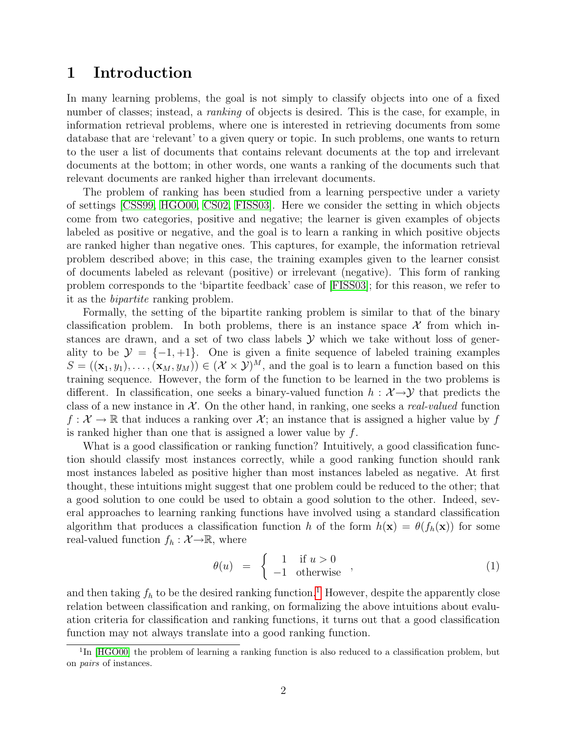# 1 Introduction

In many learning problems, the goal is not simply to classify objects into one of a fixed number of classes; instead, a *ranking* of objects is desired. This is the case, for example, in information retrieval problems, where one is interested in retrieving documents from some database that are 'relevant' to a given query or topic. In such problems, one wants to return to the user a list of documents that contains relevant documents at the top and irrelevant documents at the bottom; in other words, one wants a ranking of the documents such that relevant documents are ranked higher than irrelevant documents.

The problem of ranking has been studied from a learning perspective under a variety of settings [CSS99, HGO00, CS02, FISS03]. Here we consider the setting in which objects come from two categories, positive and negative; the learner is given examples of objects labeled as positive or negative, and the goal is to learn a ranking in which positive objects are ranked higher than negative ones. This captures, for example, the information retrieval problem described above; in this case, the training examples given to the learner consist of documents labeled as relevant (positive) or irrelevant (negative). This form of ranking problem corresponds to the 'bipartite feedback' case of [FISS03]; for this reason, we refer to it as the *bipartite* ranking problem.

Formally, the setting of the bipartite ranking problem is similar to that of the binary classification problem. In both problems, there is an instance space $\mathcal{X}$ from which instances are drawn, and a set of two class labels $\mathcal{Y}$ which we take without loss of generality to be $\mathcal{Y} = \{-1, +1\}$. One is given a finite sequence of labeled training examples $S = ((\mathbf{x}_1, y_1), \ldots, (\mathbf{x}_M, y_M)) \in (\mathcal{X} \times \mathcal{Y})^M$, and the goal is to learn a function based on this training sequence. However, the form of the function to be learned in the two problems is different. In classification, one seeks a binary-valued function $h : \mathcal{X} \rightarrow \mathcal{Y}$ that predicts the class of a new instance in $\mathcal{X}$. On the other hand, in ranking, one seeks a *real-valued* function $f : \mathcal{X} \rightarrow \mathbb{R}$ that induces a ranking over $\mathcal{X}$; an instance that is assigned a higher value by $f$ is ranked higher than one that is assigned a lower value by $f$.

What is a good classification or ranking function? Intuitively, a good classification function should classify most instances correctly, while a good ranking function should rank most instances labeled as positive higher than most instances labeled as negative. At first thought, these intuitions might suggest that one problem could be reduced to the other; that a good solution to one could be used to obtain a good solution to the other. Indeed, several approaches to learning ranking functions have involved using a standard classification algorithm that produces a classification function $h$ of the form $h(\mathbf{x}) = \theta(f_h(\mathbf{x}))$ for some real-valued function $f_h : \mathcal{X} \rightarrow \mathbb{R}$, where

$$\theta(u) = \begin{cases} 1 & \text{if } u > 0 \\ -1 & \text{otherwise} \end{cases}, \tag{1}$$

and then taking $f_h$ to be the desired ranking function.[1] However, despite the apparently close relation between classification and ranking, on formalizing the above intuitions about evaluation criteria for classification and ranking functions, it turns out that a good classification function may not always translate into a good ranking function.

[1] In [HGO00] the problem of learning a ranking function is also reduced to a classification problem, but on *pairs* of instances.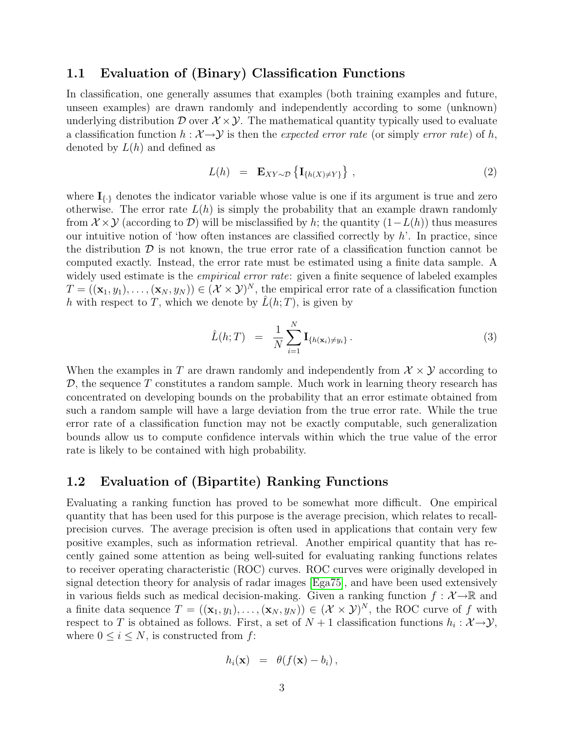## 1.1 Evaluation of (Binary) Classification Functions

In classification, one generally assumes that examples (both training examples and future, unseen examples) are drawn randomly and independently according to some (unknown) underlying distribution $\mathcal{D}$ over $\mathcal{X} \times \mathcal{Y}$. The mathematical quantity typically used to evaluate a classification function $h : \mathcal{X} \rightarrow \mathcal{Y}$ is then the *expected error rate* (or simply *error rate*) of $h$, denoted by $L(h)$ and defined as

$$L(h) \;\; = \;\; \mathbf{E}_{XY \sim \mathcal{D}} \left\{ \mathbf{I}_{\{h(X) \neq Y\}} \right\} \, , \tag{2}$$

where $\mathbf{I}_{\{\cdot\}}$ denotes the indicator variable whose value is one if its argument is true and zero otherwise. The error rate $L(h)$ is simply the probability that an example drawn randomly from $\mathcal{X} \times \mathcal{Y}$ (according to $\mathcal{D}$) will be misclassified by $h$; the quantity $(1 - L(h))$ thus measures our intuitive notion of 'how often instances are classified correctly by $h$'. In practice, since the distribution $\mathcal{D}$ is not known, the true error rate of a classification function cannot be computed exactly. Instead, the error rate must be estimated using a finite data sample. A widely used estimate is the *empirical error rate*: given a finite sequence of labeled examples $T = ((\mathbf{x}_1, y_1), \ldots, (\mathbf{x}_N, y_N)) \in (\mathcal{X} \times \mathcal{Y})^N$, the empirical error rate of a classification function $h$ with respect to $T$, which we denote by $\hat{L}(h; T)$, is given by

$$\hat{L}(h; T) \;\; = \;\; \frac{1}{N} \sum_{i=1}^{N} \mathbf{I}_{\{h(\mathbf{x}_i) \neq y_i\}} \, . \tag{3}$$

When the examples in $T$ are drawn randomly and independently from $\mathcal{X} \times \mathcal{Y}$ according to $\mathcal{D}$, the sequence $T$ constitutes a random sample. Much work in learning theory research has concentrated on developing bounds on the probability that an error estimate obtained from such a random sample will have a large deviation from the true error rate. While the true error rate of a classification function may not be exactly computable, such generalization bounds allow us to compute confidence intervals within which the true value of the error rate is likely to be contained with high probability.

## 1.2 Evaluation of (Bipartite) Ranking Functions

Evaluating a ranking function has proved to be somewhat more difficult. One empirical quantity that has been used for this purpose is the average precision, which relates to recall-precision curves. The average precision is often used in applications that contain very few positive examples, such as information retrieval. Another empirical quantity that has recently gained some attention as being well-suited for evaluating ranking functions relates to receiver operating characteristic (ROC) curves. ROC curves were originally developed in signal detection theory for analysis of radar images [Ega75], and have been used extensively in various fields such as medical decision-making. Given a ranking function $f : \mathcal{X} \rightarrow \mathbb{R}$ and a finite data sequence $T = ((\mathbf{x}_1, y_1), \ldots, (\mathbf{x}_N, y_N)) \in (\mathcal{X} \times \mathcal{Y})^N$, the ROC curve of $f$ with respect to $T$ is obtained as follows. First, a set of $N + 1$ classification functions $h_i : \mathcal{X} \rightarrow \mathcal{Y}$, where $0 \leq i \leq N$, is constructed from $f$:

$$h_i(\mathbf{x}) \;\; = \;\; \theta(f(\mathbf{x}) - b_i) \, ,$$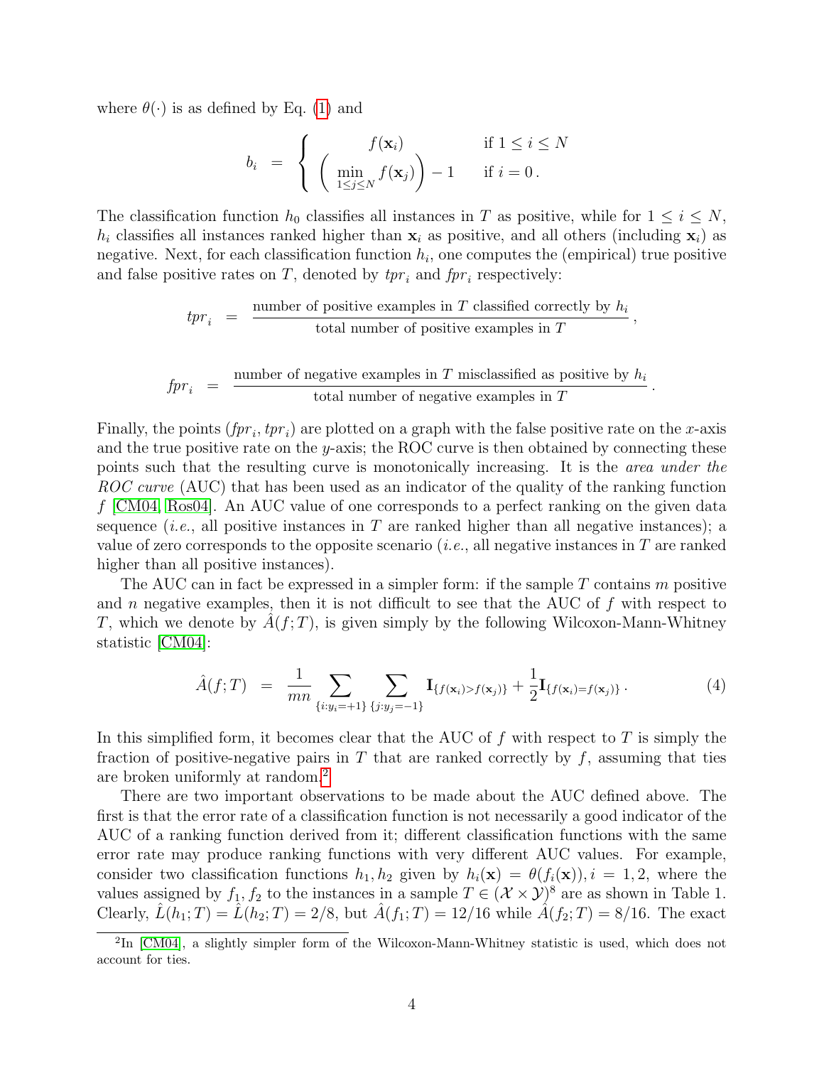where $\theta(\cdot)$ is as defined by Eq. (1) and

$$b_i = \begin{cases} f(\mathbf{x}_i) & \text{if } 1 \le i \le N \\ \left( \min_{1 \le j \le N} f(\mathbf{x}_j) \right) - 1 & \text{if } i = 0 \,. \end{cases}$$

The classification function $h_0$ classifies all instances in $T$ as positive, while for $1 \le i \le N$, $h_i$ classifies all instances ranked higher than $\mathbf{x}_i$ as positive, and all others (including $\mathbf{x}_i$) as negative. Next, for each classification function $h_i$, one computes the (empirical) true positive and false positive rates on $T$, denoted by $tpr_i$ and $fpr_i$ respectively:

$$tpr_i = \frac{\text{number of positive examples in } T \text{ classified correctly by } h_i}{\text{total number of positive examples in } T} \,,$$

$$fpr_i = \frac{\text{number of negative examples in } T \text{ misclassified as positive by } h_i}{\text{total number of negative examples in } T} \,.$$

Finally, the points $(fpr_i, tpr_i)$ are plotted on a graph with the false positive rate on the $x$-axis and the true positive rate on the $y$-axis; the ROC curve is then obtained by connecting these points such that the resulting curve is monotonically increasing. It is the *area under the ROC curve* (AUC) that has been used as an indicator of the quality of the ranking function $f$ [CM04, Ros04]. An AUC value of one corresponds to a perfect ranking on the given data sequence (*i.e.*, all positive instances in $T$ are ranked higher than all negative instances); a value of zero corresponds to the opposite scenario (*i.e.*, all negative instances in $T$ are ranked higher than all positive instances).

The AUC can in fact be expressed in a simpler form: if the sample $T$ contains $m$ positive and $n$ negative examples, then it is not difficult to see that the AUC of $f$ with respect to $T$, which we denote by $\hat{A}(f;T)$, is given simply by the following Wilcoxon-Mann-Whitney statistic [CM04]:

$$\hat{A}(f;T) = \frac{1}{mn} \sum_{\{i:y_i=+1\}} \sum_{\{j:y_j=-1\}} \mathbf{I}_{\{f(\mathbf{x}_i) > f(\mathbf{x}_j)\}} + \frac{1}{2}\mathbf{I}_{\{f(\mathbf{x}_i) = f(\mathbf{x}_j)\}} \,. \tag{4}$$

In this simplified form, it becomes clear that the AUC of $f$ with respect to $T$ is simply the fraction of positive-negative pairs in $T$ that are ranked correctly by $f$, assuming that ties are broken uniformly at random.[2]

There are two important observations to be made about the AUC defined above. The first is that the error rate of a classification function is not necessarily a good indicator of the AUC of a ranking function derived from it; different classification functions with the same error rate may produce ranking functions with very different AUC values. For example, consider two classification functions $h_1, h_2$ given by $h_i(\mathbf{x}) = \theta(f_i(\mathbf{x})), i = 1, 2$, where the values assigned by $f_1, f_2$ to the instances in a sample $T \in (\mathcal{X} \times \mathcal{Y})^8$ are as shown in Table 1. Clearly, $\hat{L}(h_1;T) = \hat{L}(h_2;T) = 2/8$, but $\hat{A}(f_1;T) = 12/16$ while $\hat{A}(f_2;T) = 8/16$. The exact

[2] In [CM04], a slightly simpler form of the Wilcoxon-Mann-Whitney statistic is used, which does not account for ties.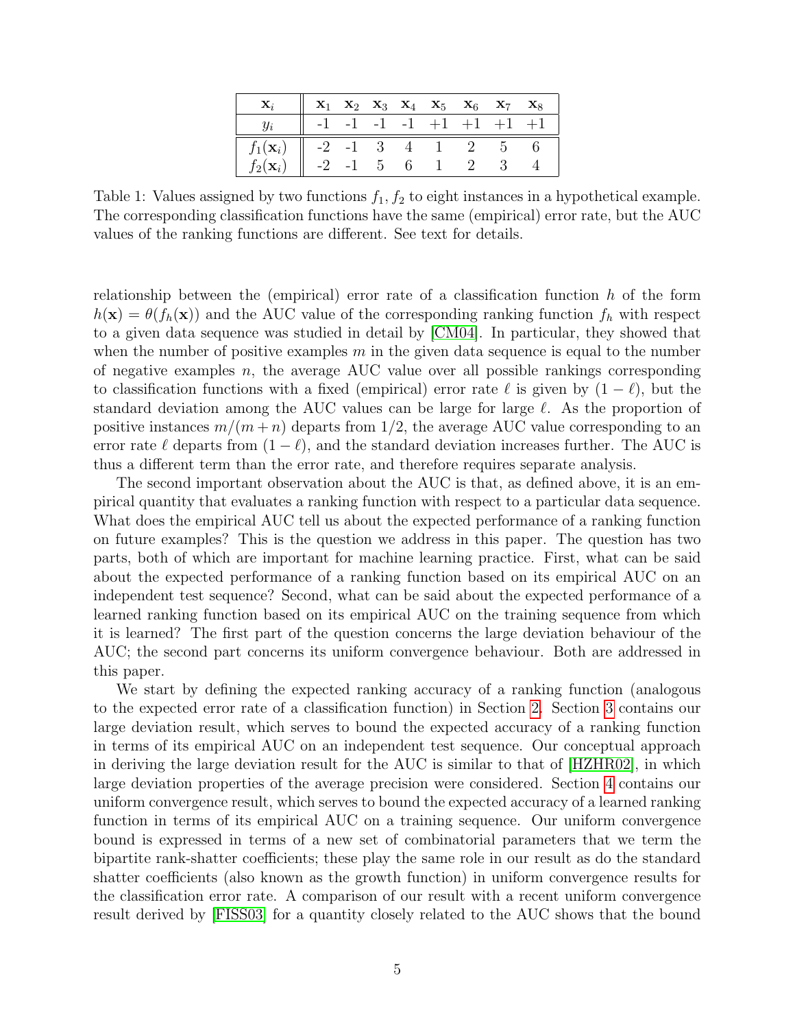| $\mathbf{x}_i$ | $\mathbf{x}_1$ | $\mathbf{x}_2$ | $\mathbf{x}_3$ | $\mathbf{x}_4$ | $\mathbf{x}_5$ | $\mathbf{x}_6$ | $\mathbf{x}_7$ | $\mathbf{x}_8$ |
|---|---|---|---|---|---|---|---|---|
| $y_i$ | -1 | -1 | -1 | -1 | +1 | +1 | +1 | +1 |
| $f_1(\mathbf{x}_i)$ | -2 | -1 | 3 | 4 | 1 | 2 | 5 | 6 |
| $f_2(\mathbf{x}_i)$ | -2 | -1 | 5 | 6 | 1 | 2 | 3 | 4 |

Table 1: Values assigned by two functions $f_1, f_2$ to eight instances in a hypothetical example. The corresponding classification functions have the same (empirical) error rate, but the AUC values of the ranking functions are different. See text for details.

relationship between the (empirical) error rate of a classification function $h$ of the form $h(\mathbf{x}) = \theta(f_h(\mathbf{x}))$ and the AUC value of the corresponding ranking function $f_h$ with respect to a given data sequence was studied in detail by [CM04]. In particular, they showed that when the number of positive examples $m$ in the given data sequence is equal to the number of negative examples $n$, the average AUC value over all possible rankings corresponding to classification functions with a fixed (empirical) error rate $\ell$ is given by $(1 - \ell)$, but the standard deviation among the AUC values can be large for large $\ell$. As the proportion of positive instances $m/(m + n)$ departs from $1/2$, the average AUC value corresponding to an error rate $\ell$ departs from $(1 - \ell)$, and the standard deviation increases further. The AUC is thus a different term than the error rate, and therefore requires separate analysis.

The second important observation about the AUC is that, as defined above, it is an empirical quantity that evaluates a ranking function with respect to a particular data sequence. What does the empirical AUC tell us about the expected performance of a ranking function on future examples? This is the question we address in this paper. The question has two parts, both of which are important for machine learning practice. First, what can be said about the expected performance of a ranking function based on its empirical AUC on an independent test sequence? Second, what can be said about the expected performance of a learned ranking function based on its empirical AUC on the training sequence from which it is learned? The first part of the question concerns the large deviation behaviour of the AUC; the second part concerns its uniform convergence behaviour. Both are addressed in this paper.

We start by defining the expected ranking accuracy of a ranking function (analogous to the expected error rate of a classification function) in Section 2. Section 3 contains our large deviation result, which serves to bound the expected accuracy of a ranking function in terms of its empirical AUC on an independent test sequence. Our conceptual approach in deriving the large deviation result for the AUC is similar to that of [HZHR02], in which large deviation properties of the average precision were considered. Section 4 contains our uniform convergence result, which serves to bound the expected accuracy of a learned ranking function in terms of its empirical AUC on a training sequence. Our uniform convergence bound is expressed in terms of a new set of combinatorial parameters that we term the bipartite rank-shatter coefficients; these play the same role in our result as do the standard shatter coefficients (also known as the growth function) in uniform convergence results for the classification error rate. A comparison of our result with a recent uniform convergence result derived by [FISS03] for a quantity closely related to the AUC shows that the bound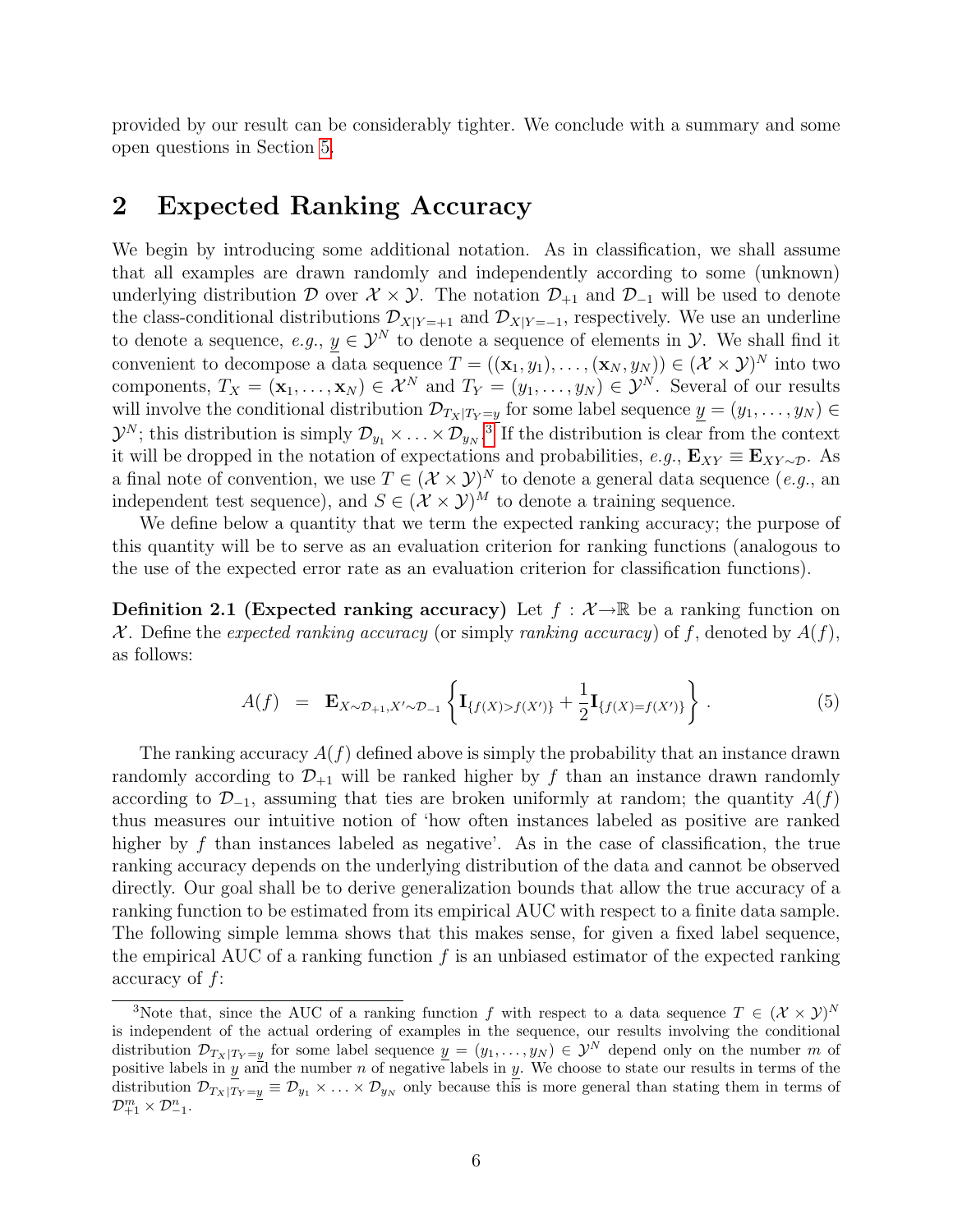provided by our result can be considerably tighter. We conclude with a summary and some open questions in Section 5.

## 2 Expected Ranking Accuracy

We begin by introducing some additional notation. As in classification, we shall assume that all examples are drawn randomly and independently according to some (unknown) underlying distribution $\mathcal{D}$ over $\mathcal{X} \times \mathcal{Y}$. The notation $\mathcal{D}_{+1}$ and $\mathcal{D}_{-1}$ will be used to denote the class-conditional distributions $\mathcal{D}_{X|Y=+1}$ and $\mathcal{D}_{X|Y=-1}$, respectively. We use an underline to denote a sequence, *e.g.*, $\underline{y} \in \mathcal{Y}^N$ to denote a sequence of elements in $\mathcal{Y}$. We shall find it convenient to decompose a data sequence $T = ((\mathbf{x}_1, y_1), \ldots, (\mathbf{x}_N, y_N)) \in (\mathcal{X} \times \mathcal{Y})^N$ into two components, $T_X = (\mathbf{x}_1, \ldots, \mathbf{x}_N) \in \mathcal{X}^N$ and $T_Y = (y_1, \ldots, y_N) \in \mathcal{Y}^N$. Several of our results will involve the conditional distribution $\mathcal{D}_{T_X|T_Y=\underline{y}}$ for some label sequence $\underline{y} = (y_1, \ldots, y_N) \in \mathcal{Y}^N$; this distribution is simply $\mathcal{D}_{y_1} \times \ldots \times \mathcal{D}_{y_N}$.[3] If the distribution is clear from the context it will be dropped in the notation of expectations and probabilities, *e.g.*, $\mathbf{E}_{XY} \equiv \mathbf{E}_{XY\sim\mathcal{D}}$. As a final note of convention, we use $T \in (\mathcal{X} \times \mathcal{Y})^N$ to denote a general data sequence (*e.g.*, an independent test sequence), and $S \in (\mathcal{X} \times \mathcal{Y})^M$ to denote a training sequence.

We define below a quantity that we term the expected ranking accuracy; the purpose of this quantity will be to serve as an evaluation criterion for ranking functions (analogous to the use of the expected error rate as an evaluation criterion for classification functions).

**Definition 2.1 (Expected ranking accuracy)** Let $f : \mathcal{X} \to \mathbb{R}$ be a ranking function on $\mathcal{X}$. Define the *expected ranking accuracy* (or simply *ranking accuracy*) of $f$, denoted by $A(f)$, as follows:

$$A(f) \;=\; \mathbf{E}_{X\sim\mathcal{D}_{+1}, X'\sim\mathcal{D}_{-1}} \left\{ \mathbf{I}_{\{f(X) > f(X')\}} + \frac{1}{2}\mathbf{I}_{\{f(X) = f(X')\}} \right\}. \tag{5}$$

The ranking accuracy $A(f)$ defined above is simply the probability that an instance drawn randomly according to $\mathcal{D}_{+1}$ will be ranked higher by $f$ than an instance drawn randomly according to $\mathcal{D}_{-1}$, assuming that ties are broken uniformly at random; the quantity $A(f)$ thus measures our intuitive notion of 'how often instances labeled as positive are ranked higher by $f$ than instances labeled as negative'. As in the case of classification, the true ranking accuracy depends on the underlying distribution of the data and cannot be observed directly. Our goal shall be to derive generalization bounds that allow the true accuracy of a ranking function to be estimated from its empirical AUC with respect to a finite data sample. The following simple lemma shows that this makes sense, for given a fixed label sequence, the empirical AUC of a ranking function $f$ is an unbiased estimator of the expected ranking accuracy of $f$:

[3] Note that, since the AUC of a ranking function $f$ with respect to a data sequence $T \in (\mathcal{X} \times \mathcal{Y})^N$ is independent of the actual ordering of examples in the sequence, our results involving the conditional distribution $\mathcal{D}_{T_X|T_Y=\underline{y}}$ for some label sequence $\underline{y} = (y_1, \ldots, y_N) \in \mathcal{Y}^N$ depend only on the number $m$ of positive labels in $\underline{y}$ and the number $n$ of negative labels in $\underline{y}$. We choose to state our results in terms of the distribution $\mathcal{D}_{T_X|T_Y=\underline{y}} \equiv \mathcal{D}_{y_1} \times \ldots \times \mathcal{D}_{y_N}$ only because this is more general than stating them in terms of $\mathcal{D}^m_{+1} \times \mathcal{D}^n_{-1}$.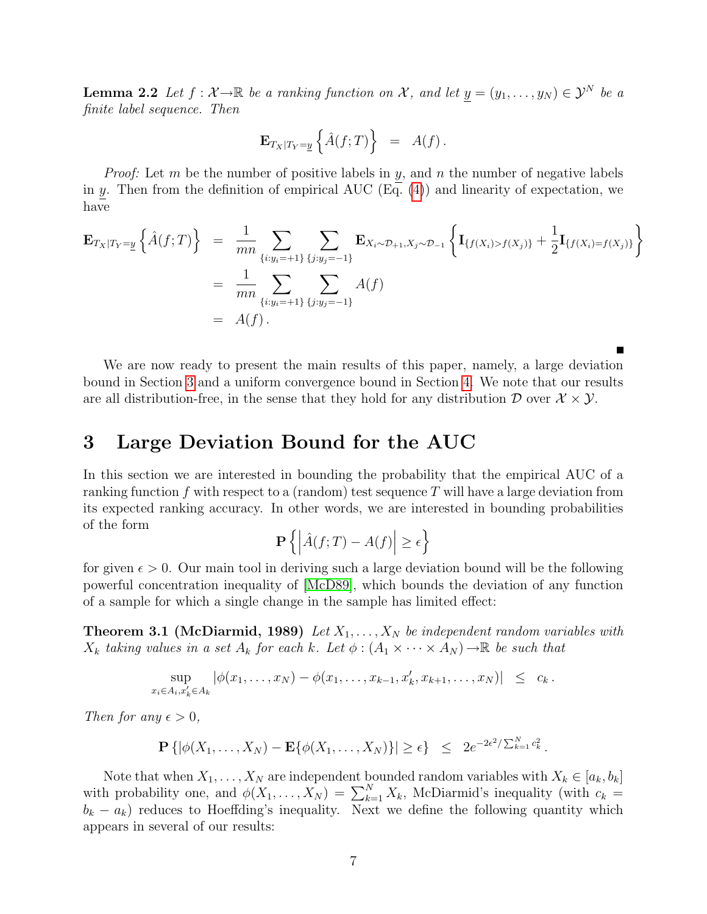**Lemma 2.2** *Let $f : \mathcal{X} \to \mathbb{R}$ be a ranking function on $\mathcal{X}$, and let $\underline{y} = (y_1, \ldots, y_N) \in \mathcal{Y}^N$ be a finite label sequence. Then*

$$\mathbf{E}_{T_X|T_Y=\underline{y}}\left\{\hat{A}(f;T)\right\} \;=\; A(f)\,.$$

*Proof:* Let $m$ be the number of positive labels in $\underline{y}$, and $n$ the number of negative labels in $\underline{y}$. Then from the definition of empirical AUC (Eq. (4)) and linearity of expectation, we have

$$\begin{aligned}
\mathbf{E}_{T_X|T_Y=\underline{y}}\left\{\hat{A}(f;T)\right\} &= \frac{1}{mn}\sum_{\{i:y_i=+1\}}\sum_{\{j:y_j=-1\}}\mathbf{E}_{X_i\sim\mathcal{D}_{+1},X_j\sim\mathcal{D}_{-1}}\left\{\mathbf{I}_{\{f(X_i)>f(X_j)\}}+\frac{1}{2}\mathbf{I}_{\{f(X_i)=f(X_j)\}}\right\} \\
&= \frac{1}{mn}\sum_{\{i:y_i=+1\}}\sum_{\{j:y_j=-1\}}A(f) \\
&= A(f)\,.
\end{aligned}$$

■

We are now ready to present the main results of this paper, namely, a large deviation bound in Section 3 and a uniform convergence bound in Section 4. We note that our results are all distribution-free, in the sense that they hold for any distribution $\mathcal{D}$ over $\mathcal{X} \times \mathcal{Y}$.

# 3 Large Deviation Bound for the AUC

In this section we are interested in bounding the probability that the empirical AUC of a ranking function $f$ with respect to a (random) test sequence $T$ will have a large deviation from its expected ranking accuracy. In other words, we are interested in bounding probabilities of the form

$$\mathbf{P}\left\{\left|\hat{A}(f;T) - A(f)\right| \geq \epsilon\right\}$$

for given $\epsilon > 0$. Our main tool in deriving such a large deviation bound will be the following powerful concentration inequality of [McD89], which bounds the deviation of any function of a sample for which a single change in the sample has limited effect:

**Theorem 3.1 (McDiarmid, 1989)** *Let $X_1, \ldots, X_N$ be independent random variables with $X_k$ taking values in a set $A_k$ for each $k$. Let $\phi : (A_1 \times \cdots \times A_N) \to \mathbb{R}$ be such that*

$$\sup_{x_i\in A_i, x'_k\in A_k}\left|\phi(x_1,\ldots,x_N) - \phi(x_1,\ldots,x_{k-1},x'_k,x_{k+1},\ldots,x_N)\right| \;\leq\; c_k\,.$$

*Then for any $\epsilon > 0$,*

$$\mathbf{P}\left\{\left|\phi(X_1,\ldots,X_N) - \mathbf{E}\{\phi(X_1,\ldots,X_N)\}\right| \geq \epsilon\right\} \;\leq\; 2e^{-2\epsilon^2/\sum_{k=1}^N c_k^2}\,.$$

Note that when $X_1, \ldots, X_N$ are independent bounded random variables with $X_k \in [a_k, b_k]$ with probability one, and $\phi(X_1, \ldots, X_N) = \sum_{k=1}^N X_k$, McDiarmid's inequality (with $c_k = b_k - a_k$) reduces to Hoeffding's inequality. Next we define the following quantity which appears in several of our results: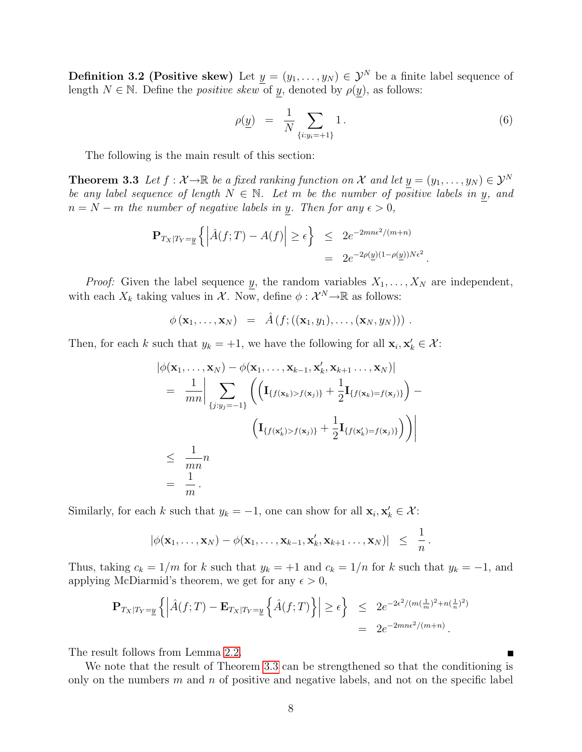**Definition 3.2 (Positive skew)** Let $\underline{y} = (y_1, \ldots, y_N) \in \mathcal{Y}^N$ be a finite label sequence of length $N \in \mathbb{N}$. Define the *positive skew* of $\underline{y}$, denoted by $\rho(\underline{y})$, as follows:

$$\rho(\underline{y}) \;=\; \frac{1}{N} \sum_{\{i : y_i = +1\}} 1 \,. \tag{6}$$

The following is the main result of this section:

**Theorem 3.3** *Let $f : \mathcal{X} \to \mathbb{R}$ be a fixed ranking function on $\mathcal{X}$ and let $\underline{y} = (y_1, \ldots, y_N) \in \mathcal{Y}^N$ be any label sequence of length $N \in \mathbb{N}$. Let $m$ be the number of positive labels in $\underline{y}$, and $n = N - m$ the number of negative labels in $\underline{y}$. Then for any $\epsilon > 0$,*

$$\begin{aligned}
\mathbf{P}_{T_X | T_Y = \underline{y}} \left\{ \left| \hat{A}(f;T) - A(f) \right| \geq \epsilon \right\} &\leq 2e^{-2mn\epsilon^2/(m+n)} \\
&= 2e^{-2\rho(\underline{y})(1-\rho(\underline{y}))N\epsilon^2} \,.
\end{aligned}$$

*Proof:* Given the label sequence $\underline{y}$, the random variables $X_1, \ldots, X_N$ are independent, with each $X_k$ taking values in $\mathcal{X}$. Now, define $\phi : \mathcal{X}^N \to \mathbb{R}$ as follows:

$$\phi\left(\mathbf{x}_1, \ldots, \mathbf{x}_N\right) \;=\; \hat{A}\left(f; ((\mathbf{x}_1, y_1), \ldots, (\mathbf{x}_N, y_N))\right) \,.$$

Then, for each $k$ such that $y_k = +1$, we have the following for all $\mathbf{x}_i, \mathbf{x}'_k \in \mathcal{X}$:

$$\begin{aligned}
&|\phi(\mathbf{x}_1, \ldots, \mathbf{x}_N) - \phi(\mathbf{x}_1, \ldots, \mathbf{x}_{k-1}, \mathbf{x}'_k, \mathbf{x}_{k+1} \ldots, \mathbf{x}_N)| \\
&\quad= \frac{1}{mn} \Bigg| \sum_{\{j : y_j = -1\}} \Bigg( \left( \mathbf{I}_{\{f(\mathbf{x}_k) > f(\mathbf{x}_j)\}} + \frac{1}{2} \mathbf{I}_{\{f(\mathbf{x}_k) = f(\mathbf{x}_j)\}} \right) - \\
&\qquad\qquad\qquad \left( \mathbf{I}_{\{f(\mathbf{x}'_k) > f(\mathbf{x}_j)\}} + \frac{1}{2} \mathbf{I}_{\{f(\mathbf{x}'_k) = f(\mathbf{x}_j)\}} \right) \Bigg) \Bigg| \\
&\quad\leq \frac{1}{mn} n \\
&\quad= \frac{1}{m} \,.
\end{aligned}$$

Similarly, for each $k$ such that $y_k = -1$, one can show for all $\mathbf{x}_i, \mathbf{x}'_k \in \mathcal{X}$:

$$|\phi(\mathbf{x}_1, \ldots, \mathbf{x}_N) - \phi(\mathbf{x}_1, \ldots, \mathbf{x}_{k-1}, \mathbf{x}'_k, \mathbf{x}_{k+1} \ldots, \mathbf{x}_N)| \;\leq\; \frac{1}{n} \,.$$

Thus, taking $c_k = 1/m$ for $k$ such that $y_k = +1$ and $c_k = 1/n$ for $k$ such that $y_k = -1$, and applying McDiarmid's theorem, we get for any $\epsilon > 0$,

$$\begin{aligned}
\mathbf{P}_{T_X | T_Y = \underline{y}} \left\{ \left| \hat{A}(f;T) - \mathbf{E}_{T_X | T_Y = \underline{y}} \left\{ \hat{A}(f;T) \right\} \right| \geq \epsilon \right\} &\leq 2e^{-2\epsilon^2/(m(\frac{1}{m})^2 + n(\frac{1}{n})^2)} \\
&= 2e^{-2mn\epsilon^2/(m+n)} \,.
\end{aligned}$$

The result follows from Lemma 2.2. ■

We note that the result of Theorem 3.3 can be strengthened so that the conditioning is only on the numbers $m$ and $n$ of positive and negative labels, and not on the specific label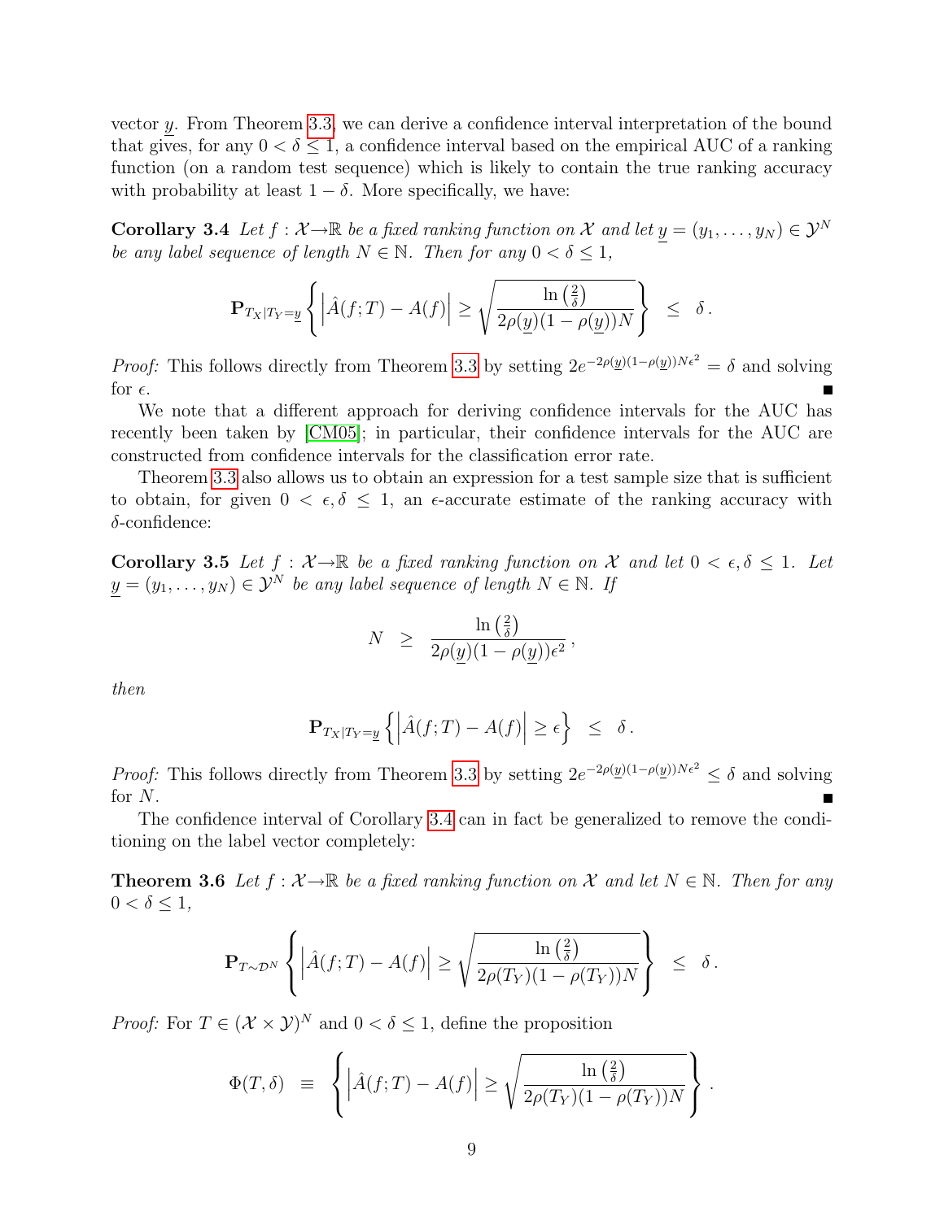vector $\underline{y}$. From Theorem 3.3, we can derive a confidence interval interpretation of the bound that gives, for any $0 < \delta \leq 1$, a confidence interval based on the empirical AUC of a ranking function (on a random test sequence) which is likely to contain the true ranking accuracy with probability at least $1 - \delta$. More specifically, we have:

**Corollary 3.4** *Let $f : \mathcal{X} \rightarrow \mathbb{R}$ be a fixed ranking function on $\mathcal{X}$ and let $\underline{y} = (y_1, \ldots, y_N) \in \mathcal{Y}^N$ be any label sequence of length $N \in \mathbb{N}$. Then for any $0 < \delta \leq 1$,*

$$\mathbf{P}_{T_X | T_Y = \underline{y}} \left\{ \left| \hat{A}(f;T) - A(f) \right| \geq \sqrt{\frac{\ln\left(\frac{2}{\delta}\right)}{2\rho(\underline{y})(1-\rho(\underline{y}))N}} \right\} \quad \leq \quad \delta \, .$$

*Proof:* This follows directly from Theorem 3.3 by setting $2e^{-2\rho(\underline{y})(1-\rho(\underline{y}))N\epsilon^2} = \delta$ and solving for $\epsilon$. ■

We note that a different approach for deriving confidence intervals for the AUC has recently been taken by [CM05]; in particular, their confidence intervals for the AUC are constructed from confidence intervals for the classification error rate.

Theorem 3.3 also allows us to obtain an expression for a test sample size that is sufficient to obtain, for given $0 < \epsilon, \delta \leq 1$, an $\epsilon$-accurate estimate of the ranking accuracy with $\delta$-confidence:

**Corollary 3.5** *Let $f : \mathcal{X} \rightarrow \mathbb{R}$ be a fixed ranking function on $\mathcal{X}$ and let $0 < \epsilon, \delta \leq 1$. Let $\underline{y} = (y_1, \ldots, y_N) \in \mathcal{Y}^N$ be any label sequence of length $N \in \mathbb{N}$. If*

$$N \quad \geq \quad \frac{\ln\left(\frac{2}{\delta}\right)}{2\rho(\underline{y})(1-\rho(\underline{y}))\epsilon^2} \, ,$$

*then*

$$\mathbf{P}_{T_X | T_Y = \underline{y}} \left\{ \left| \hat{A}(f;T) - A(f) \right| \geq \epsilon \right\} \quad \leq \quad \delta \, .$$

*Proof:* This follows directly from Theorem 3.3 by setting $2e^{-2\rho(\underline{y})(1-\rho(\underline{y}))N\epsilon^2} \leq \delta$ and solving for $N$. ■

The confidence interval of Corollary 3.4 can in fact be generalized to remove the conditioning on the label vector completely:

**Theorem 3.6** *Let $f : \mathcal{X} \rightarrow \mathbb{R}$ be a fixed ranking function on $\mathcal{X}$ and let $N \in \mathbb{N}$. Then for any $0 < \delta \leq 1$,*

$$\mathbf{P}_{T \sim \mathcal{D}^N} \left\{ \left| \hat{A}(f;T) - A(f) \right| \geq \sqrt{\frac{\ln\left(\frac{2}{\delta}\right)}{2\rho(T_Y)(1-\rho(T_Y))N}} \right\} \quad \leq \quad \delta \, .$$

*Proof:* For $T \in (\mathcal{X} \times \mathcal{Y})^N$ and $0 < \delta \leq 1$, define the proposition

$$\Phi(T, \delta) \quad \equiv \quad \left\{ \left| \hat{A}(f;T) - A(f) \right| \geq \sqrt{\frac{\ln\left(\frac{2}{\delta}\right)}{2\rho(T_Y)(1-\rho(T_Y))N}} \right\} .$$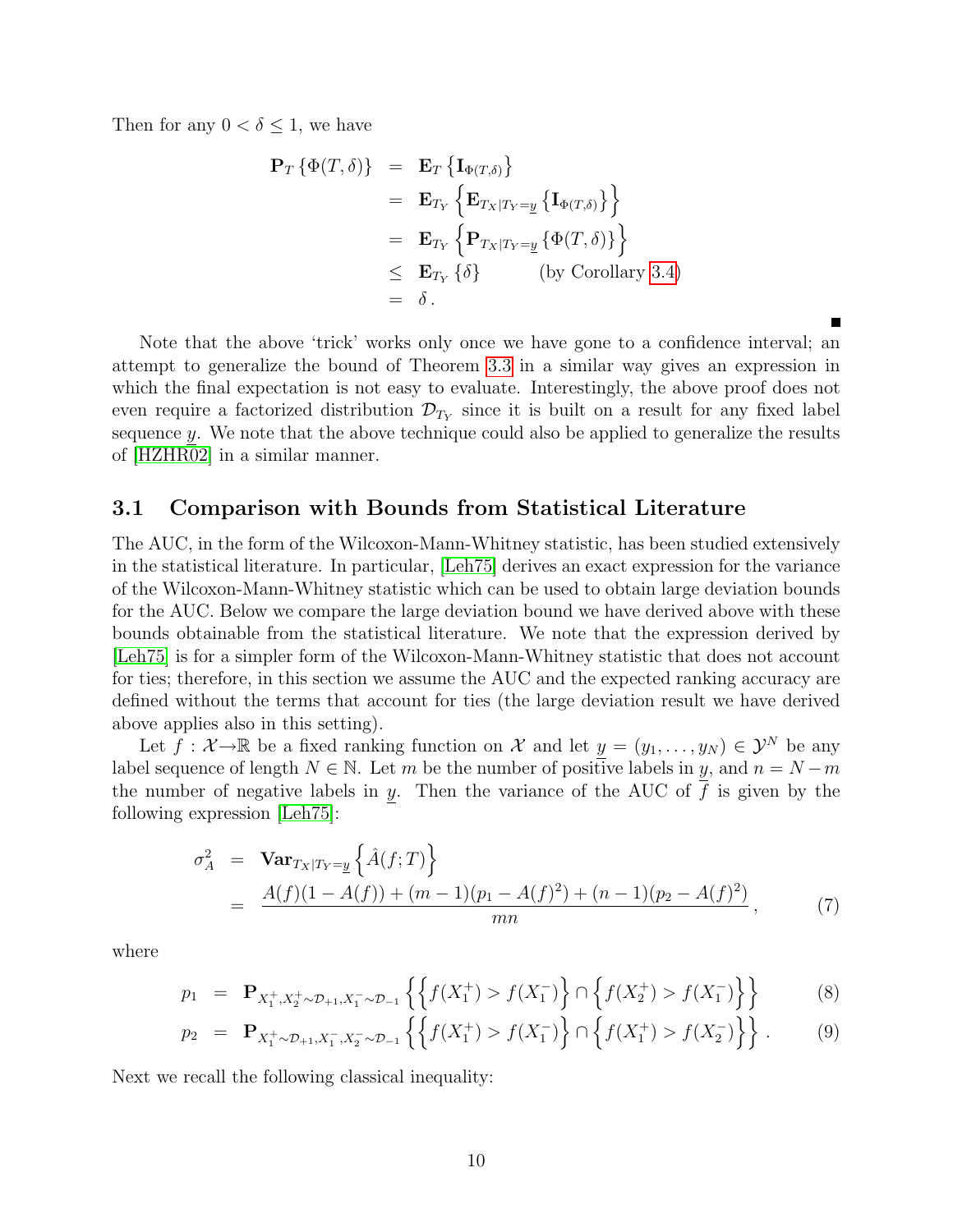Then for any $0 < \delta \leq 1$, we have

$$
\begin{aligned}
\mathbf{P}_T\left\{\Phi(T,\delta)\right\} &= \mathbf{E}_T\left\{\mathbf{I}_{\Phi(T,\delta)}\right\} \\
&= \mathbf{E}_{T_Y}\left\{\mathbf{E}_{T_X|T_Y=\underline{y}}\left\{\mathbf{I}_{\Phi(T,\delta)}\right\}\right\} \\
&= \mathbf{E}_{T_Y}\left\{\mathbf{P}_{T_X|T_Y=\underline{y}}\left\{\Phi(T,\delta)\right\}\right\} \\
&\leq \mathbf{E}_{T_Y}\left\{\delta\right\} \qquad \text{(by Corollary 3.4)} \\
&= \delta\,.
\end{aligned}
$$

■

Note that the above 'trick' works only once we have gone to a confidence interval; an attempt to generalize the bound of Theorem 3.3 in a similar way gives an expression in which the final expectation is not easy to evaluate. Interestingly, the above proof does not even require a factorized distribution $\mathcal{D}_{T_Y}$ since it is built on a result for any fixed label sequence $\underline{y}$. We note that the above technique could also be applied to generalize the results of [HZHR02] in a similar manner.

## 3.1 Comparison with Bounds from Statistical Literature

The AUC, in the form of the Wilcoxon-Mann-Whitney statistic, has been studied extensively in the statistical literature. In particular, [Leh75] derives an exact expression for the variance of the Wilcoxon-Mann-Whitney statistic which can be used to obtain large deviation bounds for the AUC. Below we compare the large deviation bound we have derived above with these bounds obtainable from the statistical literature. We note that the expression derived by [Leh75] is for a simpler form of the Wilcoxon-Mann-Whitney statistic that does not account for ties; therefore, in this section we assume the AUC and the expected ranking accuracy are defined without the terms that account for ties (the large deviation result we have derived above applies also in this setting).

Let $f : \mathcal{X} \rightarrow \mathbb{R}$ be a fixed ranking function on $\mathcal{X}$ and let $\underline{y} = (y_1, \ldots, y_N) \in \mathcal{Y}^N$ be any label sequence of length $N \in \mathbb{N}$. Let $m$ be the number of positive labels in $\underline{y}$, and $n = N - m$ the number of negative labels in $\underline{y}$. Then the variance of the AUC of $f$ is given by the following expression [Leh75]:

$$
\begin{aligned}
\sigma_A^2 &= \mathbf{Var}_{T_X|T_Y=\underline{y}}\left\{\hat{A}(f;T)\right\} \\
&= \frac{A(f)(1-A(f)) + (m-1)(p_1 - A(f)^2) + (n-1)(p_2 - A(f)^2)}{mn}\,,
\end{aligned}
\tag{7}
$$

where

$$
p_1 = \mathbf{P}_{X_1^+, X_2^+ \sim \mathcal{D}_{+1}, X_1^- \sim \mathcal{D}_{-1}}\left\{\left\{f(X_1^+) > f(X_1^-)\right\} \cap \left\{f(X_2^+) > f(X_1^-)\right\}\right\} \tag{8}
$$

$$
p_2 = \mathbf{P}_{X_1^+ \sim \mathcal{D}_{+1}, X_1^-, X_2^- \sim \mathcal{D}_{-1}}\left\{\left\{f(X_1^+) > f(X_1^-)\right\} \cap \left\{f(X_1^+) > f(X_2^-)\right\}\right\}\,. \tag{9}
$$

Next we recall the following classical inequality: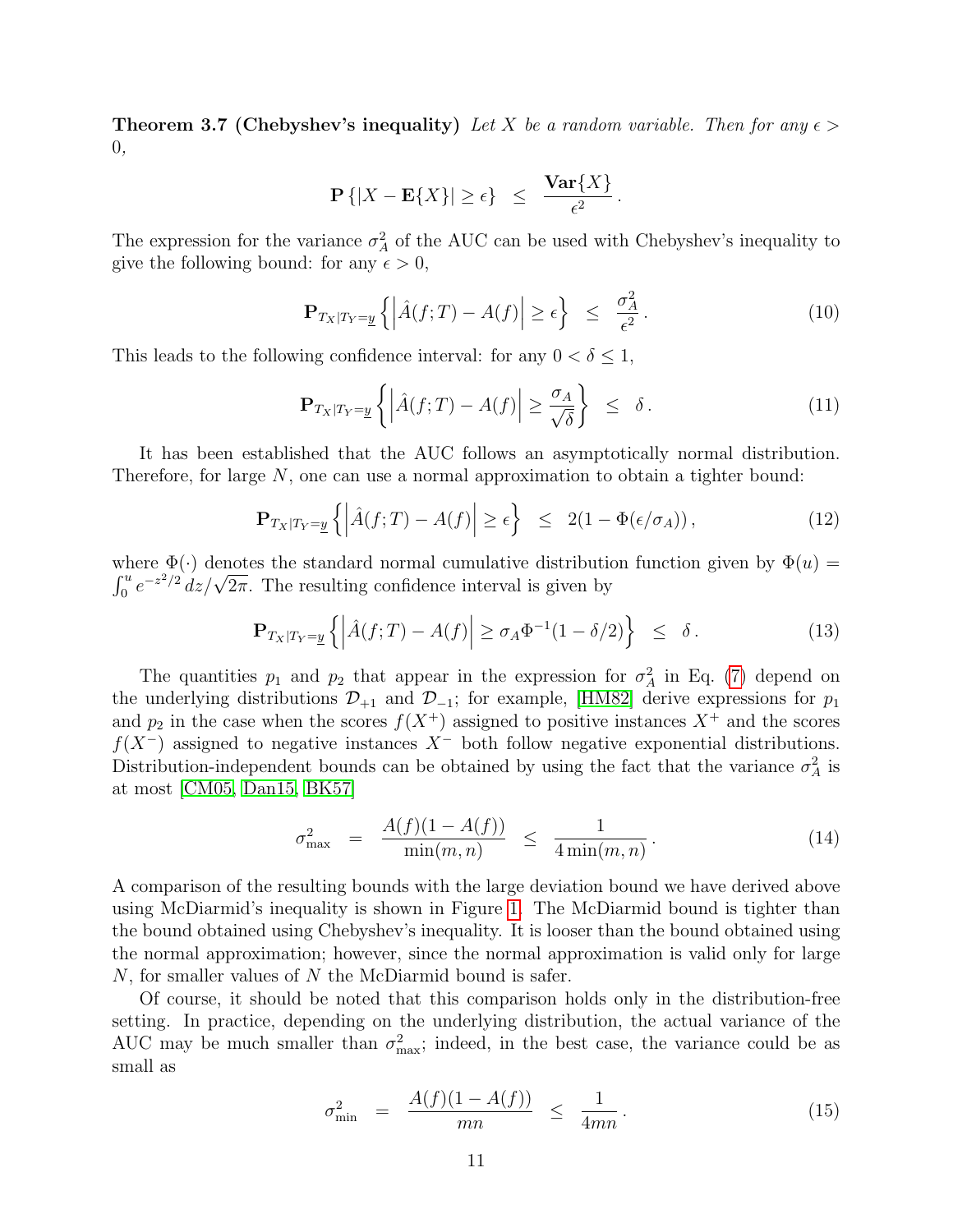**Theorem 3.7 (Chebyshev's inequality)** *Let $X$ be a random variable. Then for any $\epsilon > 0$,*

$$\mathbf{P}\left\{|X - \mathbf{E}\{X\}| \geq \epsilon\right\} \;\leq\; \frac{\mathbf{Var}\{X\}}{\epsilon^2}\,.$$

The expression for the variance $\sigma_A^2$ of the AUC can be used with Chebyshev's inequality to give the following bound: for any $\epsilon > 0$,

$$\mathbf{P}_{T_X|T_Y=\underline{y}}\left\{\left|\hat{A}(f;T) - A(f)\right| \geq \epsilon\right\} \;\leq\; \frac{\sigma_A^2}{\epsilon^2}\,. \tag{10}$$

This leads to the following confidence interval: for any $0 < \delta \leq 1$,

$$\mathbf{P}_{T_X|T_Y=\underline{y}}\left\{\left|\hat{A}(f;T) - A(f)\right| \geq \frac{\sigma_A}{\sqrt{\delta}}\right\} \;\leq\; \delta\,. \tag{11}$$

It has been established that the AUC follows an asymptotically normal distribution. Therefore, for large $N$, one can use a normal approximation to obtain a tighter bound:

$$\mathbf{P}_{T_X|T_Y=\underline{y}}\left\{\left|\hat{A}(f;T) - A(f)\right| \geq \epsilon\right\} \;\leq\; 2(1 - \Phi(\epsilon/\sigma_A))\,, \tag{12}$$

where $\Phi(\cdot)$ denotes the standard normal cumulative distribution function given by $\Phi(u) = \int_0^u e^{-z^2/2}\,dz/\sqrt{2\pi}$. The resulting confidence interval is given by

$$\mathbf{P}_{T_X|T_Y=\underline{y}}\left\{\left|\hat{A}(f;T) - A(f)\right| \geq \sigma_A \Phi^{-1}(1 - \delta/2)\right\} \;\leq\; \delta\,. \tag{13}$$

The quantities $p_1$ and $p_2$ that appear in the expression for $\sigma_A^2$ in Eq. (7) depend on the underlying distributions $\mathcal{D}_{+1}$ and $\mathcal{D}_{-1}$; for example, [HM82] derive expressions for $p_1$ and $p_2$ in the case when the scores $f(X^+)$ assigned to positive instances $X^+$ and the scores $f(X^-)$ assigned to negative instances $X^-$ both follow negative exponential distributions. Distribution-independent bounds can be obtained by using the fact that the variance $\sigma_A^2$ is at most [CM05, Dan15, BK57]

$$\sigma_{\max}^2 \;=\; \frac{A(f)(1 - A(f))}{\min(m,n)} \;\leq\; \frac{1}{4\min(m,n)}\,. \tag{14}$$

A comparison of the resulting bounds with the large deviation bound we have derived above using McDiarmid's inequality is shown in Figure 1. The McDiarmid bound is tighter than the bound obtained using Chebyshev's inequality. It is looser than the bound obtained using the normal approximation; however, since the normal approximation is valid only for large $N$, for smaller values of $N$ the McDiarmid bound is safer.

Of course, it should be noted that this comparison holds only in the distribution-free setting. In practice, depending on the underlying distribution, the actual variance of the AUC may be much smaller than $\sigma_{\max}^2$; indeed, in the best case, the variance could be as small as

$$\sigma_{\min}^2 \;=\; \frac{A(f)(1 - A(f))}{mn} \;\leq\; \frac{1}{4mn}\,. \tag{15}$$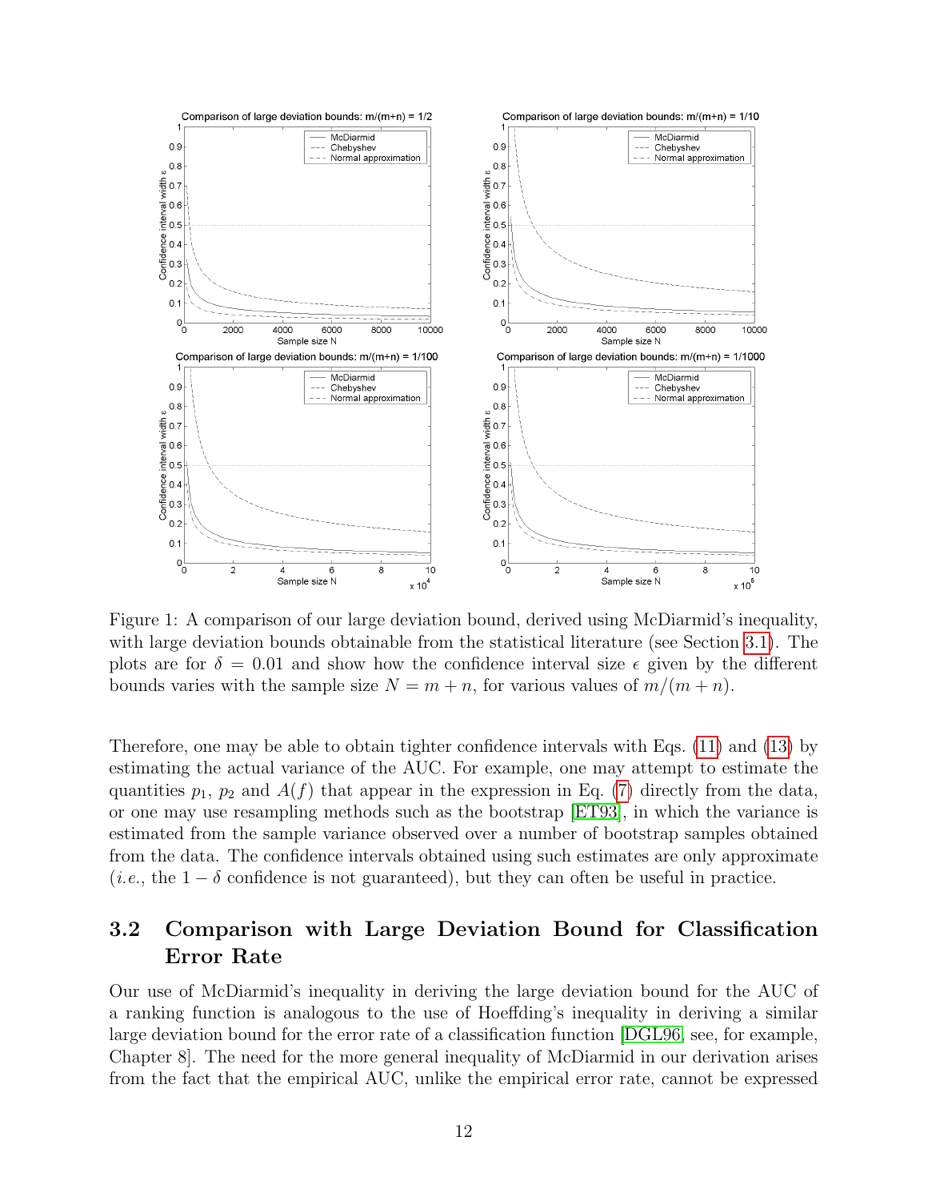Figure 1: A comparison of our large deviation bound, derived using McDiarmid's inequality, with large deviation bounds obtainable from the statistical literature (see Section 3.1). The plots are for $\delta = 0.01$ and show how the confidence interval size $\epsilon$ given by the different bounds varies with the sample size $N = m + n$, for various values of $m/(m + n)$.

Therefore, one may be able to obtain tighter confidence intervals with Eqs. (11) and (13) by estimating the actual variance of the AUC. For example, one may attempt to estimate the quantities $p_1$, $p_2$ and $A(f)$ that appear in the expression in Eq. (7) directly from the data, or one may use resampling methods such as the bootstrap [ET93], in which the variance is estimated from the sample variance observed over a number of bootstrap samples obtained from the data. The confidence intervals obtained using such estimates are only approximate (*i.e.*, the $1 - \delta$ confidence is not guaranteed), but they can often be useful in practice.

## 3.2 Comparison with Large Deviation Bound for Classification Error Rate

Our use of McDiarmid's inequality in deriving the large deviation bound for the AUC of a ranking function is analogous to the use of Hoeffding's inequality in deriving a similar large deviation bound for the error rate of a classification function [DGL96, see, for example, Chapter 8]. The need for the more general inequality of McDiarmid in our derivation arises from the fact that the empirical AUC, unlike the empirical error rate, cannot be expressed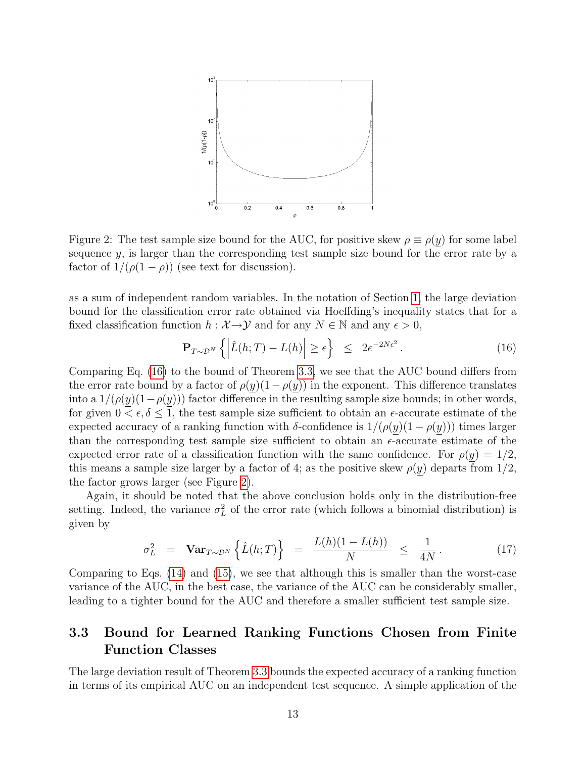Figure 2: The test sample size bound for the AUC, for positive skew $\rho \equiv \rho(\underline{y})$ for some label sequence $\underline{y}$, is larger than the corresponding test sample size bound for the error rate by a factor of $1/(\rho(1-\rho))$ (see text for discussion).

as a sum of independent random variables. In the notation of Section 1, the large deviation bound for the classification error rate obtained via Hoeffding's inequality states that for a fixed classification function $h : \mathcal{X} \rightarrow \mathcal{Y}$ and for any $N \in \mathbb{N}$ and any $\epsilon > 0$,

$$\mathbf{P}_{T \sim \mathcal{D}^N} \left\{ \left| \hat{L}(h;T) - L(h) \right| \geq \epsilon \right\} \quad \leq \quad 2e^{-2N\epsilon^2} . \tag{16}$$

Comparing Eq. (16) to the bound of Theorem 3.3, we see that the AUC bound differs from the error rate bound by a factor of $\rho(\underline{y})(1-\rho(\underline{y}))$ in the exponent. This difference translates into a $1/(\rho(\underline{y})(1-\rho(\underline{y})))$ factor difference in the resulting sample size bounds; in other words, for given $0 < \epsilon, \delta \leq 1$, the test sample size sufficient to obtain an $\epsilon$-accurate estimate of the expected accuracy of a ranking function with $\delta$-confidence is $1/(\rho(\underline{y})(1-\rho(\underline{y})))$ times larger than the corresponding test sample size sufficient to obtain an $\epsilon$-accurate estimate of the expected error rate of a classification function with the same confidence. For $\rho(\underline{y}) = 1/2$, this means a sample size larger by a factor of 4; as the positive skew $\rho(\underline{y})$ departs from $1/2$, the factor grows larger (see Figure 2).

Again, it should be noted that the above conclusion holds only in the distribution-free setting. Indeed, the variance $\sigma_L^2$ of the error rate (which follows a binomial distribution) is given by

$$\sigma_L^2 \quad = \quad \mathbf{Var}_{T \sim \mathcal{D}^N} \left\{ \hat{L}(h;T) \right\} \quad = \quad \frac{L(h)(1-L(h))}{N} \quad \leq \quad \frac{1}{4N} . \tag{17}$$

Comparing to Eqs. (14) and (15), we see that although this is smaller than the worst-case variance of the AUC, in the best case, the variance of the AUC can be considerably smaller, leading to a tighter bound for the AUC and therefore a smaller sufficient test sample size.

## 3.3 Bound for Learned Ranking Functions Chosen from Finite Function Classes

The large deviation result of Theorem 3.3 bounds the expected accuracy of a ranking function in terms of its empirical AUC on an independent test sequence. A simple application of the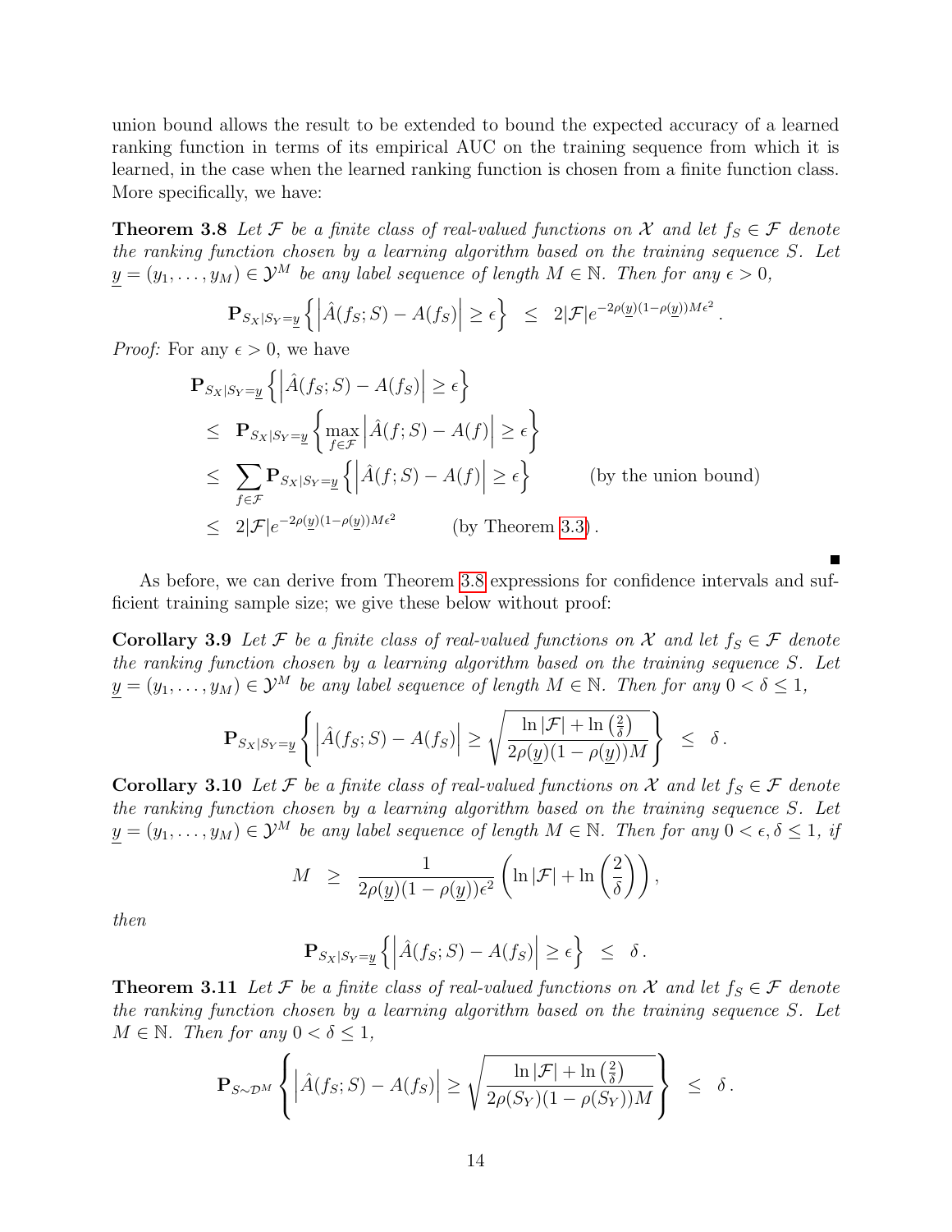union bound allows the result to be extended to bound the expected accuracy of a learned ranking function in terms of its empirical AUC on the training sequence from which it is learned, in the case when the learned ranking function is chosen from a finite function class. More specifically, we have:

**Theorem 3.8** *Let $\mathcal{F}$ be a finite class of real-valued functions on $\mathcal{X}$ and let $f_S \in \mathcal{F}$ denote the ranking function chosen by a learning algorithm based on the training sequence $S$. Let $\underline{y} = (y_1, \ldots, y_M) \in \mathcal{Y}^M$ be any label sequence of length $M \in \mathbb{N}$. Then for any $\epsilon > 0$,*

$$\mathbf{P}_{S_X|S_Y=\underline{y}} \left\{ \left| \hat{A}(f_S; S) - A(f_S) \right| \geq \epsilon \right\} \;\leq\; 2|\mathcal{F}| e^{-2\rho(\underline{y})(1-\rho(\underline{y}))M\epsilon^2} .$$

*Proof:* For any $\epsilon > 0$, we have

$$\begin{aligned}
&\mathbf{P}_{S_X|S_Y=\underline{y}} \left\{ \left| \hat{A}(f_S; S) - A(f_S) \right| \geq \epsilon \right\} \\
&\leq \; \mathbf{P}_{S_X|S_Y=\underline{y}} \left\{ \max_{f \in \mathcal{F}} \left| \hat{A}(f; S) - A(f) \right| \geq \epsilon \right\} \\
&\leq \; \sum_{f \in \mathcal{F}} \mathbf{P}_{S_X|S_Y=\underline{y}} \left\{ \left| \hat{A}(f; S) - A(f) \right| \geq \epsilon \right\} \qquad \text{(by the union bound)} \\
&\leq \; 2|\mathcal{F}| e^{-2\rho(\underline{y})(1-\rho(\underline{y}))M\epsilon^2} \qquad \text{(by Theorem 3.3)} .
\end{aligned}$$

■

As before, we can derive from Theorem 3.8 expressions for confidence intervals and sufficient training sample size; we give these below without proof:

**Corollary 3.9** *Let $\mathcal{F}$ be a finite class of real-valued functions on $\mathcal{X}$ and let $f_S \in \mathcal{F}$ denote the ranking function chosen by a learning algorithm based on the training sequence $S$. Let $\underline{y} = (y_1, \ldots, y_M) \in \mathcal{Y}^M$ be any label sequence of length $M \in \mathbb{N}$. Then for any $0 < \delta \leq 1$,*

$$\mathbf{P}_{S_X|S_Y=\underline{y}} \left\{ \left| \hat{A}(f_S; S) - A(f_S) \right| \geq \sqrt{\frac{\ln |\mathcal{F}| + \ln\left(\frac{2}{\delta}\right)}{2\rho(\underline{y})(1-\rho(\underline{y}))M}} \right\} \;\leq\; \delta .$$

**Corollary 3.10** *Let $\mathcal{F}$ be a finite class of real-valued functions on $\mathcal{X}$ and let $f_S \in \mathcal{F}$ denote the ranking function chosen by a learning algorithm based on the training sequence $S$. Let $\underline{y} = (y_1, \ldots, y_M) \in \mathcal{Y}^M$ be any label sequence of length $M \in \mathbb{N}$. Then for any $0 < \epsilon, \delta \leq 1$, if*

$$M \;\geq\; \frac{1}{2\rho(\underline{y})(1-\rho(\underline{y}))\epsilon^2} \left( \ln |\mathcal{F}| + \ln\left(\frac{2}{\delta}\right) \right) ,$$

*then*

$$\mathbf{P}_{S_X|S_Y=\underline{y}} \left\{ \left| \hat{A}(f_S; S) - A(f_S) \right| \geq \epsilon \right\} \;\leq\; \delta .$$

**Theorem 3.11** *Let $\mathcal{F}$ be a finite class of real-valued functions on $\mathcal{X}$ and let $f_S \in \mathcal{F}$ denote the ranking function chosen by a learning algorithm based on the training sequence $S$. Let $M \in \mathbb{N}$. Then for any $0 < \delta \leq 1$,*

$$\mathbf{P}_{S \sim \mathcal{D}^M} \left\{ \left| \hat{A}(f_S; S) - A(f_S) \right| \geq \sqrt{\frac{\ln |\mathcal{F}| + \ln\left(\frac{2}{\delta}\right)}{2\rho(S_Y)(1-\rho(S_Y))M}} \right\} \;\leq\; \delta .$$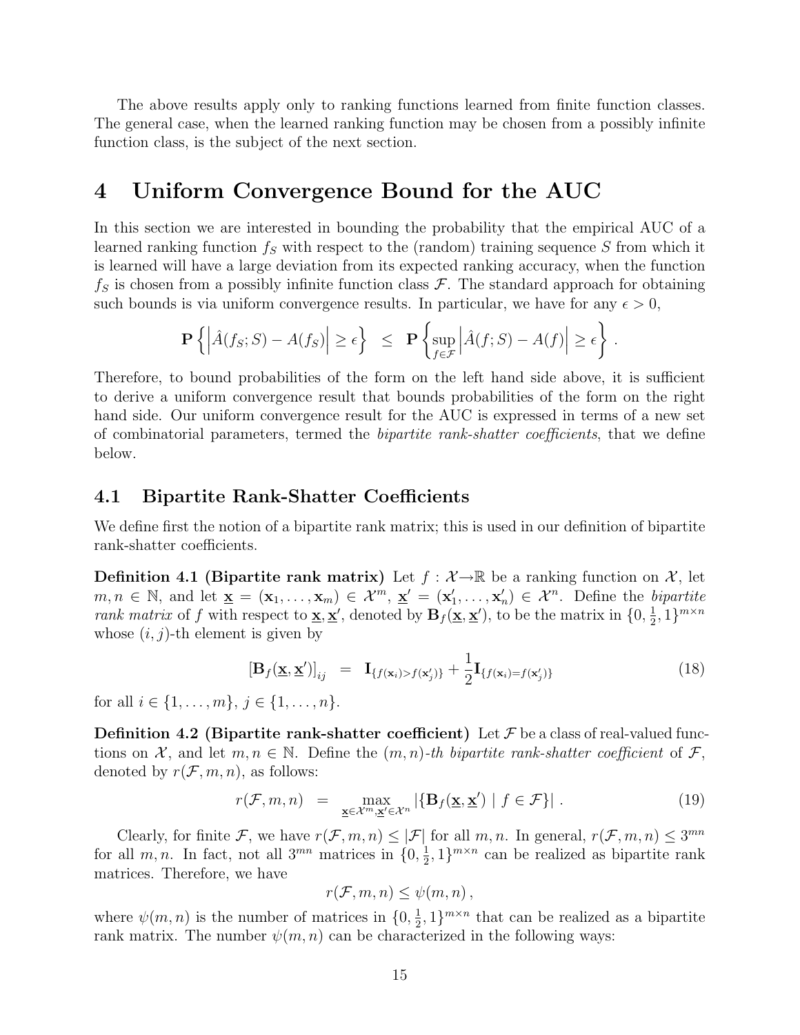The above results apply only to ranking functions learned from finite function classes. The general case, when the learned ranking function may be chosen from a possibly infinite function class, is the subject of the next section.

# 4 Uniform Convergence Bound for the AUC

In this section we are interested in bounding the probability that the empirical AUC of a learned ranking function $f_S$ with respect to the (random) training sequence $S$ from which it is learned will have a large deviation from its expected ranking accuracy, when the function $f_S$ is chosen from a possibly infinite function class $\mathcal{F}$. The standard approach for obtaining such bounds is via uniform convergence results. In particular, we have for any $\epsilon > 0$,

$$\mathbf{P}\left\{ \left| \hat{A}(f_S; S) - A(f_S) \right| \geq \epsilon \right\} \quad \leq \quad \mathbf{P}\left\{ \sup_{f \in \mathcal{F}} \left| \hat{A}(f; S) - A(f) \right| \geq \epsilon \right\} .$$

Therefore, to bound probabilities of the form on the left hand side above, it is sufficient to derive a uniform convergence result that bounds probabilities of the form on the right hand side. Our uniform convergence result for the AUC is expressed in terms of a new set of combinatorial parameters, termed the *bipartite rank-shatter coefficients*, that we define below.

## 4.1 Bipartite Rank-Shatter Coefficients

We define first the notion of a bipartite rank matrix; this is used in our definition of bipartite rank-shatter coefficients.

**Definition 4.1 (Bipartite rank matrix)** Let $f : \mathcal{X} \rightarrow \mathbb{R}$ be a ranking function on $\mathcal{X}$, let $m, n \in \mathbb{N}$, and let $\underline{\mathbf{x}} = (\mathbf{x}_1, \ldots, \mathbf{x}_m) \in \mathcal{X}^m$, $\underline{\mathbf{x}}' = (\mathbf{x}'_1, \ldots, \mathbf{x}'_n) \in \mathcal{X}^n$. Define the *bipartite rank matrix* of $f$ with respect to $\underline{\mathbf{x}}, \underline{\mathbf{x}}'$, denoted by $\mathbf{B}_f(\underline{\mathbf{x}}, \underline{\mathbf{x}}')$, to be the matrix in $\{0, \frac{1}{2}, 1\}^{m \times n}$ whose $(i, j)$-th element is given by

$$\left[\mathbf{B}_f(\underline{\mathbf{x}}, \underline{\mathbf{x}}')\right]_{ij} \quad = \quad \mathbf{I}_{\{f(\mathbf{x}_i) > f(\mathbf{x}'_j)\}} + \frac{1}{2}\mathbf{I}_{\{f(\mathbf{x}_i) = f(\mathbf{x}'_j)\}} \tag{18}$$

for all $i \in \{1, \ldots, m\}$, $j \in \{1, \ldots, n\}$.

**Definition 4.2 (Bipartite rank-shatter coefficient)** Let $\mathcal{F}$ be a class of real-valued functions on $\mathcal{X}$, and let $m, n \in \mathbb{N}$. Define the $(m, n)$*-th bipartite rank-shatter coefficient* of $\mathcal{F}$, denoted by $r(\mathcal{F}, m, n)$, as follows:

$$r(\mathcal{F}, m, n) \quad = \quad \max_{\underline{\mathbf{x}} \in \mathcal{X}^m, \underline{\mathbf{x}}' \in \mathcal{X}^n} \left| \{ \mathbf{B}_f(\underline{\mathbf{x}}, \underline{\mathbf{x}}') \mid f \in \mathcal{F} \} \right| . \tag{19}$$

Clearly, for finite $\mathcal{F}$, we have $r(\mathcal{F}, m, n) \leq |\mathcal{F}|$ for all $m, n$. In general, $r(\mathcal{F}, m, n) \leq 3^{mn}$ for all $m, n$. In fact, not all $3^{mn}$ matrices in $\{0, \frac{1}{2}, 1\}^{m \times n}$ can be realized as bipartite rank matrices. Therefore, we have

$$r(\mathcal{F}, m, n) \leq \psi(m, n) ,$$

where $\psi(m, n)$ is the number of matrices in $\{0, \frac{1}{2}, 1\}^{m \times n}$ that can be realized as a bipartite rank matrix. The number $\psi(m, n)$ can be characterized in the following ways: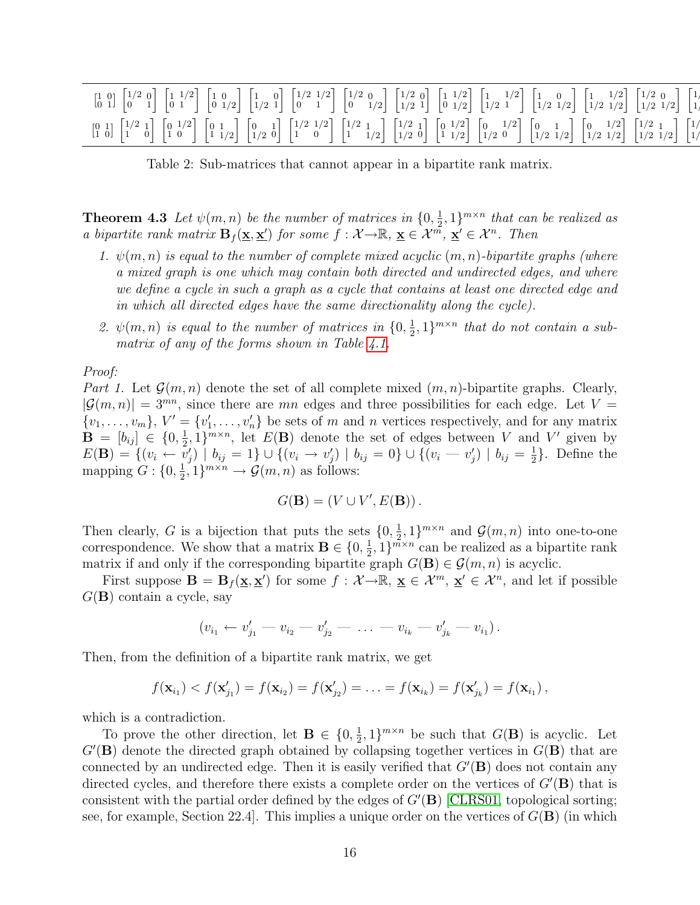| $\begin{bmatrix}1 & 0\\0 & 1\end{bmatrix}$ | $\begin{bmatrix}1/2 & 0\\0 & 1\end{bmatrix}$ | $\begin{bmatrix}1 & 1/2\\0 & 1\end{bmatrix}$ | $\begin{bmatrix}1 & 0\\0 & 1/2\end{bmatrix}$ | $\begin{bmatrix}1 & 0\\1/2 & 1\end{bmatrix}$ | $\begin{bmatrix}1/2 & 1/2\\0 & 1\end{bmatrix}$ | $\begin{bmatrix}1/2 & 0\\0 & 1/2\end{bmatrix}$ | $\begin{bmatrix}1/2 & 0\\1/2 & 1\end{bmatrix}$ | $\begin{bmatrix}1 & 1/2\\0 & 1/2\end{bmatrix}$ | $\begin{bmatrix}1 & 1/2\\1/2 & 1\end{bmatrix}$ | $\begin{bmatrix}1 & 0\\1/2 & 1/2\end{bmatrix}$ | $\begin{bmatrix}1 & 1/2\\1/2 & 1/2\end{bmatrix}$ | $\begin{bmatrix}1/2 & 0\\1/2 & 1/2\end{bmatrix}$ |
|---|---|---|---|---|---|---|---|---|---|---|---|---|
| $\begin{bmatrix}0 & 1\\1 & 0\end{bmatrix}$ | $\begin{bmatrix}1/2 & 1\\1 & 0\end{bmatrix}$ | $\begin{bmatrix}0 & 1/2\\1 & 0\end{bmatrix}$ | $\begin{bmatrix}0 & 1\\1 & 1/2\end{bmatrix}$ | $\begin{bmatrix}0 & 1\\1/2 & 0\end{bmatrix}$ | $\begin{bmatrix}1/2 & 1/2\\1 & 0\end{bmatrix}$ | $\begin{bmatrix}1/2 & 1\\1 & 1/2\end{bmatrix}$ | $\begin{bmatrix}1/2 & 1\\1/2 & 0\end{bmatrix}$ | $\begin{bmatrix}0 & 1/2\\1 & 1/2\end{bmatrix}$ | $\begin{bmatrix}0 & 1/2\\1/2 & 0\end{bmatrix}$ | $\begin{bmatrix}0 & 1\\1/2 & 1/2\end{bmatrix}$ | $\begin{bmatrix}0 & 1/2\\1/2 & 1/2\end{bmatrix}$ | $\begin{bmatrix}1/2 & 1\\1/2 & 1/2\end{bmatrix}$ |

Table 2: Sub-matrices that cannot appear in a bipartite rank matrix.

**Theorem 4.3** *Let $\psi(m,n)$ be the number of matrices in $\{0,\frac{1}{2},1\}^{m\times n}$ that can be realized as a bipartite rank matrix $\mathbf{B}_f(\underline{\mathbf{x}},\underline{\mathbf{x}}')$ for some $f:\mathcal{X}\to\mathbb{R}$, $\underline{\mathbf{x}}\in\mathcal{X}^m$, $\underline{\mathbf{x}}'\in\mathcal{X}^n$. Then*

1. *$\psi(m,n)$ is equal to the number of complete mixed acyclic $(m,n)$-bipartite graphs (where a mixed graph is one which may contain both directed and undirected edges, and where we define a cycle in such a graph as a cycle that contains at least one directed edge and in which all directed edges have the same directionality along the cycle).*
2. *$\psi(m,n)$ is equal to the number of matrices in $\{0,\frac{1}{2},1\}^{m\times n}$ that do not contain a sub-matrix of any of the forms shown in Table 4.1.*

*Proof:*
*Part 1.* Let $\mathcal{G}(m,n)$ denote the set of all complete mixed $(m,n)$-bipartite graphs. Clearly, $|\mathcal{G}(m,n)| = 3^{mn}$, since there are $mn$ edges and three possibilities for each edge. Let $V = \{v_1,\ldots,v_m\}$, $V' = \{v'_1,\ldots,v'_n\}$ be sets of $m$ and $n$ vertices respectively, and for any matrix $\mathbf{B} = [b_{ij}] \in \{0,\frac{1}{2},1\}^{m\times n}$, let $E(\mathbf{B})$ denote the set of edges between $V$ and $V'$ given by $E(\mathbf{B}) = \{(v_i \leftarrow v'_j) \mid b_{ij} = 1\} \cup \{(v_i \rightarrow v'_j) \mid b_{ij} = 0\} \cup \{(v_i - v'_j) \mid b_{ij} = \frac{1}{2}\}$. Define the mapping $G : \{0,\frac{1}{2},1\}^{m\times n} \to \mathcal{G}(m,n)$ as follows:

$$G(\mathbf{B}) = (V \cup V', E(\mathbf{B}))\,.$$

Then clearly, $G$ is a bijection that puts the sets $\{0,\frac{1}{2},1\}^{m\times n}$ and $\mathcal{G}(m,n)$ into one-to-one correspondence. We show that a matrix $\mathbf{B} \in \{0,\frac{1}{2},1\}^{m\times n}$ can be realized as a bipartite rank matrix if and only if the corresponding bipartite graph $G(\mathbf{B}) \in \mathcal{G}(m,n)$ is acyclic.

First suppose $\mathbf{B} = \mathbf{B}_f(\underline{\mathbf{x}},\underline{\mathbf{x}}')$ for some $f:\mathcal{X}\to\mathbb{R}$, $\underline{\mathbf{x}}\in\mathcal{X}^m$, $\underline{\mathbf{x}}'\in\mathcal{X}^n$, and let if possible $G(\mathbf{B})$ contain a cycle, say

$$(v_{i_1} \leftarrow v'_{j_1} - v_{i_2} - v'_{j_2} - \ldots - v_{i_k} - v'_{j_k} - v_{i_1})\,.$$

Then, from the definition of a bipartite rank matrix, we get

$$f(\mathbf{x}_{i_1}) < f(\mathbf{x}'_{j_1}) = f(\mathbf{x}_{i_2}) = f(\mathbf{x}'_{j_2}) = \ldots = f(\mathbf{x}_{i_k}) = f(\mathbf{x}'_{j_k}) = f(\mathbf{x}_{i_1})\,,$$

which is a contradiction.

To prove the other direction, let $\mathbf{B} \in \{0,\frac{1}{2},1\}^{m\times n}$ be such that $G(\mathbf{B})$ is acyclic. Let $G'(\mathbf{B})$ denote the directed graph obtained by collapsing together vertices in $G(\mathbf{B})$ that are connected by an undirected edge. Then it is easily verified that $G'(\mathbf{B})$ does not contain any directed cycles, and therefore there exists a complete order on the vertices of $G'(\mathbf{B})$ that is consistent with the partial order defined by the edges of $G'(\mathbf{B})$ [CLRS01, topological sorting; see, for example, Section 22.4]. This implies a unique order on the vertices of $G(\mathbf{B})$ (in which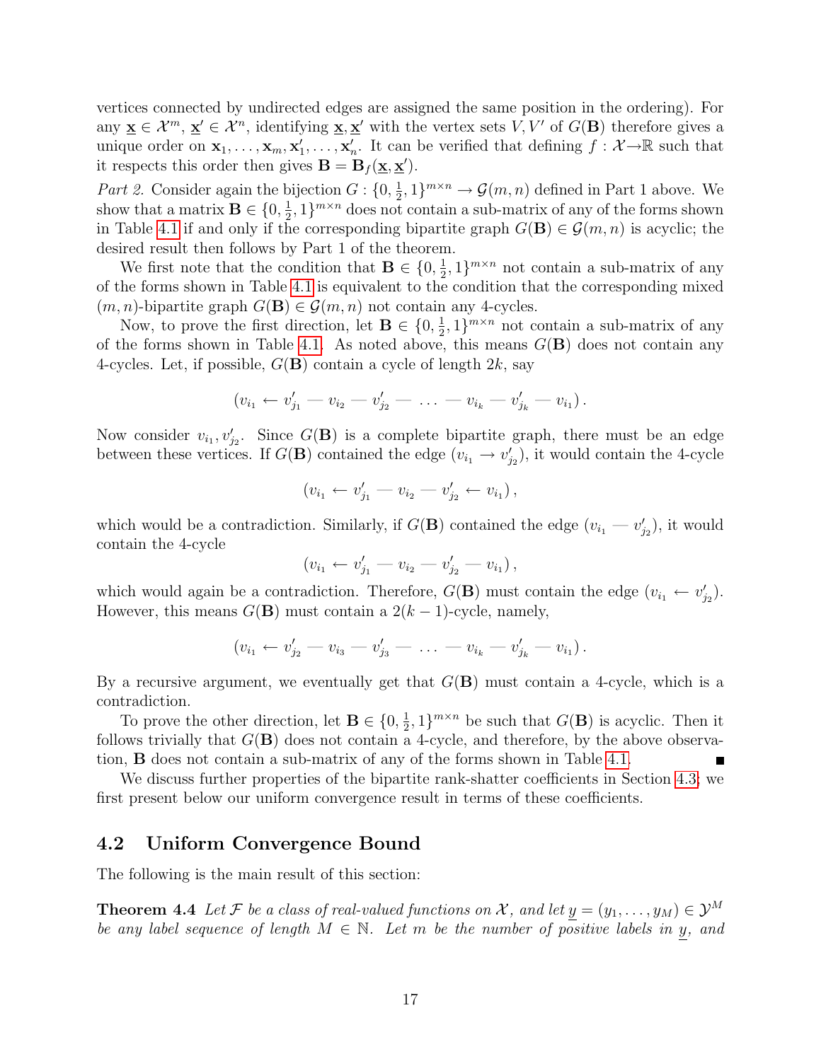vertices connected by undirected edges are assigned the same position in the ordering). For any $\underline{\mathbf{x}} \in \mathcal{X}^m$, $\underline{\mathbf{x}}' \in \mathcal{X}^n$, identifying $\underline{\mathbf{x}}, \underline{\mathbf{x}}'$ with the vertex sets $V, V'$ of $G(\mathbf{B})$ therefore gives a unique order on $\mathbf{x}_1, \ldots, \mathbf{x}_m, \mathbf{x}'_1, \ldots, \mathbf{x}'_n$. It can be verified that defining $f : \mathcal{X} \to \mathbb{R}$ such that it respects this order then gives $\mathbf{B} = \mathbf{B}_f(\underline{\mathbf{x}}, \underline{\mathbf{x}}')$.

*Part 2.* Consider again the bijection $G : \{0, \frac{1}{2}, 1\}^{m \times n} \to \mathcal{G}(m,n)$ defined in Part 1 above. We show that a matrix $\mathbf{B} \in \{0, \frac{1}{2}, 1\}^{m \times n}$ does not contain a sub-matrix of any of the forms shown in Table 4.1 if and only if the corresponding bipartite graph $G(\mathbf{B}) \in \mathcal{G}(m,n)$ is acyclic; the desired result then follows by Part 1 of the theorem.

We first note that the condition that $\mathbf{B} \in \{0, \frac{1}{2}, 1\}^{m \times n}$ not contain a sub-matrix of any of the forms shown in Table 4.1 is equivalent to the condition that the corresponding mixed $(m,n)$-bipartite graph $G(\mathbf{B}) \in \mathcal{G}(m,n)$ not contain any 4-cycles.

Now, to prove the first direction, let $\mathbf{B} \in \{0, \frac{1}{2}, 1\}^{m \times n}$ not contain a sub-matrix of any of the forms shown in Table 4.1. As noted above, this means $G(\mathbf{B})$ does not contain any 4-cycles. Let, if possible, $G(\mathbf{B})$ contain a cycle of length $2k$, say

$$(v_{i_1} \leftarrow v'_{j_1} - v_{i_2} - v'_{j_2} - \ \ldots \ - v_{i_k} - v'_{j_k} - v_{i_1})\,.$$

Now consider $v_{i_1}, v'_{j_2}$. Since $G(\mathbf{B})$ is a complete bipartite graph, there must be an edge between these vertices. If $G(\mathbf{B})$ contained the edge $(v_{i_1} \to v'_{j_2})$, it would contain the 4-cycle

$$(v_{i_1} \leftarrow v'_{j_1} - v_{i_2} - v'_{j_2} \leftarrow v_{i_1})\,,$$

which would be a contradiction. Similarly, if $G(\mathbf{B})$ contained the edge $(v_{i_1} - v'_{j_2})$, it would contain the 4-cycle

$$(v_{i_1} \leftarrow v'_{j_1} - v_{i_2} - v'_{j_2} - v_{i_1})\,,$$

which would again be a contradiction. Therefore, $G(\mathbf{B})$ must contain the edge $(v_{i_1} \leftarrow v'_{j_2})$. However, this means $G(\mathbf{B})$ must contain a $2(k-1)$-cycle, namely,

$$(v_{i_1} \leftarrow v'_{j_2} - v_{i_3} - v'_{j_3} - \ \ldots \ - v_{i_k} - v'_{j_k} - v_{i_1})\,.$$

By a recursive argument, we eventually get that $G(\mathbf{B})$ must contain a 4-cycle, which is a contradiction.

To prove the other direction, let $\mathbf{B} \in \{0, \frac{1}{2}, 1\}^{m \times n}$ be such that $G(\mathbf{B})$ is acyclic. Then it follows trivially that $G(\mathbf{B})$ does not contain a 4-cycle, and therefore, by the above observation, $\mathbf{B}$ does not contain a sub-matrix of any of the forms shown in Table 4.1. ∎

We discuss further properties of the bipartite rank-shatter coefficients in Section 4.3; we first present below our uniform convergence result in terms of these coefficients.

## 4.2 Uniform Convergence Bound

The following is the main result of this section:

**Theorem 4.4** *Let $\mathcal{F}$ be a class of real-valued functions on $\mathcal{X}$, and let $\underline{y} = (y_1, \ldots, y_M) \in \mathcal{Y}^M$ be any label sequence of length $M \in \mathbb{N}$. Let $m$ be the number of positive labels in $\underline{y}$, and*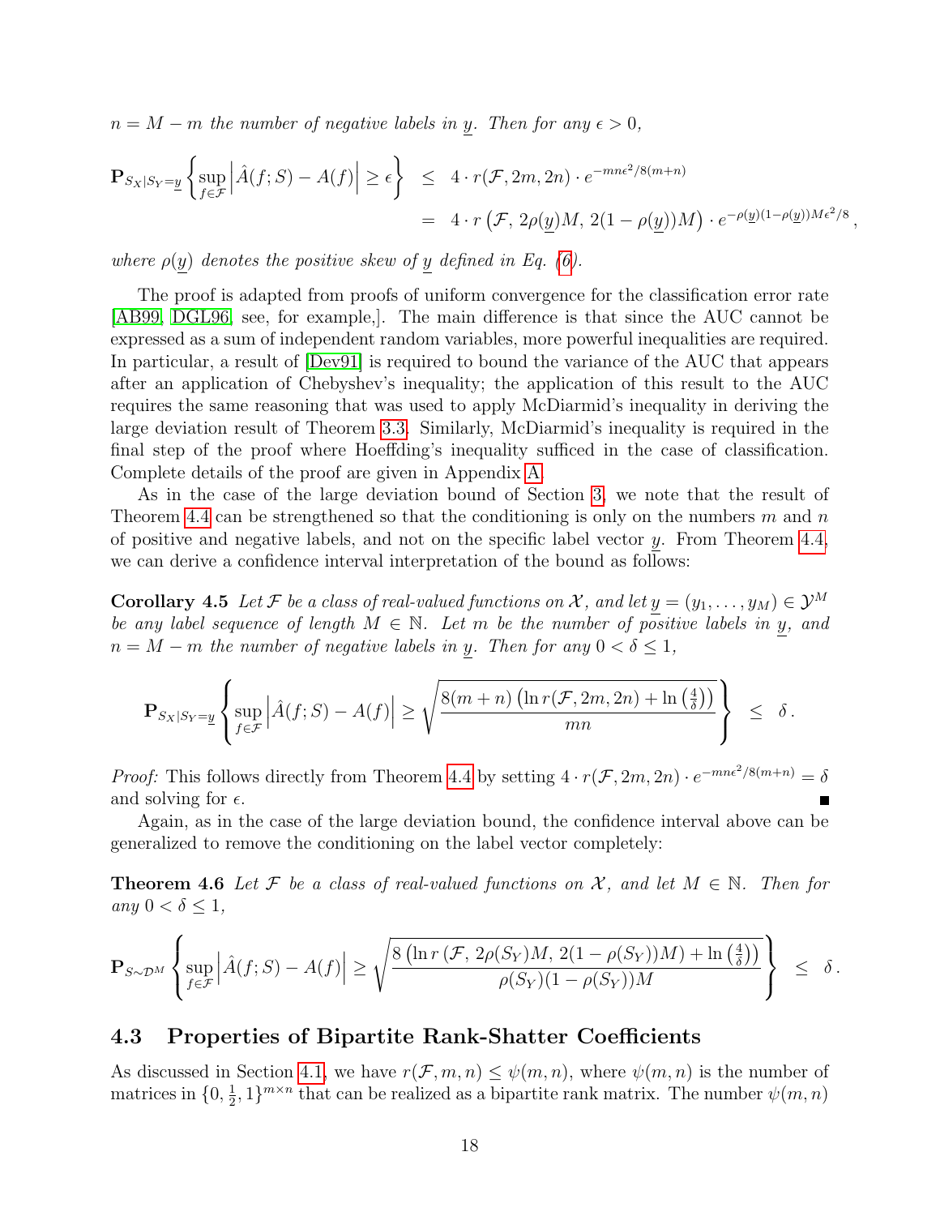*$n = M - m$ the number of negative labels in $\underline{y}$. Then for any $\epsilon > 0$,*

$$
\begin{aligned}
\mathbf{P}_{S_X|S_Y=\underline{y}}\left\{\sup_{f\in\mathcal{F}}\left|\hat{A}(f;S) - A(f)\right| \geq \epsilon\right\} &\leq 4\cdot r(\mathcal{F}, 2m, 2n)\cdot e^{-mn\epsilon^2/8(m+n)} \\
&= 4\cdot r\left(\mathcal{F},\, 2\rho(\underline{y})M,\, 2(1-\rho(\underline{y}))M\right)\cdot e^{-\rho(\underline{y})(1-\rho(\underline{y}))M\epsilon^2/8},
\end{aligned}
$$

*where $\rho(\underline{y})$ denotes the positive skew of $\underline{y}$ defined in Eq. (6).*

The proof is adapted from proofs of uniform convergence for the classification error rate [AB99, DGL96, see, for example,]. The main difference is that since the AUC cannot be expressed as a sum of independent random variables, more powerful inequalities are required. In particular, a result of [Dev91] is required to bound the variance of the AUC that appears after an application of Chebyshev's inequality; the application of this result to the AUC requires the same reasoning that was used to apply McDiarmid's inequality in deriving the large deviation result of Theorem 3.3. Similarly, McDiarmid's inequality is required in the final step of the proof where Hoeffding's inequality sufficed in the case of classification. Complete details of the proof are given in Appendix A.

As in the case of the large deviation bound of Section 3, we note that the result of Theorem 4.4 can be strengthened so that the conditioning is only on the numbers $m$ and $n$ of positive and negative labels, and not on the specific label vector $\underline{y}$. From Theorem 4.4, we can derive a confidence interval interpretation of the bound as follows:

**Corollary 4.5** *Let $\mathcal{F}$ be a class of real-valued functions on $\mathcal{X}$, and let $\underline{y} = (y_1, \ldots, y_M) \in \mathcal{Y}^M$ be any label sequence of length $M \in \mathbb{N}$. Let $m$ be the number of positive labels in $\underline{y}$, and $n = M - m$ the number of negative labels in $\underline{y}$. Then for any $0 < \delta \leq 1$,*

$$
\mathbf{P}_{S_X|S_Y=\underline{y}}\left\{\sup_{f\in\mathcal{F}}\left|\hat{A}(f;S) - A(f)\right| \geq \sqrt{\frac{8(m+n)\left(\ln r(\mathcal{F}, 2m, 2n) + \ln\left(\frac{4}{\delta}\right)\right)}{mn}}\right\} \leq \delta\,.
$$

*Proof:* This follows directly from Theorem 4.4 by setting $4\cdot r(\mathcal{F}, 2m, 2n)\cdot e^{-mn\epsilon^2/8(m+n)} = \delta$ and solving for $\epsilon$. ∎

Again, as in the case of the large deviation bound, the confidence interval above can be generalized to remove the conditioning on the label vector completely:

**Theorem 4.6** *Let $\mathcal{F}$ be a class of real-valued functions on $\mathcal{X}$, and let $M \in \mathbb{N}$. Then for any $0 < \delta \leq 1$,*

$$
\mathbf{P}_{S\sim\mathcal{D}^M}\left\{\sup_{f\in\mathcal{F}}\left|\hat{A}(f;S) - A(f)\right| \geq \sqrt{\frac{8\left(\ln r\left(\mathcal{F},\, 2\rho(S_Y)M,\, 2(1-\rho(S_Y))M\right) + \ln\left(\frac{4}{\delta}\right)\right)}{\rho(S_Y)(1-\rho(S_Y))M}}\right\} \leq \delta\,.
$$

## 4.3 Properties of Bipartite Rank-Shatter Coefficients

As discussed in Section 4.1, we have $r(\mathcal{F}, m, n) \leq \psi(m, n)$, where $\psi(m, n)$ is the number of matrices in $\{0, \frac{1}{2}, 1\}^{m\times n}$ that can be realized as a bipartite rank matrix. The number $\psi(m, n)$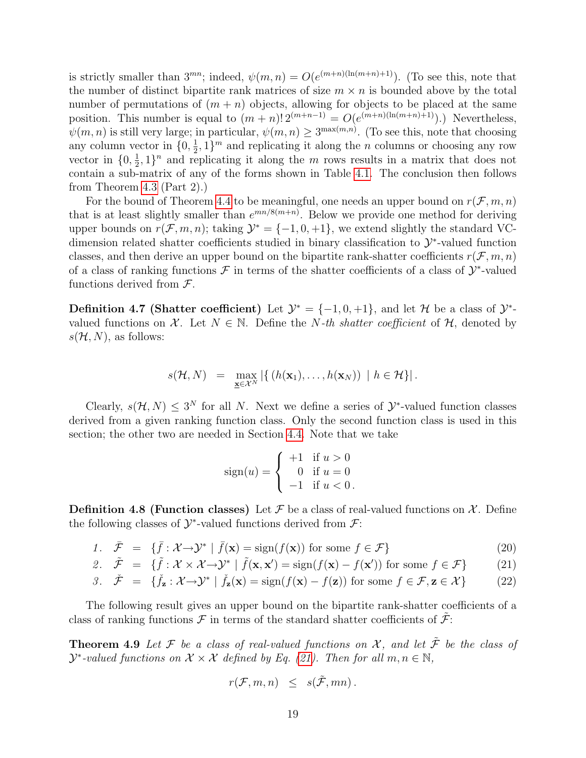is strictly smaller than $3^{mn}$; indeed, $\psi(m,n) = O(e^{(m+n)(\ln(m+n)+1)})$. (To see this, note that the number of distinct bipartite rank matrices of size $m \times n$ is bounded above by the total number of permutations of $(m+n)$ objects, allowing for objects to be placed at the same position. This number is equal to $(m+n)!\, 2^{(m+n-1)} = O(e^{(m+n)(\ln(m+n)+1)})$.) Nevertheless, $\psi(m,n)$ is still very large; in particular, $\psi(m,n) \geq 3^{\max(m,n)}$. (To see this, note that choosing any column vector in $\{0, \frac{1}{2}, 1\}^m$ and replicating it along the $n$ columns or choosing any row vector in $\{0, \frac{1}{2}, 1\}^n$ and replicating it along the $m$ rows results in a matrix that does not contain a sub-matrix of any of the forms shown in Table 4.1. The conclusion then follows from Theorem 4.3 (Part 2).)

For the bound of Theorem 4.4 to be meaningful, one needs an upper bound on $r(\mathcal{F}, m, n)$ that is at least slightly smaller than $e^{mn/8(m+n)}$. Below we provide one method for deriving upper bounds on $r(\mathcal{F}, m, n)$; taking $\mathcal{Y}^* = \{-1, 0, +1\}$, we extend slightly the standard VC-dimension related shatter coefficients studied in binary classification to $\mathcal{Y}^*$-valued function classes, and then derive an upper bound on the bipartite rank-shatter coefficients $r(\mathcal{F}, m, n)$ of a class of ranking functions $\mathcal{F}$ in terms of the shatter coefficients of a class of $\mathcal{Y}^*$-valued functions derived from $\mathcal{F}$.

**Definition 4.7 (Shatter coefficient)** Let $\mathcal{Y}^* = \{-1, 0, +1\}$, and let $\mathcal{H}$ be a class of $\mathcal{Y}^*$-valued functions on $\mathcal{X}$. Let $N \in \mathbb{N}$. Define the *N-th shatter coefficient* of $\mathcal{H}$, denoted by $s(\mathcal{H}, N)$, as follows:

$$s(\mathcal{H}, N) \;\;=\;\; \max_{\underline{\mathbf{x}} \in \mathcal{X}^N} \left| \{ (h(\mathbf{x}_1), \ldots, h(\mathbf{x}_N)) \;|\; h \in \mathcal{H} \} \right| .$$

Clearly, $s(\mathcal{H}, N) \leq 3^N$ for all $N$. Next we define a series of $\mathcal{Y}^*$-valued function classes derived from a given ranking function class. Only the second function class is used in this section; the other two are needed in Section 4.4. Note that we take

$$\mathrm{sign}(u) = \begin{cases} +1 & \text{if } u > 0 \\ \;\;\,0 & \text{if } u = 0 \\ -1 & \text{if } u < 0\,. \end{cases}$$

**Definition 4.8 (Function classes)** Let $\mathcal{F}$ be a class of real-valued functions on $\mathcal{X}$. Define the following classes of $\mathcal{Y}^*$-valued functions derived from $\mathcal{F}$:

1. $$\bar{\mathcal{F}} \;=\; \{\bar{f} : \mathcal{X} \to \mathcal{Y}^* \mid \bar{f}(\mathbf{x}) = \mathrm{sign}(f(\mathbf{x})) \text{ for some } f \in \mathcal{F}\} \tag{20}$$
2. $$\tilde{\mathcal{F}} \;=\; \{\tilde{f} : \mathcal{X} \times \mathcal{X} \to \mathcal{Y}^* \mid \tilde{f}(\mathbf{x}, \mathbf{x}') = \mathrm{sign}(f(\mathbf{x}) - f(\mathbf{x}')) \text{ for some } f \in \mathcal{F}\} \tag{21}$$
3. $$\check{\mathcal{F}} \;=\; \{\check{f}_{\mathbf{z}} : \mathcal{X} \to \mathcal{Y}^* \mid \check{f}_{\mathbf{z}}(\mathbf{x}) = \mathrm{sign}(f(\mathbf{x}) - f(\mathbf{z})) \text{ for some } f \in \mathcal{F}, \mathbf{z} \in \mathcal{X}\} \tag{22}$$

The following result gives an upper bound on the bipartite rank-shatter coefficients of a class of ranking functions $\mathcal{F}$ in terms of the standard shatter coefficients of $\tilde{\mathcal{F}}$:

**Theorem 4.9** *Let $\mathcal{F}$ be a class of real-valued functions on $\mathcal{X}$, and let $\tilde{\mathcal{F}}$ be the class of $\mathcal{Y}^*$-valued functions on $\mathcal{X} \times \mathcal{X}$ defined by Eq. (21). Then for all $m, n \in \mathbb{N}$,*

$$r(\mathcal{F}, m, n) \;\;\leq\;\; s(\tilde{\mathcal{F}}, mn)\,.$$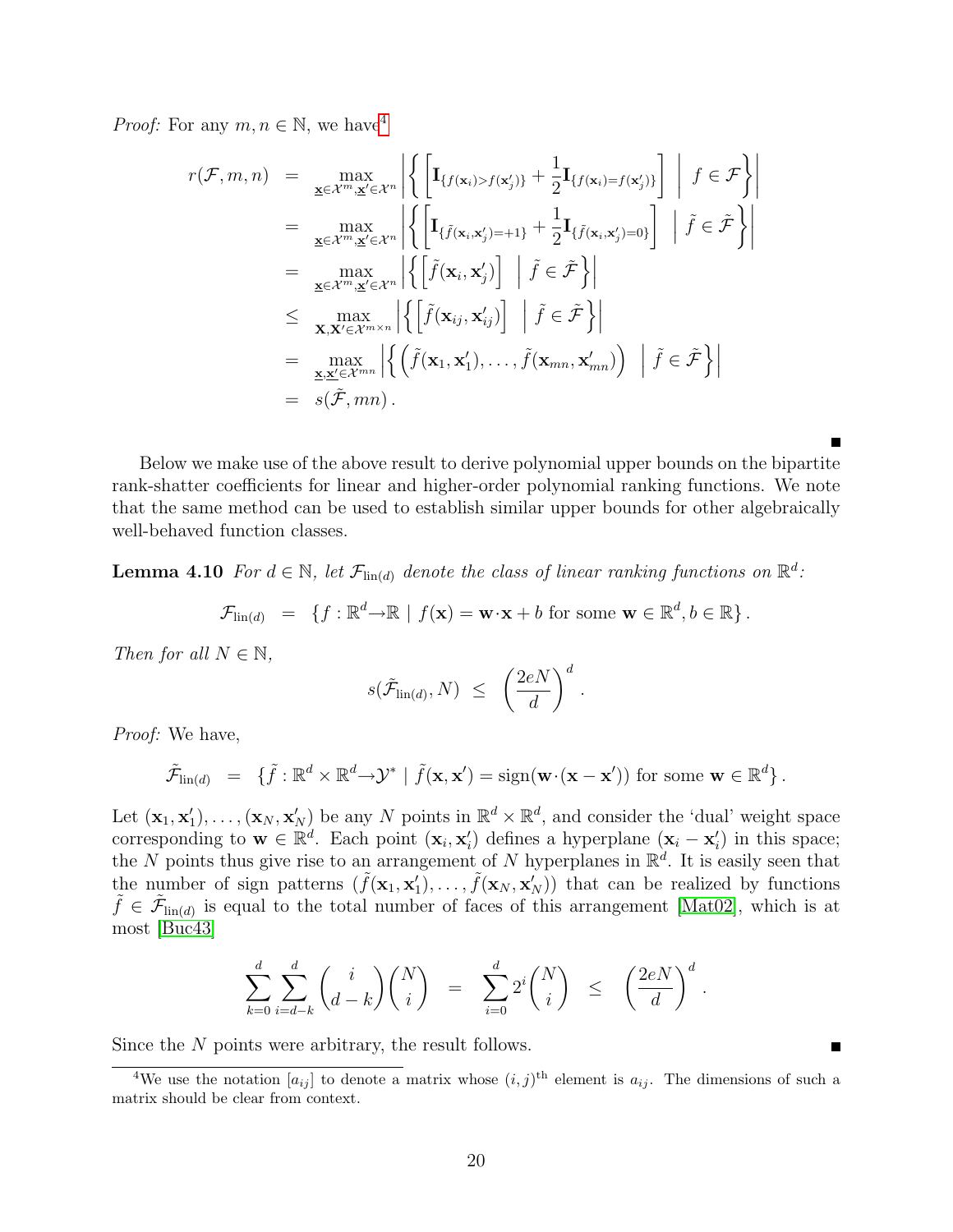*Proof:* For any $m, n \in \mathbb{N}$, we have[4]

$$
\begin{aligned}
r(\mathcal{F}, m, n) &= \max_{\underline{\mathbf{x}} \in \mathcal{X}^m, \underline{\mathbf{x}}' \in \mathcal{X}^n} \left| \left\{ \left[ \mathbf{I}_{\{f(\mathbf{x}_i) > f(\mathbf{x}'_j)\}} + \frac{1}{2} \mathbf{I}_{\{f(\mathbf{x}_i) = f(\mathbf{x}'_j)\}} \right] \;\middle|\; f \in \mathcal{F} \right\} \right| \\
&= \max_{\underline{\mathbf{x}} \in \mathcal{X}^m, \underline{\mathbf{x}}' \in \mathcal{X}^n} \left| \left\{ \left[ \mathbf{I}_{\{\tilde{f}(\mathbf{x}_i, \mathbf{x}'_j) = +1\}} + \frac{1}{2} \mathbf{I}_{\{\tilde{f}(\mathbf{x}_i, \mathbf{x}'_j) = 0\}} \right] \;\middle|\; \tilde{f} \in \tilde{\mathcal{F}} \right\} \right| \\
&= \max_{\underline{\mathbf{x}} \in \mathcal{X}^m, \underline{\mathbf{x}}' \in \mathcal{X}^n} \left| \left\{ \left[ \tilde{f}(\mathbf{x}_i, \mathbf{x}'_j) \right] \;\middle|\; \tilde{f} \in \tilde{\mathcal{F}} \right\} \right| \\
&\leq \max_{\mathbf{X}, \mathbf{X}' \in \mathcal{X}^{m \times n}} \left| \left\{ \left[ \tilde{f}(\mathbf{x}_{ij}, \mathbf{x}'_{ij}) \right] \;\middle|\; \tilde{f} \in \tilde{\mathcal{F}} \right\} \right| \\
&= \max_{\underline{\mathbf{x}}, \underline{\mathbf{x}}' \in \mathcal{X}^{mn}} \left| \left\{ \left( \tilde{f}(\mathbf{x}_1, \mathbf{x}'_1), \ldots, \tilde{f}(\mathbf{x}_{mn}, \mathbf{x}'_{mn}) \right) \;\middle|\; \tilde{f} \in \tilde{\mathcal{F}} \right\} \right| \\
&= s(\tilde{\mathcal{F}}, mn).
\end{aligned}
$$

■

Below we make use of the above result to derive polynomial upper bounds on the bipartite rank-shatter coefficients for linear and higher-order polynomial ranking functions. We note that the same method can be used to establish similar upper bounds for other algebraically well-behaved function classes.

**Lemma 4.10** *For $d \in \mathbb{N}$, let $\mathcal{F}_{\text{lin}(d)}$ denote the class of linear ranking functions on $\mathbb{R}^d$:*

$$
\mathcal{F}_{\text{lin}(d)} = \{ f : \mathbb{R}^d \to \mathbb{R} \mid f(\mathbf{x}) = \mathbf{w} \cdot \mathbf{x} + b \text{ for some } \mathbf{w} \in \mathbb{R}^d, b \in \mathbb{R} \}.
$$

*Then for all $N \in \mathbb{N}$,*

$$
s(\tilde{\mathcal{F}}_{\text{lin}(d)}, N) \leq \left( \frac{2eN}{d} \right)^d.
$$

*Proof:* We have,

$$
\tilde{\mathcal{F}}_{\text{lin}(d)} = \{ \tilde{f} : \mathbb{R}^d \times \mathbb{R}^d \to \mathcal{Y}^* \mid \tilde{f}(\mathbf{x}, \mathbf{x}') = \text{sign}(\mathbf{w} \cdot (\mathbf{x} - \mathbf{x}')) \text{ for some } \mathbf{w} \in \mathbb{R}^d \}.
$$

Let $(\mathbf{x}_1, \mathbf{x}'_1), \ldots, (\mathbf{x}_N, \mathbf{x}'_N)$ be any $N$ points in $\mathbb{R}^d \times \mathbb{R}^d$, and consider the 'dual' weight space corresponding to $\mathbf{w} \in \mathbb{R}^d$. Each point $(\mathbf{x}_i, \mathbf{x}'_i)$ defines a hyperplane $(\mathbf{x}_i - \mathbf{x}'_i)$ in this space; the $N$ points thus give rise to an arrangement of $N$ hyperplanes in $\mathbb{R}^d$. It is easily seen that the number of sign patterns $(\tilde{f}(\mathbf{x}_1, \mathbf{x}'_1), \ldots, \tilde{f}(\mathbf{x}_N, \mathbf{x}'_N))$ that can be realized by functions $\tilde{f} \in \tilde{\mathcal{F}}_{\text{lin}(d)}$ is equal to the total number of faces of this arrangement [Mat02], which is at most [Buc43]

$$
\sum_{k=0}^{d} \sum_{i=d-k}^{d} \binom{i}{d-k} \binom{N}{i} = \sum_{i=0}^{d} 2^i \binom{N}{i} \leq \left( \frac{2eN}{d} \right)^d.
$$

Since the $N$ points were arbitrary, the result follows. ■

---

[4] We use the notation $[a_{ij}]$ to denote a matrix whose $(i,j)^{\text{th}}$ element is $a_{ij}$. The dimensions of such a matrix should be clear from context.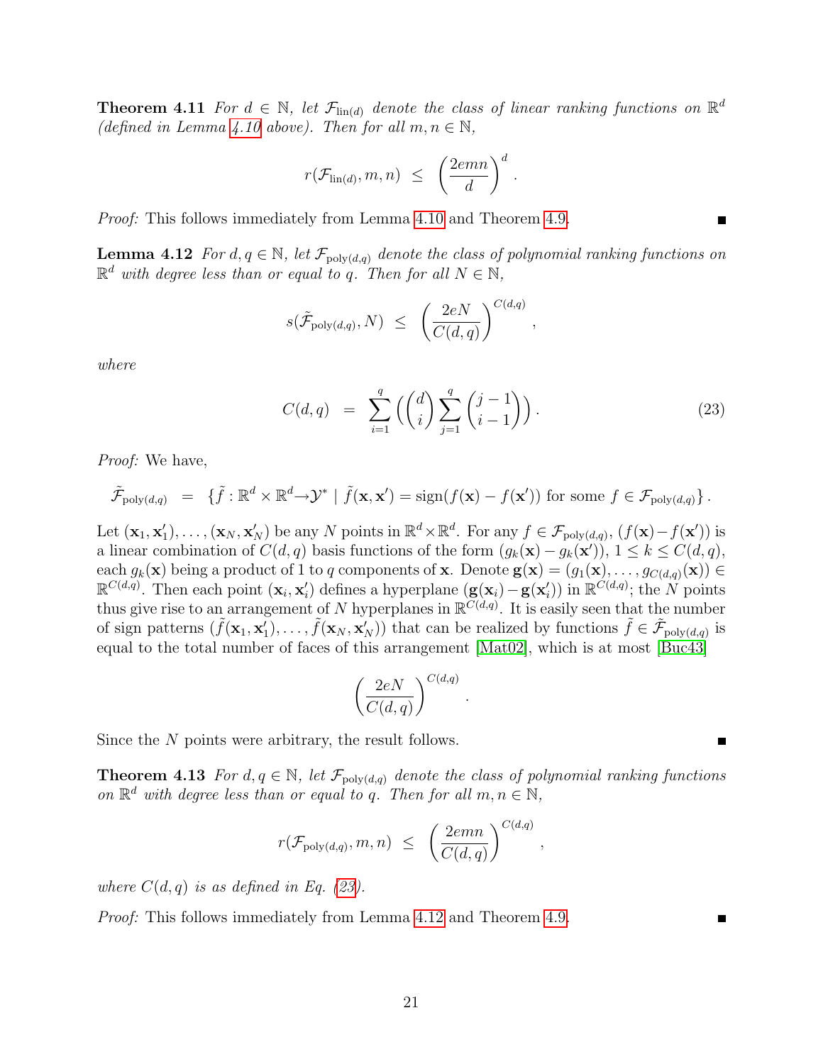**Theorem 4.11** *For $d \in \mathbb{N}$, let $\mathcal{F}_{\text{lin}(d)}$ denote the class of linear ranking functions on $\mathbb{R}^d$ (defined in Lemma 4.10 above). Then for all $m, n \in \mathbb{N}$,*

$$r(\mathcal{F}_{\text{lin}(d)}, m, n) \;\leq\; \left(\frac{2emn}{d}\right)^d .$$

*Proof:* This follows immediately from Lemma 4.10 and Theorem 4.9. ∎

**Lemma 4.12** *For $d, q \in \mathbb{N}$, let $\mathcal{F}_{\text{poly}(d,q)}$ denote the class of polynomial ranking functions on $\mathbb{R}^d$ with degree less than or equal to $q$. Then for all $N \in \mathbb{N}$,*

$$s(\tilde{\mathcal{F}}_{\text{poly}(d,q)}, N) \;\leq\; \left(\frac{2eN}{C(d,q)}\right)^{C(d,q)} ,$$

*where*

$$C(d,q) \;=\; \sum_{i=1}^{q} \left( \binom{d}{i} \sum_{j=1}^{q} \binom{j-1}{i-1} \right). \tag{23}$$

*Proof:* We have,

$$\tilde{\mathcal{F}}_{\text{poly}(d,q)} \;=\; \{ \tilde{f} : \mathbb{R}^d \times \mathbb{R}^d \to \mathcal{Y}^* \mid \tilde{f}(\mathbf{x}, \mathbf{x}') = \text{sign}(f(\mathbf{x}) - f(\mathbf{x}')) \text{ for some } f \in \mathcal{F}_{\text{poly}(d,q)} \} .$$

Let $(\mathbf{x}_1, \mathbf{x}'_1), \ldots, (\mathbf{x}_N, \mathbf{x}'_N)$ be any $N$ points in $\mathbb{R}^d \times \mathbb{R}^d$. For any $f \in \mathcal{F}_{\text{poly}(d,q)}$, $(f(\mathbf{x}) - f(\mathbf{x}'))$ is a linear combination of $C(d,q)$ basis functions of the form $(g_k(\mathbf{x}) - g_k(\mathbf{x}'))$, $1 \leq k \leq C(d,q)$, each $g_k(\mathbf{x})$ being a product of 1 to $q$ components of $\mathbf{x}$. Denote $\mathbf{g}(\mathbf{x}) = (g_1(\mathbf{x}), \ldots, g_{C(d,q)}(\mathbf{x})) \in \mathbb{R}^{C(d,q)}$. Then each point $(\mathbf{x}_i, \mathbf{x}'_i)$ defines a hyperplane $(\mathbf{g}(\mathbf{x}_i) - \mathbf{g}(\mathbf{x}'_i))$ in $\mathbb{R}^{C(d,q)}$; the $N$ points thus give rise to an arrangement of $N$ hyperplanes in $\mathbb{R}^{C(d,q)}$. It is easily seen that the number of sign patterns $(\tilde{f}(\mathbf{x}_1, \mathbf{x}'_1), \ldots, \tilde{f}(\mathbf{x}_N, \mathbf{x}'_N))$ that can be realized by functions $\tilde{f} \in \tilde{\mathcal{F}}_{\text{poly}(d,q)}$ is equal to the total number of faces of this arrangement [Mat02], which is at most [Buc43]

$$\left(\frac{2eN}{C(d,q)}\right)^{C(d,q)} .$$

Since the $N$ points were arbitrary, the result follows. ∎

**Theorem 4.13** *For $d, q \in \mathbb{N}$, let $\mathcal{F}_{\text{poly}(d,q)}$ denote the class of polynomial ranking functions on $\mathbb{R}^d$ with degree less than or equal to $q$. Then for all $m, n \in \mathbb{N}$,*

$$r(\mathcal{F}_{\text{poly}(d,q)}, m, n) \;\leq\; \left(\frac{2emn}{C(d,q)}\right)^{C(d,q)} ,$$

*where $C(d,q)$ is as defined in Eq. (23).*

*Proof:* This follows immediately from Lemma 4.12 and Theorem 4.9. ∎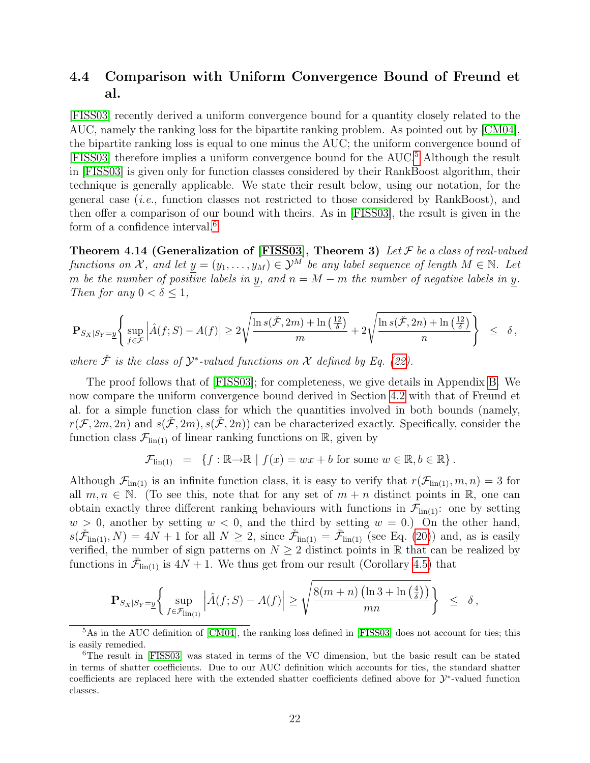### 4.4 Comparison with Uniform Convergence Bound of Freund et al.

[FISS03] recently derived a uniform convergence bound for a quantity closely related to the AUC, namely the ranking loss for the bipartite ranking problem. As pointed out by [CM04], the bipartite ranking loss is equal to one minus the AUC; the uniform convergence bound of [FISS03] therefore implies a uniform convergence bound for the AUC.[5] Although the result in [FISS03] is given only for function classes considered by their RankBoost algorithm, their technique is generally applicable. We state their result below, using our notation, for the general case (*i.e.*, function classes not restricted to those considered by RankBoost), and then offer a comparison of our bound with theirs. As in [FISS03], the result is given in the form of a confidence interval.[6]

**Theorem 4.14 (Generalization of [FISS03], Theorem 3)** *Let $\mathcal{F}$ be a class of real-valued functions on $\mathcal{X}$, and let $\underline{y} = (y_1, \ldots, y_M) \in \mathcal{Y}^M$ be any label sequence of length $M \in \mathbb{N}$. Let $m$ be the number of positive labels in $\underline{y}$, and $n = M - m$ the number of negative labels in $\underline{y}$. Then for any $0 < \delta \leq 1$,*

$$\mathbf{P}_{S_X|S_Y=\underline{y}}\left\{ \sup_{f\in\mathcal{F}} \left|\hat{A}(f;S) - A(f)\right| \geq 2\sqrt{\frac{\ln s(\check{\mathcal{F}}, 2m) + \ln\left(\frac{12}{\delta}\right)}{m}} + 2\sqrt{\frac{\ln s(\check{\mathcal{F}}, 2n) + \ln\left(\frac{12}{\delta}\right)}{n}} \right\} \;\leq\; \delta\,,$$

*where $\check{\mathcal{F}}$ is the class of $\mathcal{Y}^*$-valued functions on $\mathcal{X}$ defined by Eq. (22).*

The proof follows that of [FISS03]; for completeness, we give details in Appendix B. We now compare the uniform convergence bound derived in Section 4.2 with that of Freund et al. for a simple function class for which the quantities involved in both bounds (namely, $r(\mathcal{F}, 2m, 2n)$ and $s(\check{\mathcal{F}}, 2m), s(\check{\mathcal{F}}, 2n)$) can be characterized exactly. Specifically, consider the function class $\mathcal{F}_{\text{lin}(1)}$ of linear ranking functions on $\mathbb{R}$, given by

$$\mathcal{F}_{\text{lin}(1)} \;=\; \{f : \mathbb{R}\to\mathbb{R} \mid f(x) = wx + b \text{ for some } w \in \mathbb{R}, b \in \mathbb{R}\}\,.$$

Although $\mathcal{F}_{\text{lin}(1)}$ is an infinite function class, it is easy to verify that $r(\mathcal{F}_{\text{lin}(1)}, m, n) = 3$ for all $m, n \in \mathbb{N}$. (To see this, note that for any set of $m + n$ distinct points in $\mathbb{R}$, one can obtain exactly three different ranking behaviours with functions in $\mathcal{F}_{\text{lin}(1)}$: one by setting $w > 0$, another by setting $w < 0$, and the third by setting $w = 0$.) On the other hand, $s(\check{\mathcal{F}}_{\text{lin}(1)}, N) = 4N + 1$ for all $N \geq 2$, since $\check{\mathcal{F}}_{\text{lin}(1)} = \bar{\mathcal{F}}_{\text{lin}(1)}$ (see Eq. (20)) and, as is easily verified, the number of sign patterns on $N \geq 2$ distinct points in $\mathbb{R}$ that can be realized by functions in $\bar{\mathcal{F}}_{\text{lin}(1)}$ is $4N + 1$. We thus get from our result (Corollary 4.5) that

$$\mathbf{P}_{S_X|S_Y=\underline{y}}\left\{ \sup_{f\in\mathcal{F}_{\text{lin}(1)}} \left|\hat{A}(f;S) - A(f)\right| \geq \sqrt{\frac{8(m+n)\left(\ln 3 + \ln\left(\frac{4}{\delta}\right)\right)}{mn}} \right\} \;\leq\; \delta\,,$$

---

[5] As in the AUC definition of [CM04], the ranking loss defined in [FISS03] does not account for ties; this is easily remedied.

[6] The result in [FISS03] was stated in terms of the VC dimension, but the basic result can be stated in terms of shatter coefficients. Due to our AUC definition which accounts for ties, the standard shatter coefficients are replaced here with the extended shatter coefficients defined above for $\mathcal{Y}^*$-valued function classes.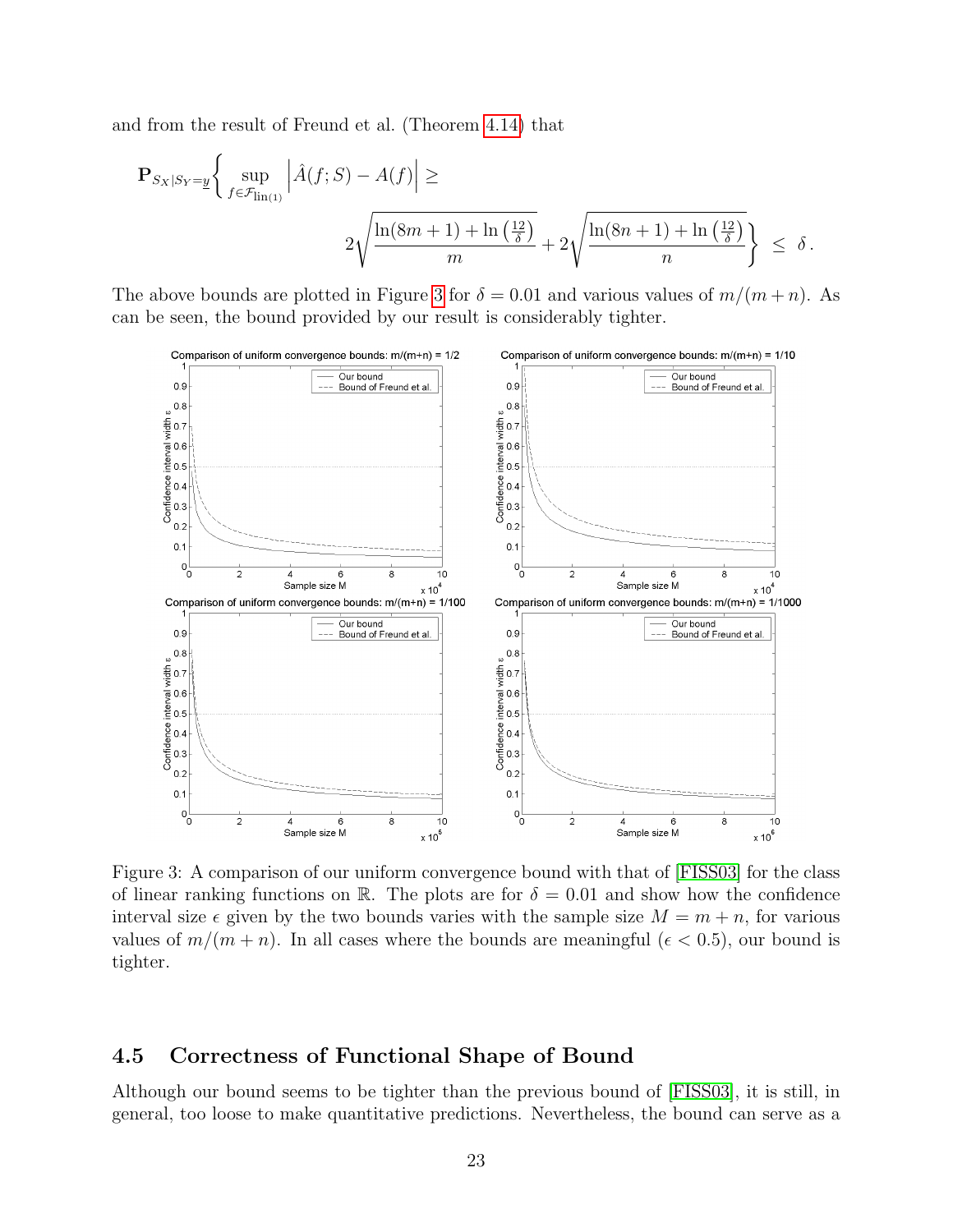and from the result of Freund et al. (Theorem 4.14) that

$$\mathbf{P}_{S_X|S_Y=\underline{y}}\left\{ \sup_{f\in\mathcal{F}_{\text{lin}(1)}} \left|\hat{A}(f;S) - A(f)\right| \geq 2\sqrt{\frac{\ln(8m+1)+\ln\left(\frac{12}{\delta}\right)}{m}} + 2\sqrt{\frac{\ln(8n+1)+\ln\left(\frac{12}{\delta}\right)}{n}} \right\} \leq \delta\,.$$

The above bounds are plotted in Figure 3 for $\delta = 0.01$ and various values of $m/(m+n)$. As can be seen, the bound provided by our result is considerably tighter.

Figure 3: A comparison of our uniform convergence bound with that of [FISS03] for the class of linear ranking functions on $\mathbb{R}$. The plots are for $\delta = 0.01$ and show how the confidence interval size $\epsilon$ given by the two bounds varies with the sample size $M = m + n$, for various values of $m/(m+n)$. In all cases where the bounds are meaningful ($\epsilon < 0.5$), our bound is tighter.

## 4.5 Correctness of Functional Shape of Bound

Although our bound seems to be tighter than the previous bound of [FISS03], it is still, in general, too loose to make quantitative predictions. Nevertheless, the bound can serve as a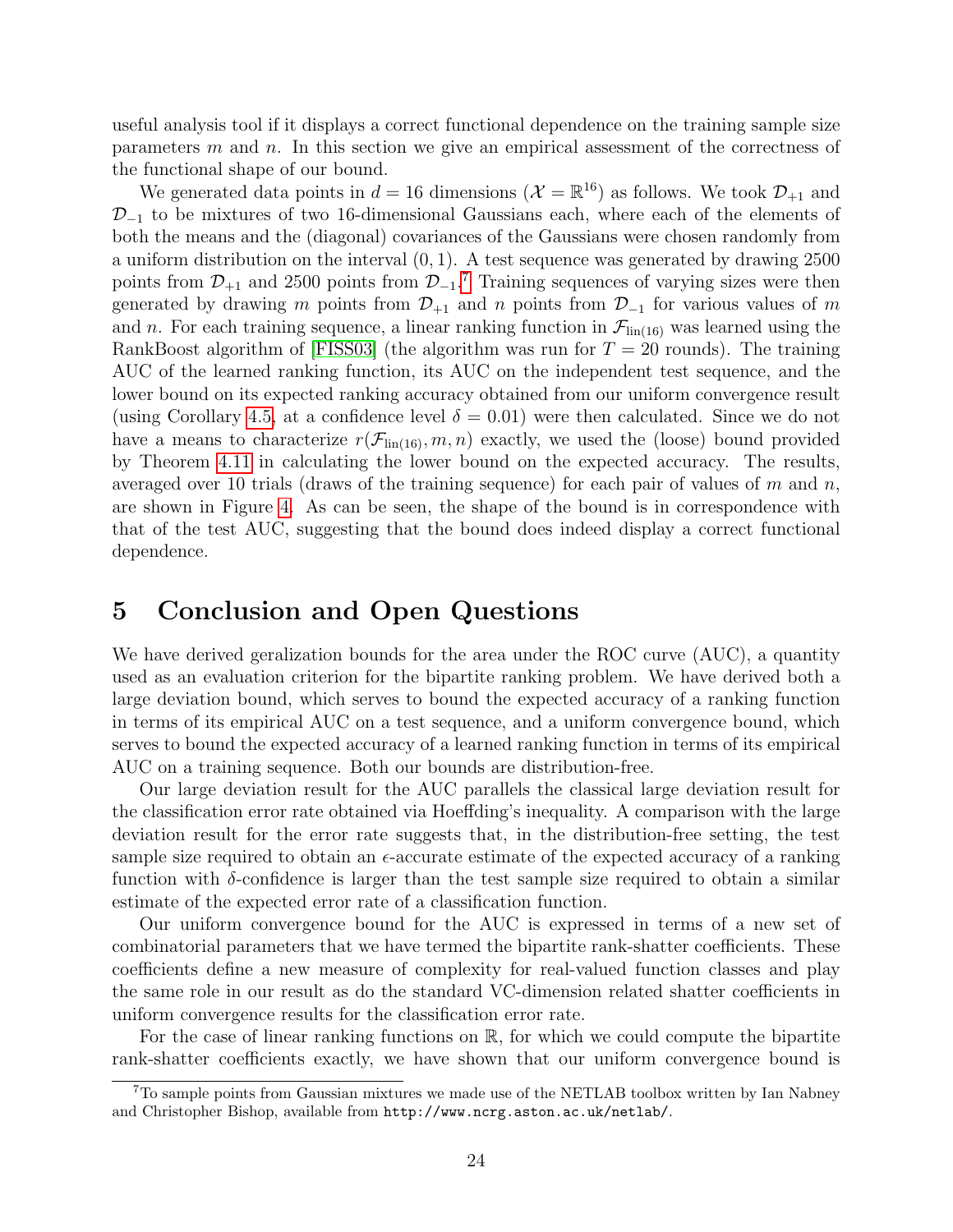useful analysis tool if it displays a correct functional dependence on the training sample size parameters $m$ and $n$. In this section we give an empirical assessment of the correctness of the functional shape of our bound.

We generated data points in $d = 16$ dimensions ($\mathcal{X} = \mathbb{R}^{16}$) as follows. We took $\mathcal{D}_{+1}$ and $\mathcal{D}_{-1}$ to be mixtures of two 16-dimensional Gaussians each, where each of the elements of both the means and the (diagonal) covariances of the Gaussians were chosen randomly from a uniform distribution on the interval $(0, 1)$. A test sequence was generated by drawing 2500 points from $\mathcal{D}_{+1}$ and 2500 points from $\mathcal{D}_{-1}$.[7] Training sequences of varying sizes were then generated by drawing $m$ points from $\mathcal{D}_{+1}$ and $n$ points from $\mathcal{D}_{-1}$ for various values of $m$ and $n$. For each training sequence, a linear ranking function in $\mathcal{F}_{\mathrm{lin}(16)}$ was learned using the RankBoost algorithm of [FISS03] (the algorithm was run for $T = 20$ rounds). The training AUC of the learned ranking function, its AUC on the independent test sequence, and the lower bound on its expected ranking accuracy obtained from our uniform convergence result (using Corollary 4.5, at a confidence level $\delta = 0.01$) were then calculated. Since we do not have a means to characterize $r(\mathcal{F}_{\mathrm{lin}(16)}, m, n)$ exactly, we used the (loose) bound provided by Theorem 4.11 in calculating the lower bound on the expected accuracy. The results, averaged over 10 trials (draws of the training sequence) for each pair of values of $m$ and $n$, are shown in Figure 4. As can be seen, the shape of the bound is in correspondence with that of the test AUC, suggesting that the bound does indeed display a correct functional dependence.

# 5 Conclusion and Open Questions

We have derived geralization bounds for the area under the ROC curve (AUC), a quantity used as an evaluation criterion for the bipartite ranking problem. We have derived both a large deviation bound, which serves to bound the expected accuracy of a ranking function in terms of its empirical AUC on a test sequence, and a uniform convergence bound, which serves to bound the expected accuracy of a learned ranking function in terms of its empirical AUC on a training sequence. Both our bounds are distribution-free.

Our large deviation result for the AUC parallels the classical large deviation result for the classification error rate obtained via Hoeffding's inequality. A comparison with the large deviation result for the error rate suggests that, in the distribution-free setting, the test sample size required to obtain an $\epsilon$-accurate estimate of the expected accuracy of a ranking function with $\delta$-confidence is larger than the test sample size required to obtain a similar estimate of the expected error rate of a classification function.

Our uniform convergence bound for the AUC is expressed in terms of a new set of combinatorial parameters that we have termed the bipartite rank-shatter coefficients. These coefficients define a new measure of complexity for real-valued function classes and play the same role in our result as do the standard VC-dimension related shatter coefficients in uniform convergence results for the classification error rate.

For the case of linear ranking functions on $\mathbb{R}$, for which we could compute the bipartite rank-shatter coefficients exactly, we have shown that our uniform convergence bound is

[7] To sample points from Gaussian mixtures we made use of the NETLAB toolbox written by Ian Nabney and Christopher Bishop, available from `http://www.ncrg.aston.ac.uk/netlab/`.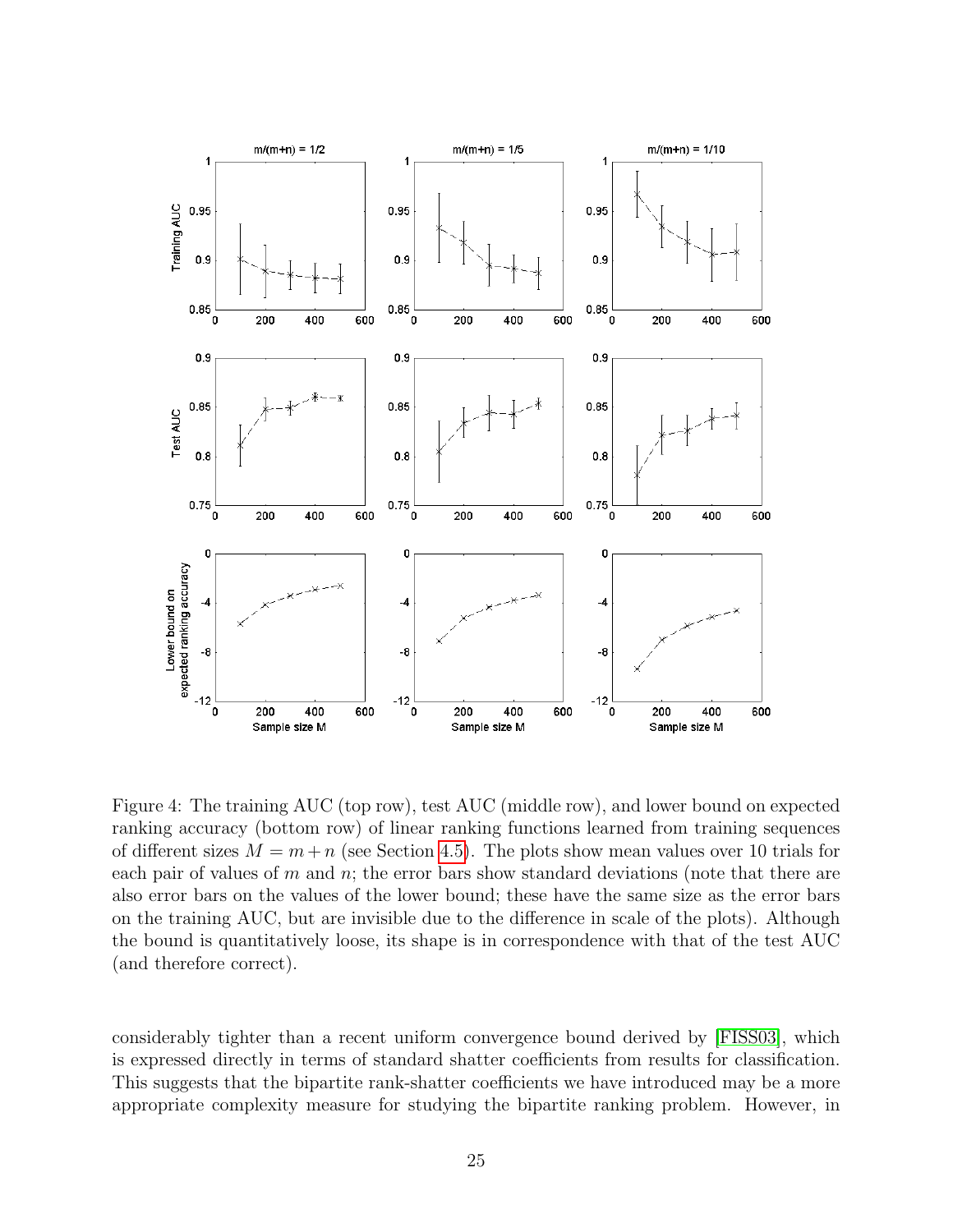Figure 4: The training AUC (top row), test AUC (middle row), and lower bound on expected ranking accuracy (bottom row) of linear ranking functions learned from training sequences of different sizes $M = m + n$ (see Section 4.5). The plots show mean values over 10 trials for each pair of values of $m$ and $n$; the error bars show standard deviations (note that there are also error bars on the values of the lower bound; these have the same size as the error bars on the training AUC, but are invisible due to the difference in scale of the plots). Although the bound is quantitatively loose, its shape is in correspondence with that of the test AUC (and therefore correct).

considerably tighter than a recent uniform convergence bound derived by [FISS03], which is expressed directly in terms of standard shatter coefficients from results for classification. This suggests that the bipartite rank-shatter coefficients we have introduced may be a more appropriate complexity measure for studying the bipartite ranking problem. However, in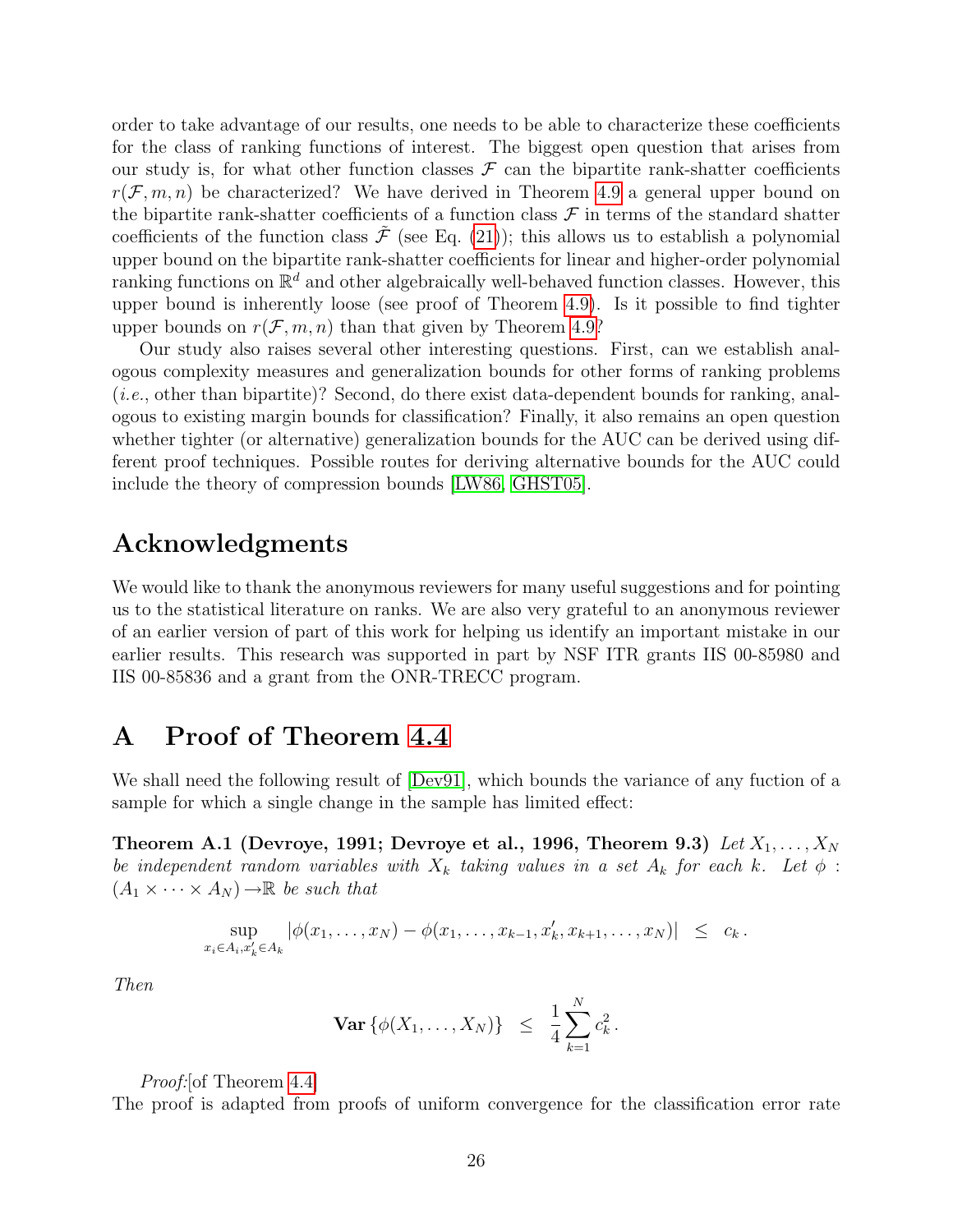order to take advantage of our results, one needs to be able to characterize these coefficients for the class of ranking functions of interest. The biggest open question that arises from our study is, for what other function classes $\mathcal{F}$ can the bipartite rank-shatter coefficients $r(\mathcal{F}, m, n)$ be characterized? We have derived in Theorem 4.9 a general upper bound on the bipartite rank-shatter coefficients of a function class $\mathcal{F}$ in terms of the standard shatter coefficients of the function class $\tilde{\mathcal{F}}$ (see Eq. (21)); this allows us to establish a polynomial upper bound on the bipartite rank-shatter coefficients for linear and higher-order polynomial ranking functions on $\mathbb{R}^d$ and other algebraically well-behaved function classes. However, this upper bound is inherently loose (see proof of Theorem 4.9). Is it possible to find tighter upper bounds on $r(\mathcal{F}, m, n)$ than that given by Theorem 4.9?

Our study also raises several other interesting questions. First, can we establish analogous complexity measures and generalization bounds for other forms of ranking problems (*i.e.*, other than bipartite)? Second, do there exist data-dependent bounds for ranking, analogous to existing margin bounds for classification? Finally, it also remains an open question whether tighter (or alternative) generalization bounds for the AUC can be derived using different proof techniques. Possible routes for deriving alternative bounds for the AUC could include the theory of compression bounds [LW86, GHST05].

## Acknowledgments

We would like to thank the anonymous reviewers for many useful suggestions and for pointing us to the statistical literature on ranks. We are also very grateful to an anonymous reviewer of an earlier version of part of this work for helping us identify an important mistake in our earlier results. This research was supported in part by NSF ITR grants IIS 00-85980 and IIS 00-85836 and a grant from the ONR-TRECC program.

## A Proof of Theorem 4.4

We shall need the following result of [Dev91], which bounds the variance of any fuction of a sample for which a single change in the sample has limited effect:

**Theorem A.1 (Devroye, 1991; Devroye et al., 1996, Theorem 9.3)** *Let $X_1, \ldots, X_N$ be independent random variables with $X_k$ taking values in a set $A_k$ for each $k$. Let $\phi : (A_1 \times \cdots \times A_N) \rightarrow \mathbb{R}$ be such that*

$$\sup_{x_i \in A_i, x'_k \in A_k} |\phi(x_1, \ldots, x_N) - \phi(x_1, \ldots, x_{k-1}, x'_k, x_{k+1}, \ldots, x_N)| \;\; \leq \;\; c_k \, .$$

*Then*

$$\mathbf{Var}\left\{\phi(X_1, \ldots, X_N)\right\} \;\; \leq \;\; \frac{1}{4} \sum_{k=1}^{N} c_k^2 \, .$$

*Proof:*[of Theorem 4.4]
The proof is adapted from proofs of uniform convergence for the classification error rate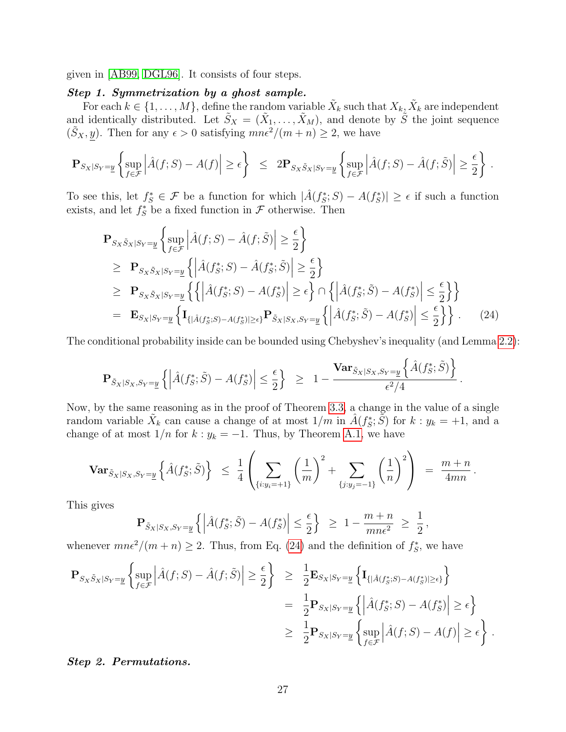given in [AB99, DGL96]. It consists of four steps.

***Step 1. Symmetrization by a ghost sample.***

For each $k \in \{1, \dots, M\}$, define the random variable $\tilde{X}_k$ such that $X_k, \tilde{X}_k$ are independent and identically distributed. Let $\tilde{S}_X = (\tilde{X}_1, \dots, \tilde{X}_M)$, and denote by $\tilde{S}$ the joint sequence $(\tilde{S}_X, \underline{y})$. Then for any $\epsilon > 0$ satisfying $mn\epsilon^2/(m+n) \geq 2$, we have

$$\mathbf{P}_{S_X|S_Y=\underline{y}}\left\{\sup_{f\in\mathcal{F}}\left|\hat{A}(f;S) - A(f)\right| \geq \epsilon\right\} \;\leq\; 2\mathbf{P}_{S_X\tilde{S}_X|S_Y=\underline{y}}\left\{\sup_{f\in\mathcal{F}}\left|\hat{A}(f;S) - \hat{A}(f;\tilde{S})\right| \geq \frac{\epsilon}{2}\right\}.$$

To see this, let $f_S^* \in \mathcal{F}$ be a function for which $|\hat{A}(f_S^*;S) - A(f_S^*)| \geq \epsilon$ if such a function exists, and let $f_S^*$ be a fixed function in $\mathcal{F}$ otherwise. Then

$$\begin{aligned}
&\mathbf{P}_{S_X\tilde{S}_X|S_Y=\underline{y}}\left\{\sup_{f\in\mathcal{F}}\left|\hat{A}(f;S) - \hat{A}(f;\tilde{S})\right| \geq \frac{\epsilon}{2}\right\} \\
&\geq\; \mathbf{P}_{S_X\tilde{S}_X|S_Y=\underline{y}}\left\{\left|\hat{A}(f_S^*;S) - \hat{A}(f_S^*;\tilde{S})\right| \geq \frac{\epsilon}{2}\right\} \\
&\geq\; \mathbf{P}_{S_X\tilde{S}_X|S_Y=\underline{y}}\left\{\left\{\left|\hat{A}(f_S^*;S) - A(f_S^*)\right| \geq \epsilon\right\} \cap \left\{\left|\hat{A}(f_S^*;\tilde{S}) - A(f_S^*)\right| \leq \frac{\epsilon}{2}\right\}\right\} \\
&=\; \mathbf{E}_{S_X|S_Y=\underline{y}}\left\{\mathbf{I}_{\{|\hat{A}(f_S^*;S)-A(f_S^*)|\geq\epsilon\}}\mathbf{P}_{\tilde{S}_X|S_X,S_Y=\underline{y}}\left\{\left|\hat{A}(f_S^*;\tilde{S}) - A(f_S^*)\right| \leq \frac{\epsilon}{2}\right\}\right\}.
\end{aligned} \tag{24}$$

The conditional probability inside can be bounded using Chebyshev's inequality (and Lemma 2.2):

$$\mathbf{P}_{\tilde{S}_X|S_X,S_Y=\underline{y}}\left\{\left|\hat{A}(f_S^*;\tilde{S}) - A(f_S^*)\right| \leq \frac{\epsilon}{2}\right\} \;\geq\; 1 - \frac{\mathbf{Var}_{\tilde{S}_X|S_X,S_Y=\underline{y}}\left\{\hat{A}(f_S^*;\tilde{S})\right\}}{\epsilon^2/4}.$$

Now, by the same reasoning as in the proof of Theorem 3.3, a change in the value of a single random variable $\tilde{X}_k$ can cause a change of at most $1/m$ in $\hat{A}(f_S^*;\tilde{S})$ for $k : y_k = +1$, and a change of at most $1/n$ for $k : y_k = -1$. Thus, by Theorem A.1, we have

$$\mathbf{Var}_{\tilde{S}_X|S_X,S_Y=\underline{y}}\left\{\hat{A}(f_S^*;\tilde{S})\right\} \;\leq\; \frac{1}{4}\left(\sum_{\{i:y_i=+1\}}\left(\frac{1}{m}\right)^2 + \sum_{\{j:y_j=-1\}}\left(\frac{1}{n}\right)^2\right) \;=\; \frac{m+n}{4mn}.$$

This gives

$$\mathbf{P}_{\tilde{S}_X|S_X,S_Y=\underline{y}}\left\{\left|\hat{A}(f_S^*;\tilde{S}) - A(f_S^*)\right| \leq \frac{\epsilon}{2}\right\} \;\geq\; 1 - \frac{m+n}{mn\epsilon^2} \;\geq\; \frac{1}{2},$$

whenever $mn\epsilon^2/(m+n) \geq 2$. Thus, from Eq. (24) and the definition of $f_S^*$, we have

$$\begin{aligned}
\mathbf{P}_{S_X\tilde{S}_X|S_Y=\underline{y}}\left\{\sup_{f\in\mathcal{F}}\left|\hat{A}(f;S) - \hat{A}(f;\tilde{S})\right| \geq \frac{\epsilon}{2}\right\} \;&\geq\; \frac{1}{2}\mathbf{E}_{S_X|S_Y=\underline{y}}\left\{\mathbf{I}_{\{|\hat{A}(f_S^*;S)-A(f_S^*)|\geq\epsilon\}}\right\} \\
&=\; \frac{1}{2}\mathbf{P}_{S_X|S_Y=\underline{y}}\left\{\left|\hat{A}(f_S^*;S) - A(f_S^*)\right| \geq \epsilon\right\} \\
&\geq\; \frac{1}{2}\mathbf{P}_{S_X|S_Y=\underline{y}}\left\{\sup_{f\in\mathcal{F}}\left|\hat{A}(f;S) - A(f)\right| \geq \epsilon\right\}.
\end{aligned}$$

***Step 2. Permutations.***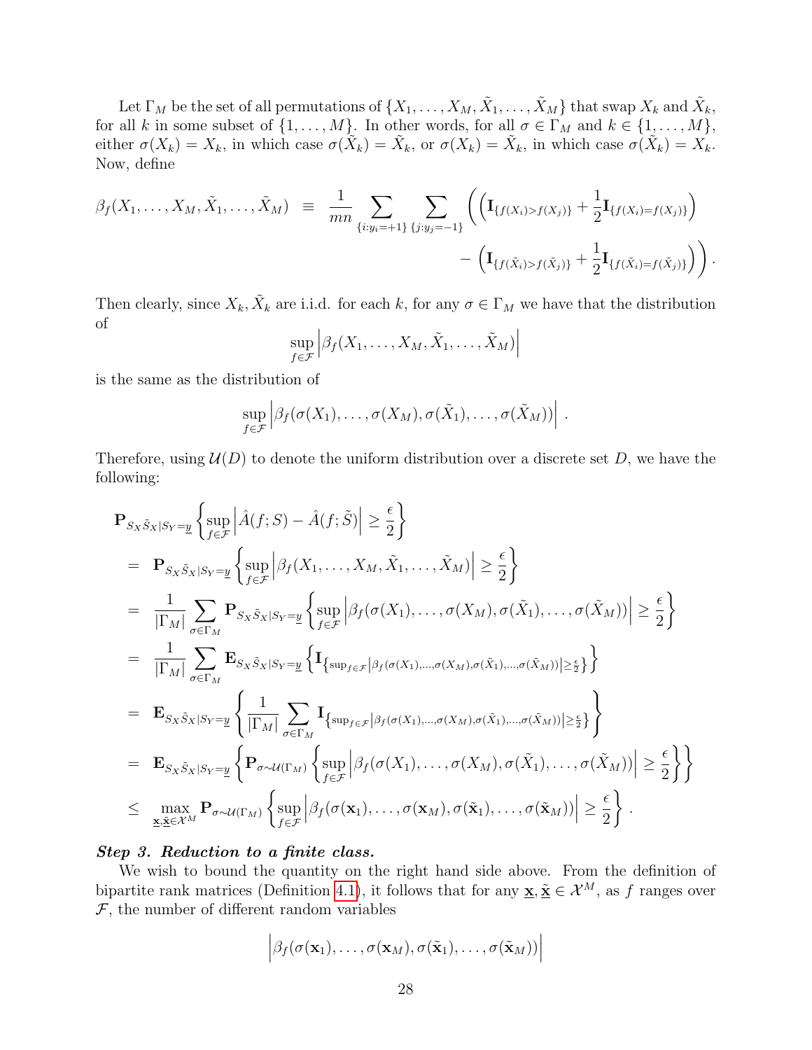Let $\Gamma_M$ be the set of all permutations of $\{X_1, \ldots, X_M, \tilde{X}_1, \ldots, \tilde{X}_M\}$ that swap $X_k$ and $\tilde{X}_k$, for all $k$ in some subset of $\{1, \ldots, M\}$. In other words, for all $\sigma \in \Gamma_M$ and $k \in \{1, \ldots, M\}$, either $\sigma(X_k) = X_k$, in which case $\sigma(\tilde{X}_k) = \tilde{X}_k$, or $\sigma(X_k) = \tilde{X}_k$, in which case $\sigma(\tilde{X}_k) = X_k$. Now, define

$$
\begin{aligned}
\beta_f(X_1, \ldots, X_M, \tilde{X}_1, \ldots, \tilde{X}_M) \;\; \equiv \;\; & \frac{1}{mn} \sum_{\{i: y_i = +1\}} \sum_{\{j: y_j = -1\}} \Bigg( \left( \mathbf{I}_{\{f(X_i) > f(X_j)\}} + \frac{1}{2} \mathbf{I}_{\{f(X_i) = f(X_j)\}} \right) \\
& \qquad - \left( \mathbf{I}_{\{f(\tilde{X}_i) > f(\tilde{X}_j)\}} + \frac{1}{2} \mathbf{I}_{\{f(\tilde{X}_i) = f(\tilde{X}_j)\}} \right) \Bigg) .
\end{aligned}
$$

Then clearly, since $X_k, \tilde{X}_k$ are i.i.d. for each $k$, for any $\sigma \in \Gamma_M$ we have that the distribution of

$$
\sup_{f \in \mathcal{F}} \left| \beta_f(X_1, \ldots, X_M, \tilde{X}_1, \ldots, \tilde{X}_M) \right|
$$

is the same as the distribution of

$$
\sup_{f \in \mathcal{F}} \left| \beta_f(\sigma(X_1), \ldots, \sigma(X_M), \sigma(\tilde{X}_1), \ldots, \sigma(\tilde{X}_M)) \right| .
$$

Therefore, using $\mathcal{U}(D)$ to denote the uniform distribution over a discrete set $D$, we have the following:

$$
\begin{aligned}
& \mathbf{P}_{S_X \tilde{S}_X | S_Y = \underline{y}} \left\{ \sup_{f \in \mathcal{F}} \left| \hat{A}(f; S) - \hat{A}(f; \tilde{S}) \right| \geq \frac{\epsilon}{2} \right\} \\
& = \mathbf{P}_{S_X \tilde{S}_X | S_Y = \underline{y}} \left\{ \sup_{f \in \mathcal{F}} \left| \beta_f(X_1, \ldots, X_M, \tilde{X}_1, \ldots, \tilde{X}_M) \right| \geq \frac{\epsilon}{2} \right\} \\
& = \frac{1}{|\Gamma_M|} \sum_{\sigma \in \Gamma_M} \mathbf{P}_{S_X \tilde{S}_X | S_Y = \underline{y}} \left\{ \sup_{f \in \mathcal{F}} \left| \beta_f(\sigma(X_1), \ldots, \sigma(X_M), \sigma(\tilde{X}_1), \ldots, \sigma(\tilde{X}_M)) \right| \geq \frac{\epsilon}{2} \right\} \\
& = \frac{1}{|\Gamma_M|} \sum_{\sigma \in \Gamma_M} \mathbf{E}_{S_X \tilde{S}_X | S_Y = \underline{y}} \left\{ \mathbf{I}_{\left\{ \sup_{f \in \mathcal{F}} \left| \beta_f(\sigma(X_1), \ldots, \sigma(X_M), \sigma(\tilde{X}_1), \ldots, \sigma(\tilde{X}_M)) \right| \geq \frac{\epsilon}{2} \right\}} \right\} \\
& = \mathbf{E}_{S_X \tilde{S}_X | S_Y = \underline{y}} \left\{ \frac{1}{|\Gamma_M|} \sum_{\sigma \in \Gamma_M} \mathbf{I}_{\left\{ \sup_{f \in \mathcal{F}} \left| \beta_f(\sigma(X_1), \ldots, \sigma(X_M), \sigma(\tilde{X}_1), \ldots, \sigma(\tilde{X}_M)) \right| \geq \frac{\epsilon}{2} \right\}} \right\} \\
& = \mathbf{E}_{S_X \tilde{S}_X | S_Y = \underline{y}} \left\{ \mathbf{P}_{\sigma \sim \mathcal{U}(\Gamma_M)} \left\{ \sup_{f \in \mathcal{F}} \left| \beta_f(\sigma(X_1), \ldots, \sigma(X_M), \sigma(\tilde{X}_1), \ldots, \sigma(\tilde{X}_M)) \right| \geq \frac{\epsilon}{2} \right\} \right\} \\
& \leq \max_{\underline{\mathbf{x}}, \underline{\tilde{\mathbf{x}}} \in \mathcal{X}^M} \mathbf{P}_{\sigma \sim \mathcal{U}(\Gamma_M)} \left\{ \sup_{f \in \mathcal{F}} \left| \beta_f(\sigma(\mathbf{x}_1), \ldots, \sigma(\mathbf{x}_M), \sigma(\tilde{\mathbf{x}}_1), \ldots, \sigma(\tilde{\mathbf{x}}_M)) \right| \geq \frac{\epsilon}{2} \right\} .
\end{aligned}
$$

***Step 3. Reduction to a finite class.***

We wish to bound the quantity on the right hand side above. From the definition of bipartite rank matrices (Definition 4.1), it follows that for any $\underline{\mathbf{x}}, \underline{\tilde{\mathbf{x}}} \in \mathcal{X}^M$, as $f$ ranges over $\mathcal{F}$, the number of different random variables

$$
\left| \beta_f(\sigma(\mathbf{x}_1), \ldots, \sigma(\mathbf{x}_M), \sigma(\tilde{\mathbf{x}}_1), \ldots, \sigma(\tilde{\mathbf{x}}_M)) \right|
$$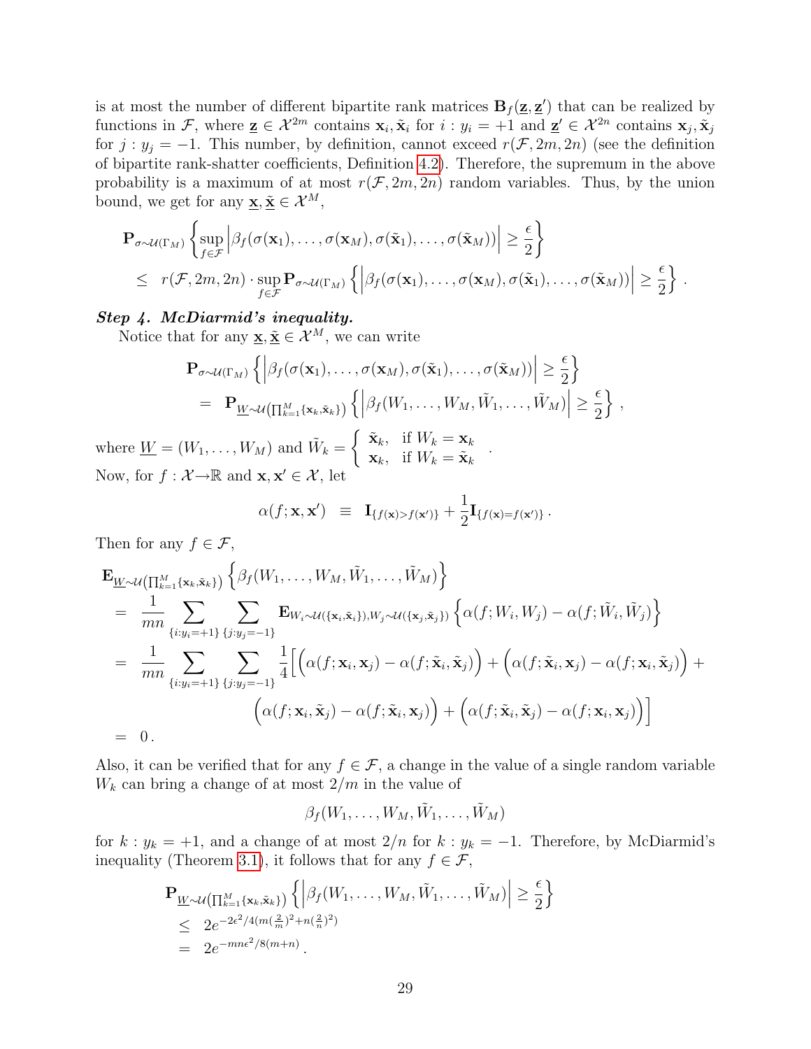is at most the number of different bipartite rank matrices $\mathbf{B}_f(\underline{\mathbf{z}}, \underline{\mathbf{z}}')$ that can be realized by functions in $\mathcal{F}$, where $\underline{\mathbf{z}} \in \mathcal{X}^{2m}$ contains $\mathbf{x}_i, \tilde{\mathbf{x}}_i$ for $i : y_i = +1$ and $\underline{\mathbf{z}}' \in \mathcal{X}^{2n}$ contains $\mathbf{x}_j, \tilde{\mathbf{x}}_j$ for $j : y_j = -1$. This number, by definition, cannot exceed $r(\mathcal{F}, 2m, 2n)$ (see the definition of bipartite rank-shatter coefficients, Definition 4.2). Therefore, the supremum in the above probability is a maximum of at most $r(\mathcal{F}, 2m, 2n)$ random variables. Thus, by the union bound, we get for any $\underline{\mathbf{x}}, \underline{\tilde{\mathbf{x}}} \in \mathcal{X}^M$,

$$
\begin{aligned}
&\mathbf{P}_{\sigma \sim \mathcal{U}(\Gamma_M)} \left\{ \sup_{f \in \mathcal{F}} \left| \beta_f(\sigma(\mathbf{x}_1), \ldots, \sigma(\mathbf{x}_M), \sigma(\tilde{\mathbf{x}}_1), \ldots, \sigma(\tilde{\mathbf{x}}_M)) \right| \geq \frac{\epsilon}{2} \right\} \\
&\leq \; r(\mathcal{F}, 2m, 2n) \cdot \sup_{f \in \mathcal{F}} \mathbf{P}_{\sigma \sim \mathcal{U}(\Gamma_M)} \left\{ \left| \beta_f(\sigma(\mathbf{x}_1), \ldots, \sigma(\mathbf{x}_M), \sigma(\tilde{\mathbf{x}}_1), \ldots, \sigma(\tilde{\mathbf{x}}_M)) \right| \geq \frac{\epsilon}{2} \right\} .
\end{aligned}
$$

***Step 4. McDiarmid's inequality.***

Notice that for any $\underline{\mathbf{x}}, \underline{\tilde{\mathbf{x}}} \in \mathcal{X}^M$, we can write

$$
\begin{aligned}
&\mathbf{P}_{\sigma \sim \mathcal{U}(\Gamma_M)} \left\{ \left| \beta_f(\sigma(\mathbf{x}_1), \ldots, \sigma(\mathbf{x}_M), \sigma(\tilde{\mathbf{x}}_1), \ldots, \sigma(\tilde{\mathbf{x}}_M)) \right| \geq \frac{\epsilon}{2} \right\} \\
&= \; \mathbf{P}_{\underline{W} \sim \mathcal{U}\left(\prod_{k=1}^M \{\mathbf{x}_k, \tilde{\mathbf{x}}_k\}\right)} \left\{ \left| \beta_f(W_1, \ldots, W_M, \tilde{W}_1, \ldots, \tilde{W}_M) \right| \geq \frac{\epsilon}{2} \right\} ,
\end{aligned}
$$

where $\underline{W} = (W_1, \ldots, W_M)$ and $\tilde{W}_k = \begin{cases} \tilde{\mathbf{x}}_k, & \text{if } W_k = \mathbf{x}_k \\ \mathbf{x}_k, & \text{if } W_k = \tilde{\mathbf{x}}_k \end{cases}$ .

Now, for $f : \mathcal{X} \rightarrow \mathbb{R}$ and $\mathbf{x}, \mathbf{x}' \in \mathcal{X}$, let

$$
\alpha(f; \mathbf{x}, \mathbf{x}') \;\; \equiv \;\; \mathbf{I}_{\{f(\mathbf{x}) > f(\mathbf{x}')\}} + \frac{1}{2} \mathbf{I}_{\{f(\mathbf{x}) = f(\mathbf{x}')\}} .
$$

Then for any $f \in \mathcal{F}$,

$$
\begin{aligned}
&\mathbf{E}_{\underline{W} \sim \mathcal{U}\left(\prod_{k=1}^M \{\mathbf{x}_k, \tilde{\mathbf{x}}_k\}\right)} \left\{ \beta_f(W_1, \ldots, W_M, \tilde{W}_1, \ldots, \tilde{W}_M) \right\} \\
&= \; \frac{1}{mn} \sum_{\{i : y_i = +1\}} \sum_{\{j : y_j = -1\}} \mathbf{E}_{W_i \sim \mathcal{U}(\{\mathbf{x}_i, \tilde{\mathbf{x}}_i\}), W_j \sim \mathcal{U}(\{\mathbf{x}_j, \tilde{\mathbf{x}}_j\})} \left\{ \alpha(f; W_i, W_j) - \alpha(f; \tilde{W}_i, \tilde{W}_j) \right\} \\
&= \; \frac{1}{mn} \sum_{\{i : y_i = +1\}} \sum_{\{j : y_j = -1\}} \frac{1}{4} \Big[ \Big( \alpha(f; \mathbf{x}_i, \mathbf{x}_j) - \alpha(f; \tilde{\mathbf{x}}_i, \tilde{\mathbf{x}}_j) \Big) + \Big( \alpha(f; \tilde{\mathbf{x}}_i, \mathbf{x}_j) - \alpha(f; \mathbf{x}_i, \tilde{\mathbf{x}}_j) \Big) + \\
&\qquad \Big( \alpha(f; \mathbf{x}_i, \tilde{\mathbf{x}}_j) - \alpha(f; \tilde{\mathbf{x}}_i, \mathbf{x}_j) \Big) + \Big( \alpha(f; \tilde{\mathbf{x}}_i, \tilde{\mathbf{x}}_j) - \alpha(f; \mathbf{x}_i, \mathbf{x}_j) \Big) \Big] \\
&= \; 0 .
\end{aligned}
$$

Also, it can be verified that for any $f \in \mathcal{F}$, a change in the value of a single random variable $W_k$ can bring a change of at most $2/m$ in the value of

$$
\beta_f(W_1, \ldots, W_M, \tilde{W}_1, \ldots, \tilde{W}_M)
$$

for $k : y_k = +1$, and a change of at most $2/n$ for $k : y_k = -1$. Therefore, by McDiarmid's inequality (Theorem 3.1), it follows that for any $f \in \mathcal{F}$,

$$
\begin{aligned}
&\mathbf{P}_{\underline{W} \sim \mathcal{U}\left(\prod_{k=1}^M \{\mathbf{x}_k, \tilde{\mathbf{x}}_k\}\right)} \left\{ \left| \beta_f(W_1, \ldots, W_M, \tilde{W}_1, \ldots, \tilde{W}_M) \right| \geq \frac{\epsilon}{2} \right\} \\
&\leq \; 2 e^{-2\epsilon^2 / 4 (m (\frac{2}{m})^2 + n (\frac{2}{n})^2)} \\
&= \; 2 e^{-mn\epsilon^2 / 8(m+n)} .
\end{aligned}
$$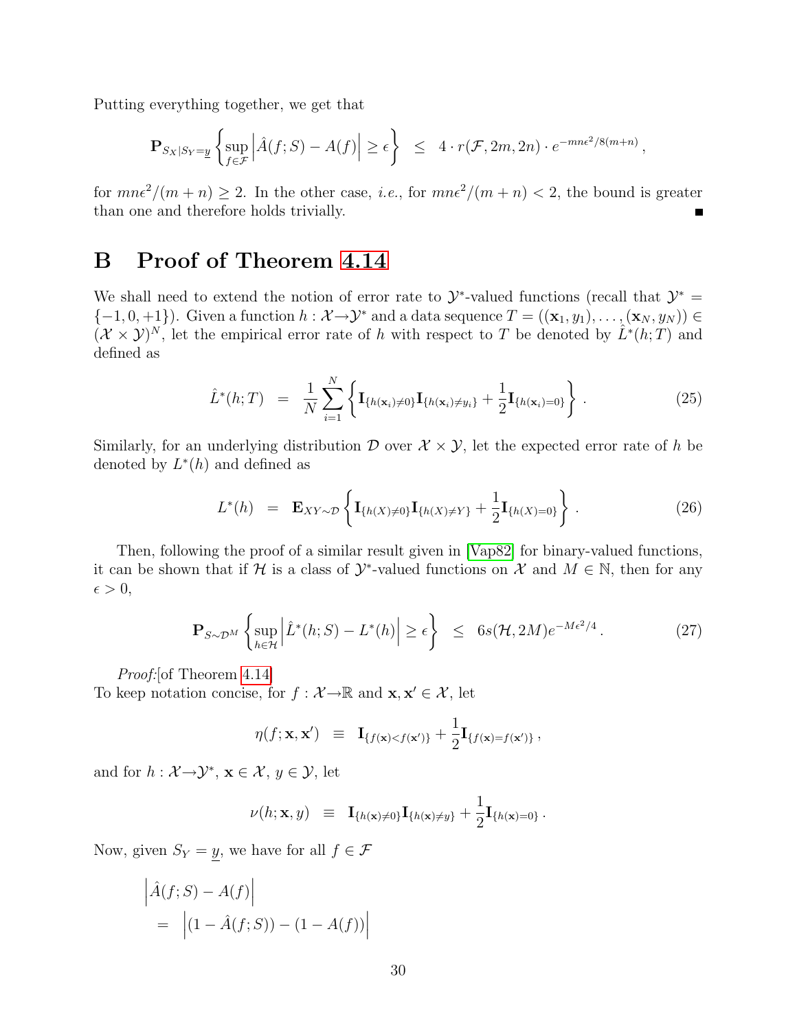Putting everything together, we get that

$$\mathbf{P}_{S_X|S_Y=\underline{y}} \left\{ \sup_{f\in\mathcal{F}} \left| \hat{A}(f;S) - A(f) \right| \geq \epsilon \right\} \;\; \leq \;\; 4 \cdot r(\mathcal{F}, 2m, 2n) \cdot e^{-mn\epsilon^2/8(m+n)} \, ,$$

for $mn\epsilon^2/(m+n) \geq 2$. In the other case, *i.e.*, for $mn\epsilon^2/(m+n) < 2$, the bound is greater than one and therefore holds trivially. ∎

# B Proof of Theorem 4.14

We shall need to extend the notion of error rate to $\mathcal{Y}^*$-valued functions (recall that $\mathcal{Y}^* = \{-1, 0, +1\}$). Given a function $h : \mathcal{X} \to \mathcal{Y}^*$ and a data sequence $T = ((\mathbf{x}_1, y_1), \ldots, (\mathbf{x}_N, y_N)) \in (\mathcal{X} \times \mathcal{Y})^N$, let the empirical error rate of $h$ with respect to $T$ be denoted by $\hat{L}^*(h;T)$ and defined as

$$\hat{L}^*(h;T) \;\; = \;\; \frac{1}{N} \sum_{i=1}^{N} \left\{ \mathbf{I}_{\{h(\mathbf{x}_i)\neq 0\}} \mathbf{I}_{\{h(\mathbf{x}_i)\neq y_i\}} + \frac{1}{2} \mathbf{I}_{\{h(\mathbf{x}_i)=0\}} \right\} . \tag{25}$$

Similarly, for an underlying distribution $\mathcal{D}$ over $\mathcal{X} \times \mathcal{Y}$, let the expected error rate of $h$ be denoted by $L^*(h)$ and defined as

$$L^*(h) \;\; = \;\; \mathbf{E}_{XY\sim\mathcal{D}} \left\{ \mathbf{I}_{\{h(X)\neq 0\}} \mathbf{I}_{\{h(X)\neq Y\}} + \frac{1}{2} \mathbf{I}_{\{h(X)=0\}} \right\} . \tag{26}$$

Then, following the proof of a similar result given in [Vap82] for binary-valued functions, it can be shown that if $\mathcal{H}$ is a class of $\mathcal{Y}^*$-valued functions on $\mathcal{X}$ and $M \in \mathbb{N}$, then for any $\epsilon > 0$,

$$\mathbf{P}_{S\sim\mathcal{D}^M} \left\{ \sup_{h\in\mathcal{H}} \left| \hat{L}^*(h;S) - L^*(h) \right| \geq \epsilon \right\} \;\; \leq \;\; 6s(\mathcal{H}, 2M) e^{-M\epsilon^2/4} \, . \tag{27}$$

*Proof:*[of Theorem 4.14]
To keep notation concise, for $f : \mathcal{X} \to \mathbb{R}$ and $\mathbf{x}, \mathbf{x}' \in \mathcal{X}$, let

$$\eta(f; \mathbf{x}, \mathbf{x}') \;\; \equiv \;\; \mathbf{I}_{\{f(\mathbf{x})<f(\mathbf{x}')\}} + \frac{1}{2} \mathbf{I}_{\{f(\mathbf{x})=f(\mathbf{x}')\}} \, ,$$

and for $h : \mathcal{X} \to \mathcal{Y}^*$, $\mathbf{x} \in \mathcal{X}$, $y \in \mathcal{Y}$, let

$$\nu(h; \mathbf{x}, y) \;\; \equiv \;\; \mathbf{I}_{\{h(\mathbf{x})\neq 0\}} \mathbf{I}_{\{h(\mathbf{x})\neq y\}} + \frac{1}{2} \mathbf{I}_{\{h(\mathbf{x})=0\}} \, .$$

Now, given $S_Y = \underline{y}$, we have for all $f \in \mathcal{F}$

$$\begin{aligned} &\left| \hat{A}(f;S) - A(f) \right| \\ &\quad = \;\; \left| (1 - \hat{A}(f;S)) - (1 - A(f)) \right| \end{aligned}$$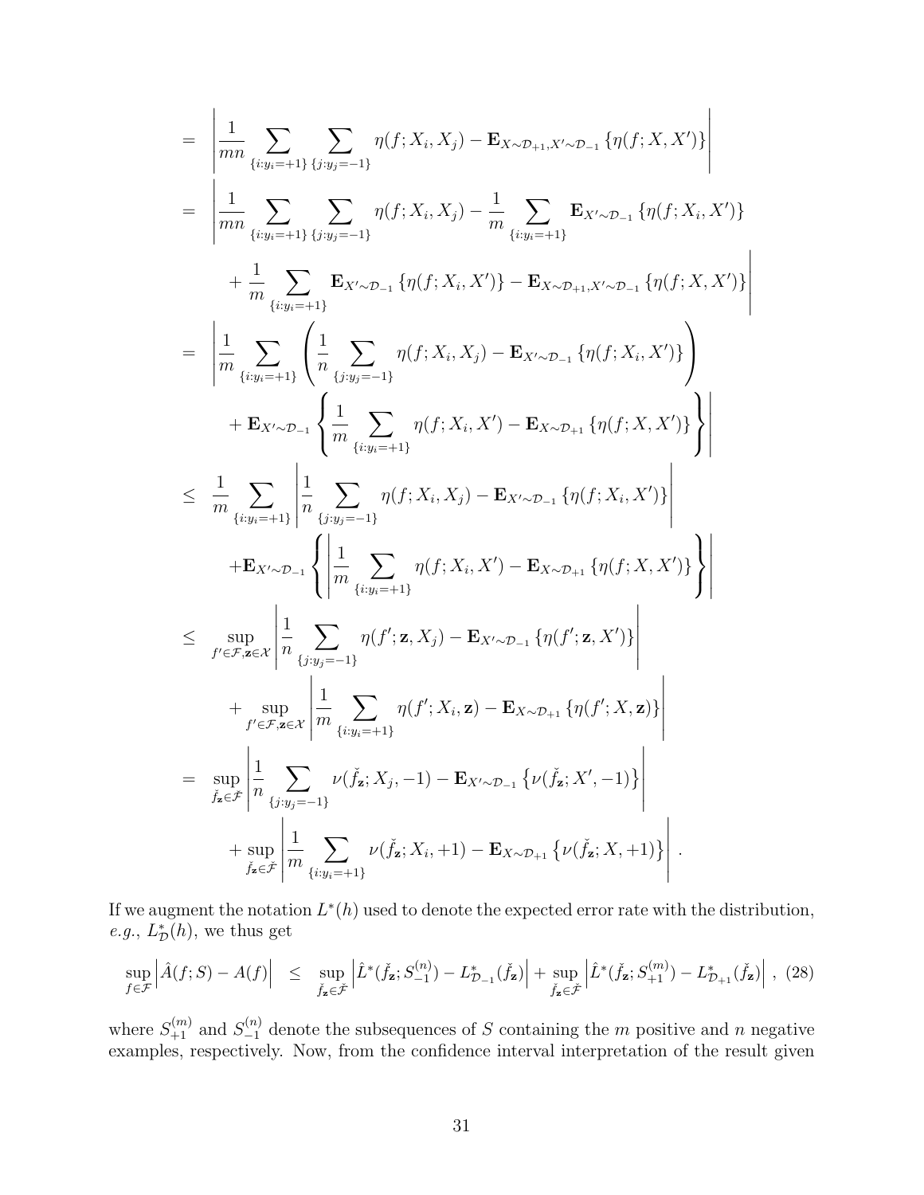$$
\begin{aligned}
&= \left| \frac{1}{mn} \sum_{\{i:y_i=+1\}} \sum_{\{j:y_j=-1\}} \eta(f;X_i,X_j) - \mathbf{E}_{X\sim\mathcal{D}_{+1},X'\sim\mathcal{D}_{-1}} \left\{ \eta(f;X,X') \right\} \right| \\
&= \left| \frac{1}{mn} \sum_{\{i:y_i=+1\}} \sum_{\{j:y_j=-1\}} \eta(f;X_i,X_j) - \frac{1}{m} \sum_{\{i:y_i=+1\}} \mathbf{E}_{X'\sim\mathcal{D}_{-1}} \left\{ \eta(f;X_i,X') \right\} \right. \\
&\qquad \left. + \frac{1}{m} \sum_{\{i:y_i=+1\}} \mathbf{E}_{X'\sim\mathcal{D}_{-1}} \left\{ \eta(f;X_i,X') \right\} - \mathbf{E}_{X\sim\mathcal{D}_{+1},X'\sim\mathcal{D}_{-1}} \left\{ \eta(f;X,X') \right\} \right| \\
&= \left| \frac{1}{m} \sum_{\{i:y_i=+1\}} \left( \frac{1}{n} \sum_{\{j:y_j=-1\}} \eta(f;X_i,X_j) - \mathbf{E}_{X'\sim\mathcal{D}_{-1}} \left\{ \eta(f;X_i,X') \right\} \right) \right. \\
&\qquad \left. + \mathbf{E}_{X'\sim\mathcal{D}_{-1}} \left\{ \frac{1}{m} \sum_{\{i:y_i=+1\}} \eta(f;X_i,X') - \mathbf{E}_{X\sim\mathcal{D}_{+1}} \left\{ \eta(f;X,X') \right\} \right\} \right| \\
&\leq \frac{1}{m} \sum_{\{i:y_i=+1\}} \left| \frac{1}{n} \sum_{\{j:y_j=-1\}} \eta(f;X_i,X_j) - \mathbf{E}_{X'\sim\mathcal{D}_{-1}} \left\{ \eta(f;X_i,X') \right\} \right| \\
&\qquad + \mathbf{E}_{X'\sim\mathcal{D}_{-1}} \left\{ \left| \frac{1}{m} \sum_{\{i:y_i=+1\}} \eta(f;X_i,X') - \mathbf{E}_{X\sim\mathcal{D}_{+1}} \left\{ \eta(f;X,X') \right\} \right| \right\} \\
&\leq \sup_{f'\in\mathcal{F},\mathbf{z}\in\mathcal{X}} \left| \frac{1}{n} \sum_{\{j:y_j=-1\}} \eta(f';\mathbf{z},X_j) - \mathbf{E}_{X'\sim\mathcal{D}_{-1}} \left\{ \eta(f';\mathbf{z},X') \right\} \right| \\
&\qquad + \sup_{f'\in\mathcal{F},\mathbf{z}\in\mathcal{X}} \left| \frac{1}{m} \sum_{\{i:y_i=+1\}} \eta(f';X_i,\mathbf{z}) - \mathbf{E}_{X\sim\mathcal{D}_{+1}} \left\{ \eta(f';X,\mathbf{z}) \right\} \right| \\
&= \sup_{\check{f}_{\mathbf{z}}\in\check{\mathcal{F}}} \left| \frac{1}{n} \sum_{\{j:y_j=-1\}} \nu(\check{f}_{\mathbf{z}};X_j,-1) - \mathbf{E}_{X'\sim\mathcal{D}_{-1}} \left\{ \nu(\check{f}_{\mathbf{z}};X',-1) \right\} \right| \\
&\qquad + \sup_{\check{f}_{\mathbf{z}}\in\check{\mathcal{F}}} \left| \frac{1}{m} \sum_{\{i:y_i=+1\}} \nu(\check{f}_{\mathbf{z}};X_i,+1) - \mathbf{E}_{X\sim\mathcal{D}_{+1}} \left\{ \nu(\check{f}_{\mathbf{z}};X,+1) \right\} \right| .
\end{aligned}
$$

If we augment the notation $L^*(h)$ used to denote the expected error rate with the distribution, *e.g.*, $L^*_{\mathcal{D}}(h)$, we thus get

$$
\sup_{f\in\mathcal{F}} \left| \hat{A}(f;S) - A(f) \right| \;\leq\; \sup_{\check{f}_{\mathbf{z}}\in\check{\mathcal{F}}} \left| \hat{L}^*(\check{f}_{\mathbf{z}};S^{(n)}_{-1}) - L^*_{\mathcal{D}_{-1}}(\check{f}_{\mathbf{z}}) \right| + \sup_{\check{f}_{\mathbf{z}}\in\check{\mathcal{F}}} \left| \hat{L}^*(\check{f}_{\mathbf{z}};S^{(m)}_{+1}) - L^*_{\mathcal{D}_{+1}}(\check{f}_{\mathbf{z}}) \right| , \quad (28)
$$

where $S^{(m)}_{+1}$ and $S^{(n)}_{-1}$ denote the subsequences of $S$ containing the $m$ positive and $n$ negative examples, respectively. Now, from the confidence interval interpretation of the result given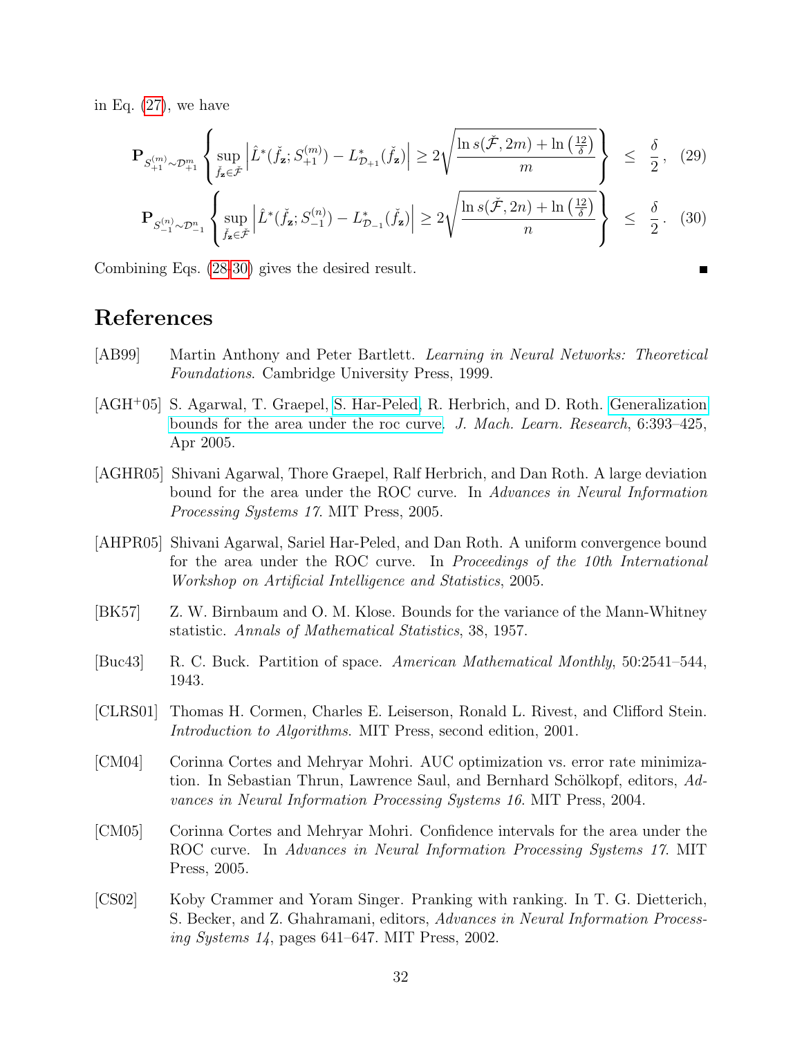in Eq. (27), we have

$$\mathbf{P}_{S_{+1}^{(m)} \sim \mathcal{D}_{+1}^m} \left\{ \sup_{\check{f}_{\mathbf{z}} \in \check{\mathcal{F}}} \left| \hat{L}^*(\check{f}_{\mathbf{z}}; S_{+1}^{(m)}) - L^*_{\mathcal{D}_{+1}}(\check{f}_{\mathbf{z}}) \right| \geq 2\sqrt{\frac{\ln s(\check{\mathcal{F}}, 2m) + \ln\left(\frac{12}{\delta}\right)}{m}} \right\} \leq \frac{\delta}{2}, \quad (29)$$

$$\mathbf{P}_{S_{-1}^{(n)} \sim \mathcal{D}_{-1}^n} \left\{ \sup_{\check{f}_{\mathbf{z}} \in \check{\mathcal{F}}} \left| \hat{L}^*(\check{f}_{\mathbf{z}}; S_{-1}^{(n)}) - L^*_{\mathcal{D}_{-1}}(\check{f}_{\mathbf{z}}) \right| \geq 2\sqrt{\frac{\ln s(\check{\mathcal{F}}, 2n) + \ln\left(\frac{12}{\delta}\right)}{n}} \right\} \leq \frac{\delta}{2}. \quad (30)$$

Combining Eqs. (28-30) gives the desired result. ■

# References

[AB99] Martin Anthony and Peter Bartlett. *Learning in Neural Networks: Theoretical Foundations*. Cambridge University Press, 1999.

[AGH+05] S. Agarwal, T. Graepel, S. Har-Peled, R. Herbrich, and D. Roth. Generalization bounds for the area under the roc curve. *J. Mach. Learn. Research*, 6:393–425, Apr 2005.

[AGHR05] Shivani Agarwal, Thore Graepel, Ralf Herbrich, and Dan Roth. A large deviation bound for the area under the ROC curve. In *Advances in Neural Information Processing Systems 17*. MIT Press, 2005.

[AHPR05] Shivani Agarwal, Sariel Har-Peled, and Dan Roth. A uniform convergence bound for the area under the ROC curve. In *Proceedings of the 10th International Workshop on Artificial Intelligence and Statistics*, 2005.

[BK57] Z. W. Birnbaum and O. M. Klose. Bounds for the variance of the Mann-Whitney statistic. *Annals of Mathematical Statistics*, 38, 1957.

[Buc43] R. C. Buck. Partition of space. *American Mathematical Monthly*, 50:2541–544, 1943.

[CLRS01] Thomas H. Cormen, Charles E. Leiserson, Ronald L. Rivest, and Clifford Stein. *Introduction to Algorithms*. MIT Press, second edition, 2001.

[CM04] Corinna Cortes and Mehryar Mohri. AUC optimization vs. error rate minimization. In Sebastian Thrun, Lawrence Saul, and Bernhard Schölkopf, editors, *Advances in Neural Information Processing Systems 16*. MIT Press, 2004.

[CM05] Corinna Cortes and Mehryar Mohri. Confidence intervals for the area under the ROC curve. In *Advances in Neural Information Processing Systems 17*. MIT Press, 2005.

[CS02] Koby Crammer and Yoram Singer. Pranking with ranking. In T. G. Dietterich, S. Becker, and Z. Ghahramani, editors, *Advances in Neural Information Processing Systems 14*, pages 641–647. MIT Press, 2002.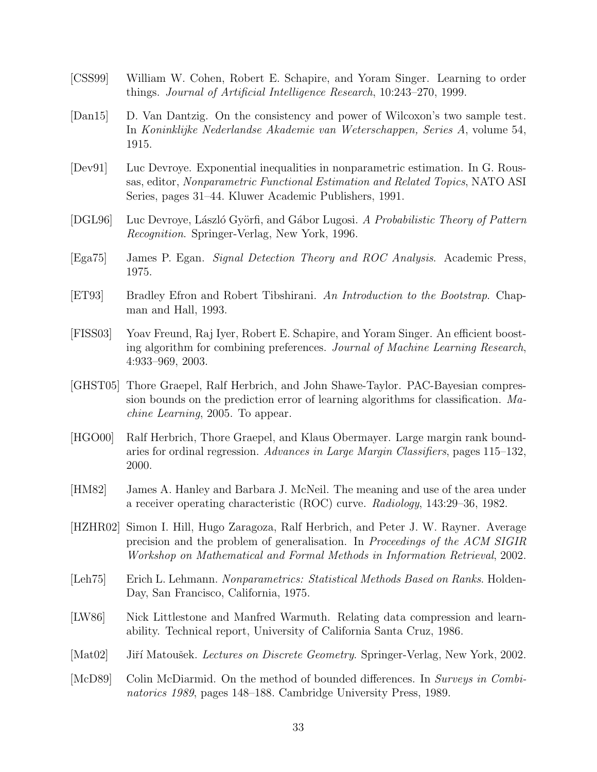[CSS99] William W. Cohen, Robert E. Schapire, and Yoram Singer. Learning to order things. *Journal of Artificial Intelligence Research*, 10:243–270, 1999.

[Dan15] D. Van Dantzig. On the consistency and power of Wilcoxon's two sample test. In *Koninklijke Nederlandse Akademie van Weterschappen, Series A*, volume 54, 1915.

[Dev91] Luc Devroye. Exponential inequalities in nonparametric estimation. In G. Roussas, editor, *Nonparametric Functional Estimation and Related Topics*, NATO ASI Series, pages 31–44. Kluwer Academic Publishers, 1991.

[DGL96] Luc Devroye, László Györfi, and Gábor Lugosi. *A Probabilistic Theory of Pattern Recognition*. Springer-Verlag, New York, 1996.

[Ega75] James P. Egan. *Signal Detection Theory and ROC Analysis*. Academic Press, 1975.

[ET93] Bradley Efron and Robert Tibshirani. *An Introduction to the Bootstrap*. Chapman and Hall, 1993.

[FISS03] Yoav Freund, Raj Iyer, Robert E. Schapire, and Yoram Singer. An efficient boosting algorithm for combining preferences. *Journal of Machine Learning Research*, 4:933–969, 2003.

[GHST05] Thore Graepel, Ralf Herbrich, and John Shawe-Taylor. PAC-Bayesian compression bounds on the prediction error of learning algorithms for classification. *Machine Learning*, 2005. To appear.

[HGO00] Ralf Herbrich, Thore Graepel, and Klaus Obermayer. Large margin rank boundaries for ordinal regression. *Advances in Large Margin Classifiers*, pages 115–132, 2000.

[HM82] James A. Hanley and Barbara J. McNeil. The meaning and use of the area under a receiver operating characteristic (ROC) curve. *Radiology*, 143:29–36, 1982.

[HZHR02] Simon I. Hill, Hugo Zaragoza, Ralf Herbrich, and Peter J. W. Rayner. Average precision and the problem of generalisation. In *Proceedings of the ACM SIGIR Workshop on Mathematical and Formal Methods in Information Retrieval*, 2002.

[Leh75] Erich L. Lehmann. *Nonparametrics: Statistical Methods Based on Ranks*. Holden-Day, San Francisco, California, 1975.

[LW86] Nick Littlestone and Manfred Warmuth. Relating data compression and learnability. Technical report, University of California Santa Cruz, 1986.

[Mat02] Jiří Matoušek. *Lectures on Discrete Geometry*. Springer-Verlag, New York, 2002.

[McD89] Colin McDiarmid. On the method of bounded differences. In *Surveys in Combinatorics 1989*, pages 148–188. Cambridge University Press, 1989.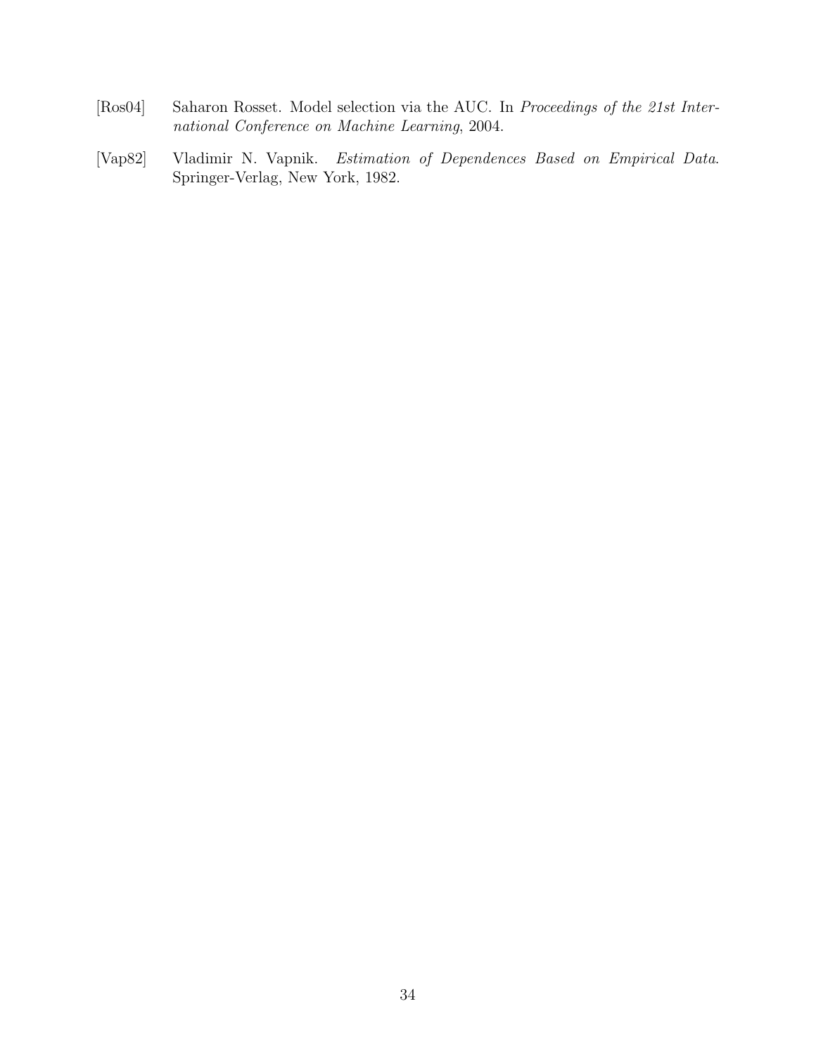[Ros04] Saharon Rosset. Model selection via the AUC. In *Proceedings of the 21st International Conference on Machine Learning*, 2004.

[Vap82] Vladimir N. Vapnik. *Estimation of Dependences Based on Empirical Data*. Springer-Verlag, New York, 1982.